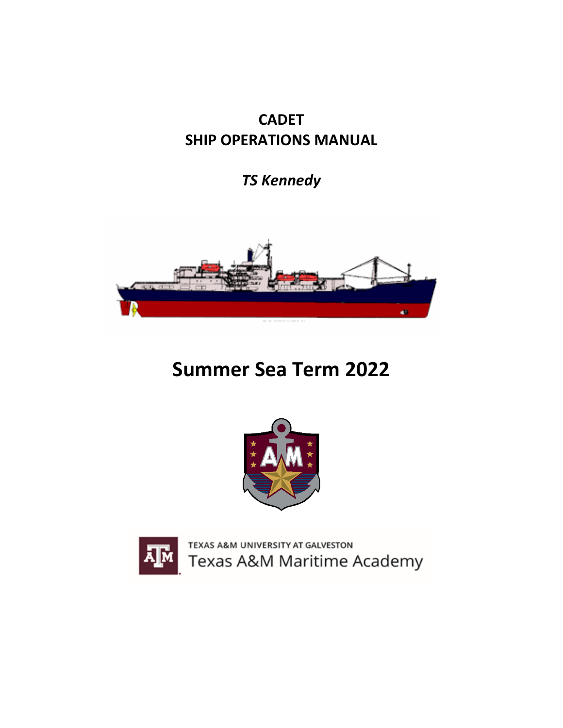# CADET
# SHIP OPERATIONS MANUAL

***TS Kennedy***

# Summer Sea Term 2022

TEXAS A&M UNIVERSITY AT GALVESTON

Texas A&M Maritime Academy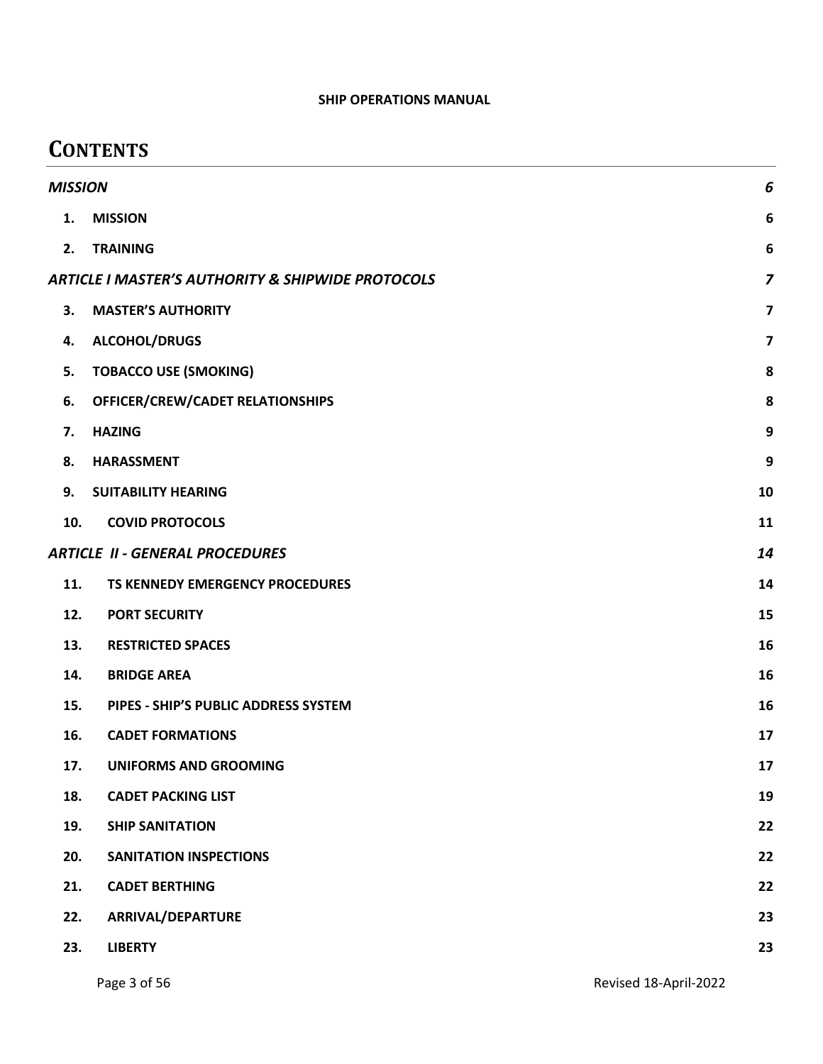**SHIP OPERATIONS MANUAL**

# CONTENTS

| | | |
|---|---|---|
| ***MISSION*** | | ***6*** |
| **1.** | **MISSION** | **6** |
| **2.** | **TRAINING** | **6** |
| ***ARTICLE I MASTER'S AUTHORITY & SHIPWIDE PROTOCOLS*** | | ***7*** |
| **3.** | **MASTER'S AUTHORITY** | **7** |
| **4.** | **ALCOHOL/DRUGS** | **7** |
| **5.** | **TOBACCO USE (SMOKING)** | **8** |
| **6.** | **OFFICER/CREW/CADET RELATIONSHIPS** | **8** |
| **7.** | **HAZING** | **9** |
| **8.** | **HARASSMENT** | **9** |
| **9.** | **SUITABILITY HEARING** | **10** |
| **10.** | **COVID PROTOCOLS** | **11** |
| ***ARTICLE II - GENERAL PROCEDURES*** | | ***14*** |
| **11.** | **TS KENNEDY EMERGENCY PROCEDURES** | **14** |
| **12.** | **PORT SECURITY** | **15** |
| **13.** | **RESTRICTED SPACES** | **16** |
| **14.** | **BRIDGE AREA** | **16** |
| **15.** | **PIPES - SHIP'S PUBLIC ADDRESS SYSTEM** | **16** |
| **16.** | **CADET FORMATIONS** | **17** |
| **17.** | **UNIFORMS AND GROOMING** | **17** |
| **18.** | **CADET PACKING LIST** | **19** |
| **19.** | **SHIP SANITATION** | **22** |
| **20.** | **SANITATION INSPECTIONS** | **22** |
| **21.** | **CADET BERTHING** | **22** |
| **22.** | **ARRIVAL/DEPARTURE** | **23** |
| **23.** | **LIBERTY** | **23** |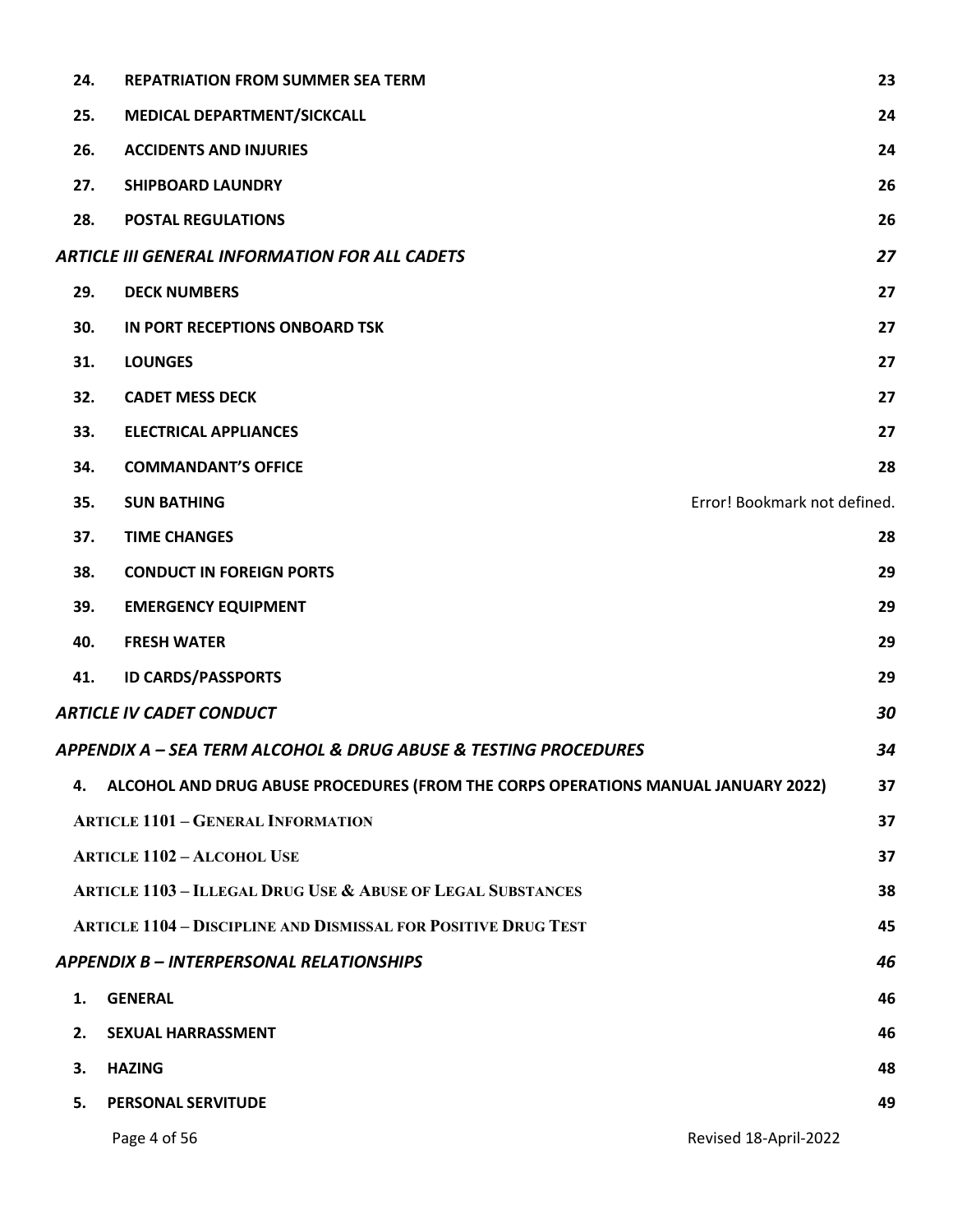| | | |
|---|---|---|
| **24.** | **REPATRIATION FROM SUMMER SEA TERM** | **23** |
| **25.** | **MEDICAL DEPARTMENT/SICKCALL** | **24** |
| **26.** | **ACCIDENTS AND INJURIES** | **24** |
| **27.** | **SHIPBOARD LAUNDRY** | **26** |
| **28.** | **POSTAL REGULATIONS** | **26** |
| ***ARTICLE III GENERAL INFORMATION FOR ALL CADETS*** | | ***27*** |
| **29.** | **DECK NUMBERS** | **27** |
| **30.** | **IN PORT RECEPTIONS ONBOARD TSK** | **27** |
| **31.** | **LOUNGES** | **27** |
| **32.** | **CADET MESS DECK** | **27** |
| **33.** | **ELECTRICAL APPLIANCES** | **27** |
| **34.** | **COMMANDANT'S OFFICE** | **28** |
| **35.** | **SUN BATHING** | Error! Bookmark not defined. |
| **37.** | **TIME CHANGES** | **28** |
| **38.** | **CONDUCT IN FOREIGN PORTS** | **29** |
| **39.** | **EMERGENCY EQUIPMENT** | **29** |
| **40.** | **FRESH WATER** | **29** |
| **41.** | **ID CARDS/PASSPORTS** | **29** |
| ***ARTICLE IV CADET CONDUCT*** | | ***30*** |
| ***APPENDIX A – SEA TERM ALCOHOL & DRUG ABUSE & TESTING PROCEDURES*** | | ***34*** |
| **4.** | **ALCOHOL AND DRUG ABUSE PROCEDURES (FROM THE CORPS OPERATIONS MANUAL JANUARY 2022)** | **37** |
| | **ARTICLE 1101 – GENERAL INFORMATION** | **37** |
| | **ARTICLE 1102 – ALCOHOL USE** | **37** |
| | **ARTICLE 1103 – ILLEGAL DRUG USE & ABUSE OF LEGAL SUBSTANCES** | **38** |
| | **ARTICLE 1104 – DISCIPLINE AND DISMISSAL FOR POSITIVE DRUG TEST** | **45** |
| ***APPENDIX B – INTERPERSONAL RELATIONSHIPS*** | | ***46*** |
| **1.** | **GENERAL** | **46** |
| **2.** | **SEXUAL HARRASSMENT** | **46** |
| **3.** | **HAZING** | **48** |
| **5.** | **PERSONAL SERVITUDE** | **49** |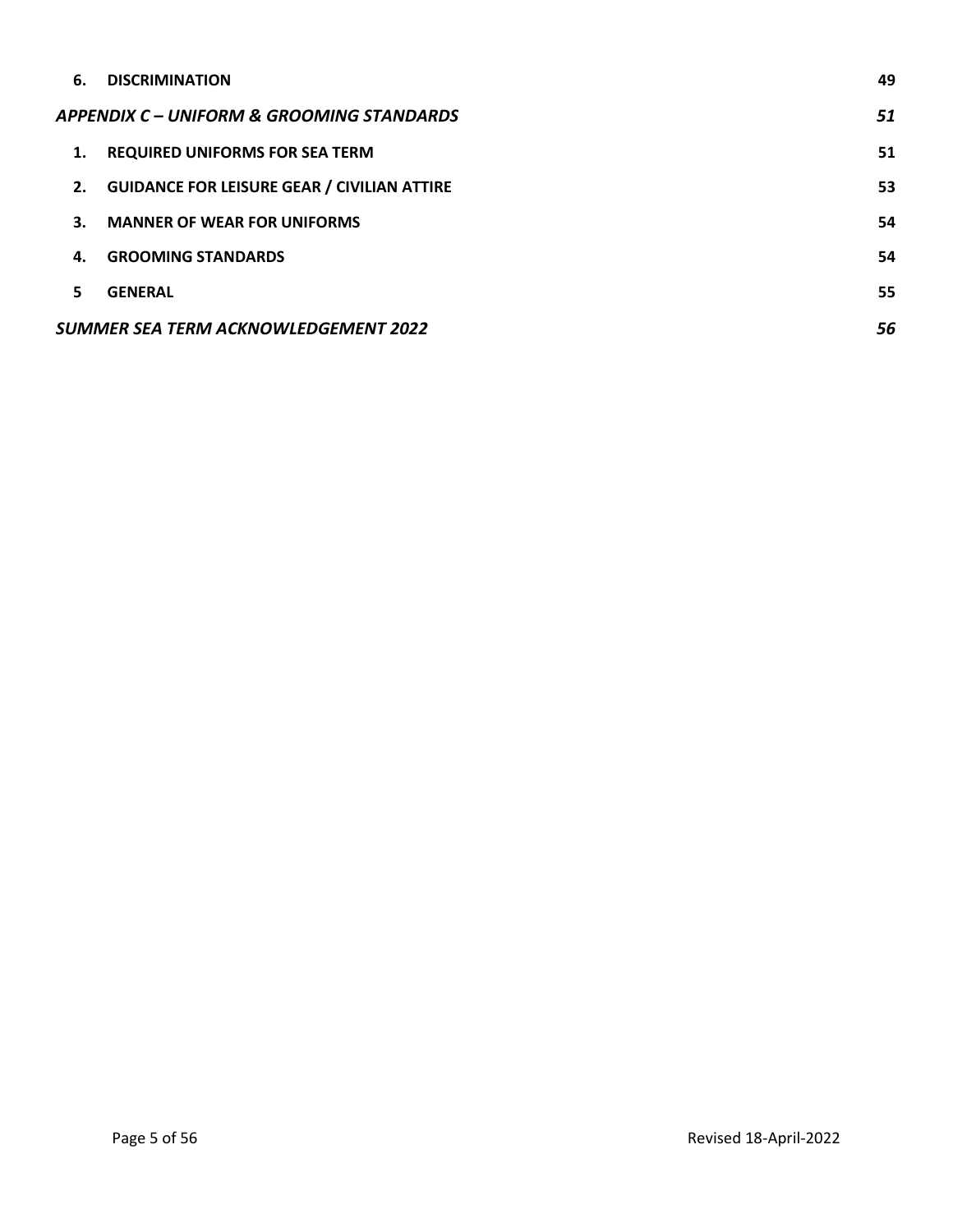| | | |
|---|---|---|
| **6.** | **DISCRIMINATION** | **49** |
| ***APPENDIX C – UNIFORM & GROOMING STANDARDS*** | | ***51*** |
| **1.** | **REQUIRED UNIFORMS FOR SEA TERM** | **51** |
| **2.** | **GUIDANCE FOR LEISURE GEAR / CIVILIAN ATTIRE** | **53** |
| **3.** | **MANNER OF WEAR FOR UNIFORMS** | **54** |
| **4.** | **GROOMING STANDARDS** | **54** |
| **5** | **GENERAL** | **55** |
| ***SUMMER SEA TERM ACKNOWLEDGEMENT 2022*** | | ***56*** |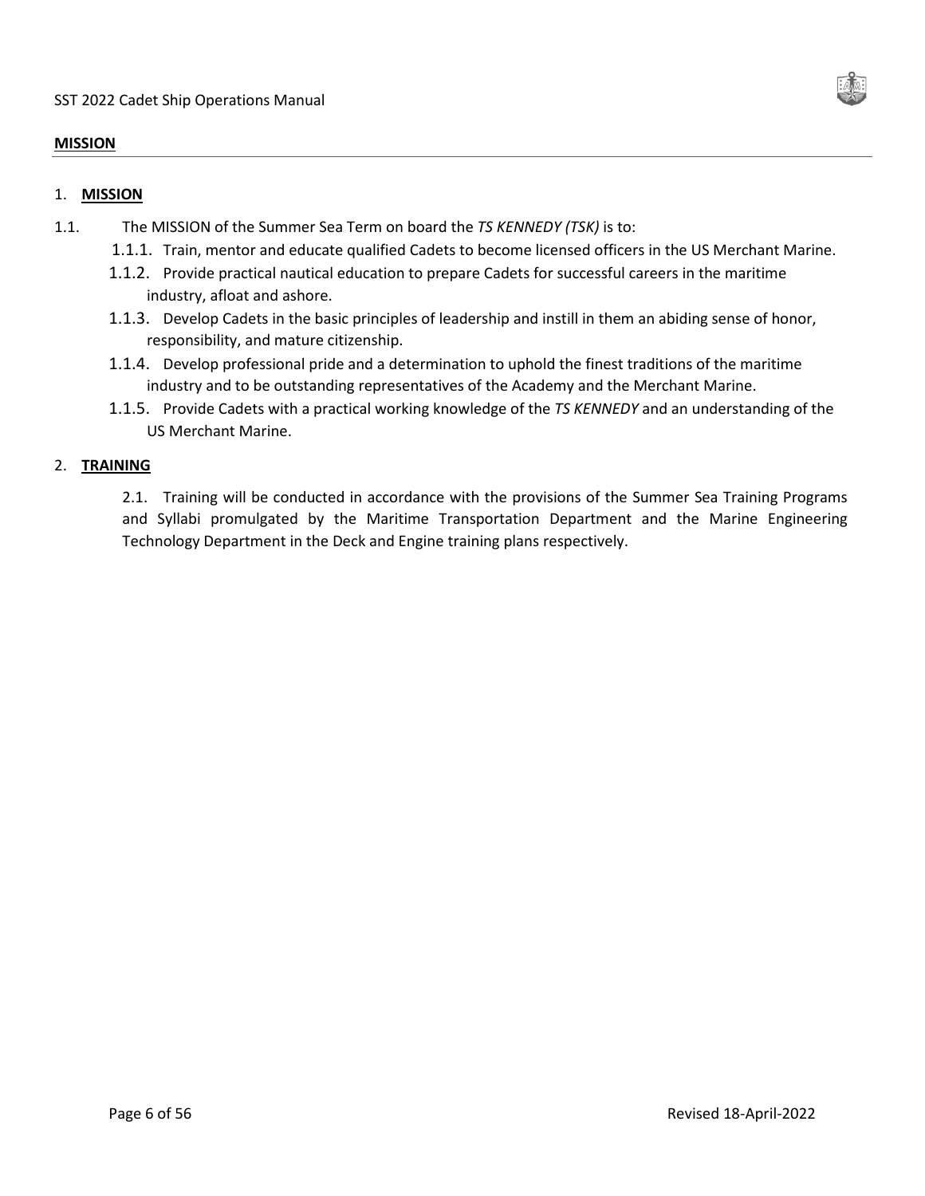## MISSION

### 1. MISSION

1.1. The MISSION of the Summer Sea Term on board the *TS KENNEDY (TSK)* is to:

- 1.1.1. Train, mentor and educate qualified Cadets to become licensed officers in the US Merchant Marine.
- 1.1.2. Provide practical nautical education to prepare Cadets for successful careers in the maritime industry, afloat and ashore.
- 1.1.3. Develop Cadets in the basic principles of leadership and instill in them an abiding sense of honor, responsibility, and mature citizenship.
- 1.1.4. Develop professional pride and a determination to uphold the finest traditions of the maritime industry and to be outstanding representatives of the Academy and the Merchant Marine.
- 1.1.5. Provide Cadets with a practical working knowledge of the *TS KENNEDY* and an understanding of the US Merchant Marine.

### 2. TRAINING

2.1. Training will be conducted in accordance with the provisions of the Summer Sea Training Programs and Syllabi promulgated by the Maritime Transportation Department and the Marine Engineering Technology Department in the Deck and Engine training plans respectively.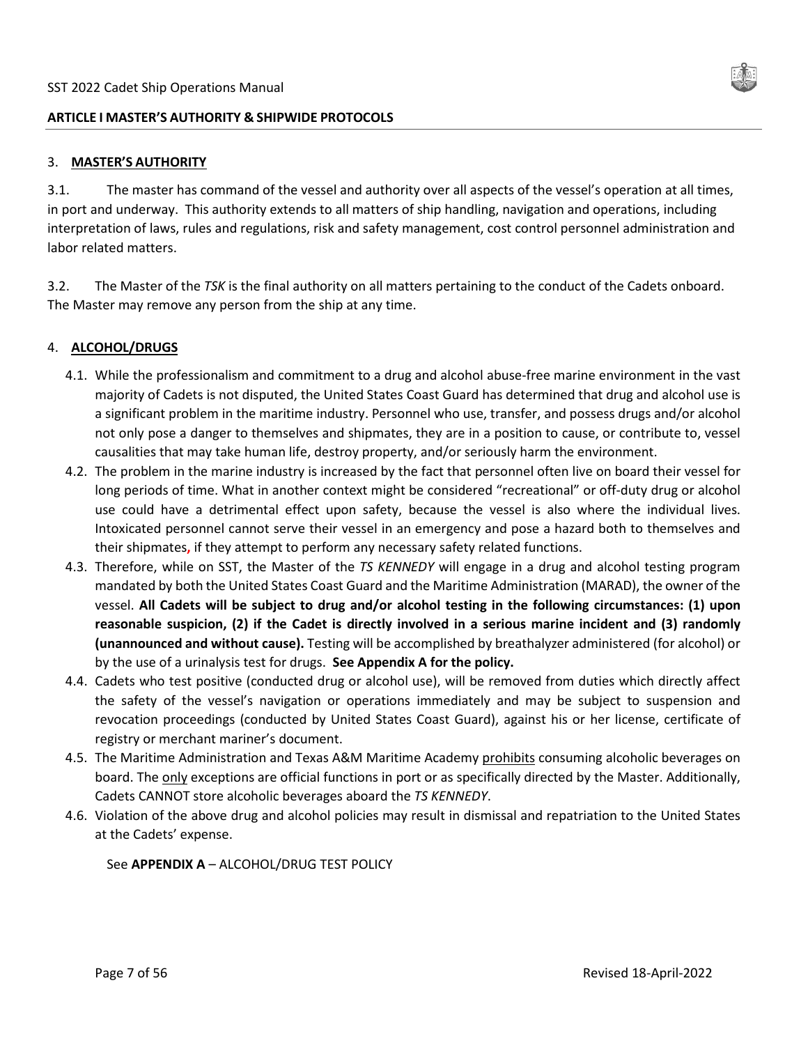## ARTICLE I MASTER'S AUTHORITY & SHIPWIDE PROTOCOLS

### 3. MASTER'S AUTHORITY

3.1. The master has command of the vessel and authority over all aspects of the vessel's operation at all times, in port and underway. This authority extends to all matters of ship handling, navigation and operations, including interpretation of laws, rules and regulations, risk and safety management, cost control personnel administration and labor related matters.

3.2. The Master of the *TSK* is the final authority on all matters pertaining to the conduct of the Cadets onboard. The Master may remove any person from the ship at any time.

### 4. ALCOHOL/DRUGS

4.1. While the professionalism and commitment to a drug and alcohol abuse-free marine environment in the vast majority of Cadets is not disputed, the United States Coast Guard has determined that drug and alcohol use is a significant problem in the maritime industry. Personnel who use, transfer, and possess drugs and/or alcohol not only pose a danger to themselves and shipmates, they are in a position to cause, or contribute to, vessel causalities that may take human life, destroy property, and/or seriously harm the environment.

4.2. The problem in the marine industry is increased by the fact that personnel often live on board their vessel for long periods of time. What in another context might be considered "recreational" or off-duty drug or alcohol use could have a detrimental effect upon safety, because the vessel is also where the individual lives. Intoxicated personnel cannot serve their vessel in an emergency and pose a hazard both to themselves and their shipmates, if they attempt to perform any necessary safety related functions.

4.3. Therefore, while on SST, the Master of the *TS KENNEDY* will engage in a drug and alcohol testing program mandated by both the United States Coast Guard and the Maritime Administration (MARAD), the owner of the vessel. **All Cadets will be subject to drug and/or alcohol testing in the following circumstances: (1) upon reasonable suspicion, (2) if the Cadet is directly involved in a serious marine incident and (3) randomly (unannounced and without cause).** Testing will be accomplished by breathalyzer administered (for alcohol) or by the use of a urinalysis test for drugs. **See Appendix A for the policy.**

4.4. Cadets who test positive (conducted drug or alcohol use), will be removed from duties which directly affect the safety of the vessel's navigation or operations immediately and may be subject to suspension and revocation proceedings (conducted by United States Coast Guard), against his or her license, certificate of registry or merchant mariner's document.

4.5. The Maritime Administration and Texas A&M Maritime Academy prohibits consuming alcoholic beverages on board. The only exceptions are official functions in port or as specifically directed by the Master. Additionally, Cadets CANNOT store alcoholic beverages aboard the *TS KENNEDY*.

4.6. Violation of the above drug and alcohol policies may result in dismissal and repatriation to the United States at the Cadets' expense.

See **APPENDIX A** – ALCOHOL/DRUG TEST POLICY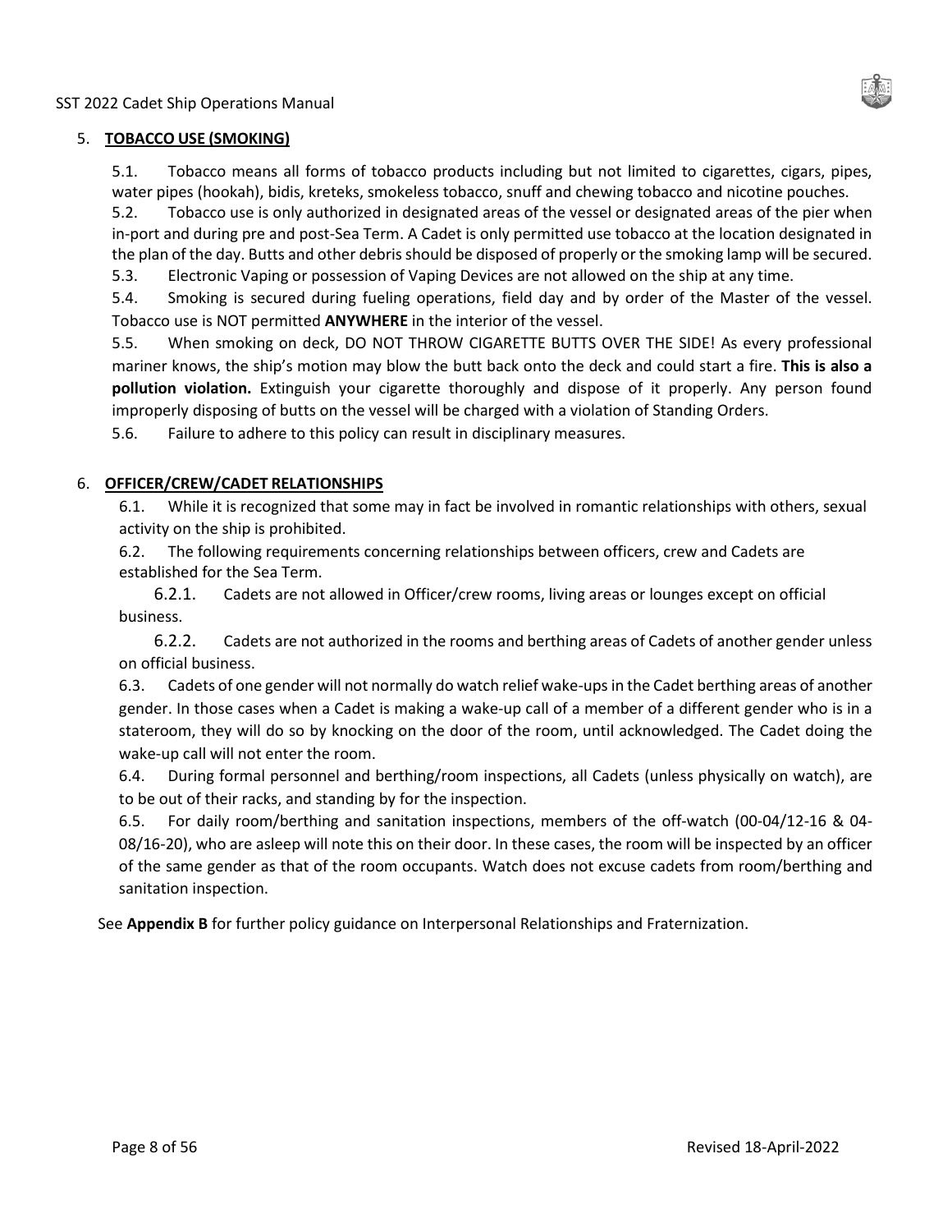## 5. **TOBACCO USE (SMOKING)**

5.1. Tobacco means all forms of tobacco products including but not limited to cigarettes, cigars, pipes, water pipes (hookah), bidis, kreteks, smokeless tobacco, snuff and chewing tobacco and nicotine pouches.

5.2. Tobacco use is only authorized in designated areas of the vessel or designated areas of the pier when in-port and during pre and post-Sea Term. A Cadet is only permitted use tobacco at the location designated in the plan of the day. Butts and other debris should be disposed of properly or the smoking lamp will be secured.

5.3. Electronic Vaping or possession of Vaping Devices are not allowed on the ship at any time.

5.4. Smoking is secured during fueling operations, field day and by order of the Master of the vessel. Tobacco use is NOT permitted **ANYWHERE** in the interior of the vessel.

5.5. When smoking on deck, DO NOT THROW CIGARETTE BUTTS OVER THE SIDE! As every professional mariner knows, the ship's motion may blow the butt back onto the deck and could start a fire. **This is also a pollution violation.** Extinguish your cigarette thoroughly and dispose of it properly. Any person found improperly disposing of butts on the vessel will be charged with a violation of Standing Orders.

5.6. Failure to adhere to this policy can result in disciplinary measures.

## 6. **OFFICER/CREW/CADET RELATIONSHIPS**

6.1. While it is recognized that some may in fact be involved in romantic relationships with others, sexual activity on the ship is prohibited.

6.2. The following requirements concerning relationships between officers, crew and Cadets are established for the Sea Term.

6.2.1. Cadets are not allowed in Officer/crew rooms, living areas or lounges except on official business.

6.2.2. Cadets are not authorized in the rooms and berthing areas of Cadets of another gender unless on official business.

6.3. Cadets of one gender will not normally do watch relief wake-ups in the Cadet berthing areas of another gender. In those cases when a Cadet is making a wake-up call of a member of a different gender who is in a stateroom, they will do so by knocking on the door of the room, until acknowledged. The Cadet doing the wake-up call will not enter the room.

6.4. During formal personnel and berthing/room inspections, all Cadets (unless physically on watch), are to be out of their racks, and standing by for the inspection.

6.5. For daily room/berthing and sanitation inspections, members of the off-watch (00-04/12-16 & 04-08/16-20), who are asleep will note this on their door. In these cases, the room will be inspected by an officer of the same gender as that of the room occupants. Watch does not excuse cadets from room/berthing and sanitation inspection.

See **Appendix B** for further policy guidance on Interpersonal Relationships and Fraternization.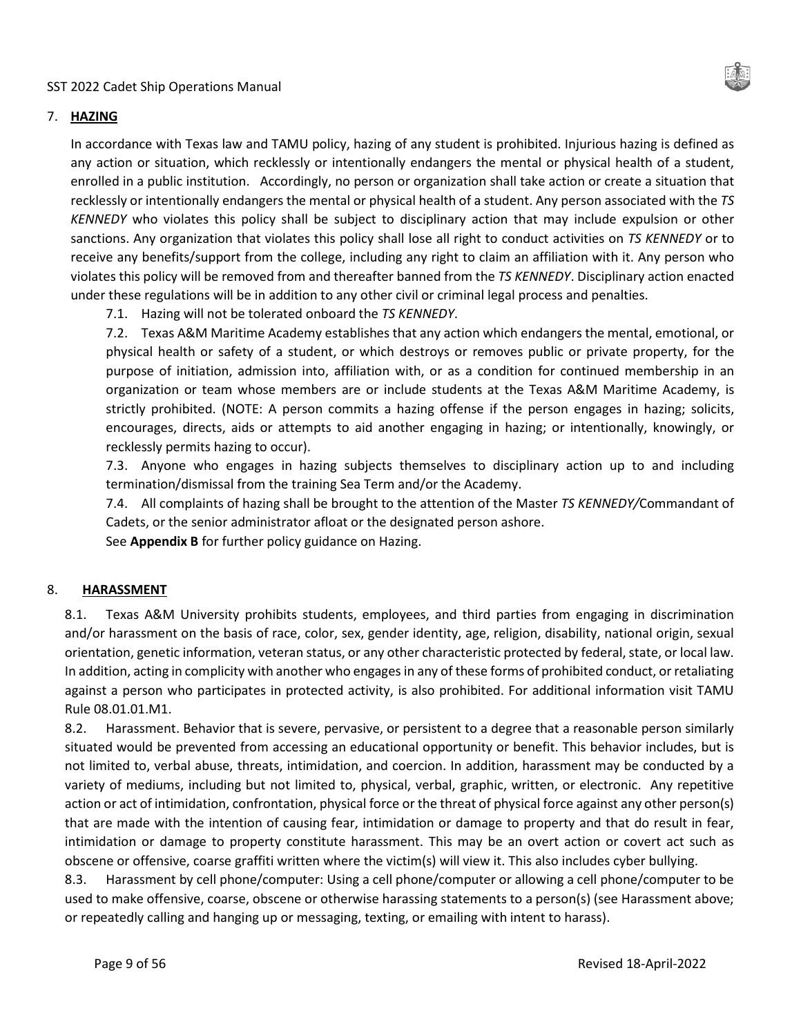## 7. **HAZING**

In accordance with Texas law and TAMU policy, hazing of any student is prohibited. Injurious hazing is defined as any action or situation, which recklessly or intentionally endangers the mental or physical health of a student, enrolled in a public institution. Accordingly, no person or organization shall take action or create a situation that recklessly or intentionally endangers the mental or physical health of a student. Any person associated with the *TS KENNEDY* who violates this policy shall be subject to disciplinary action that may include expulsion or other sanctions. Any organization that violates this policy shall lose all right to conduct activities on *TS KENNEDY* or to receive any benefits/support from the college, including any right to claim an affiliation with it. Any person who violates this policy will be removed from and thereafter banned from the *TS KENNEDY*. Disciplinary action enacted under these regulations will be in addition to any other civil or criminal legal process and penalties.

7.1. Hazing will not be tolerated onboard the *TS KENNEDY*.

7.2. Texas A&M Maritime Academy establishes that any action which endangers the mental, emotional, or physical health or safety of a student, or which destroys or removes public or private property, for the purpose of initiation, admission into, affiliation with, or as a condition for continued membership in an organization or team whose members are or include students at the Texas A&M Maritime Academy, is strictly prohibited. (NOTE: A person commits a hazing offense if the person engages in hazing; solicits, encourages, directs, aids or attempts to aid another engaging in hazing; or intentionally, knowingly, or recklessly permits hazing to occur).

7.3. Anyone who engages in hazing subjects themselves to disciplinary action up to and including termination/dismissal from the training Sea Term and/or the Academy.

7.4. All complaints of hazing shall be brought to the attention of the Master *TS KENNEDY/*Commandant of Cadets, or the senior administrator afloat or the designated person ashore.

See **Appendix B** for further policy guidance on Hazing.

## 8. **HARASSMENT**

8.1. Texas A&M University prohibits students, employees, and third parties from engaging in discrimination and/or harassment on the basis of race, color, sex, gender identity, age, religion, disability, national origin, sexual orientation, genetic information, veteran status, or any other characteristic protected by federal, state, or local law. In addition, acting in complicity with another who engages in any of these forms of prohibited conduct, or retaliating against a person who participates in protected activity, is also prohibited. For additional information visit TAMU Rule 08.01.01.M1.

8.2. Harassment. Behavior that is severe, pervasive, or persistent to a degree that a reasonable person similarly situated would be prevented from accessing an educational opportunity or benefit. This behavior includes, but is not limited to, verbal abuse, threats, intimidation, and coercion. In addition, harassment may be conducted by a variety of mediums, including but not limited to, physical, verbal, graphic, written, or electronic. Any repetitive action or act of intimidation, confrontation, physical force or the threat of physical force against any other person(s) that are made with the intention of causing fear, intimidation or damage to property and that do result in fear, intimidation or damage to property constitute harassment. This may be an overt action or covert act such as obscene or offensive, coarse graffiti written where the victim(s) will view it. This also includes cyber bullying.

8.3. Harassment by cell phone/computer: Using a cell phone/computer or allowing a cell phone/computer to be used to make offensive, coarse, obscene or otherwise harassing statements to a person(s) (see Harassment above; or repeatedly calling and hanging up or messaging, texting, or emailing with intent to harass).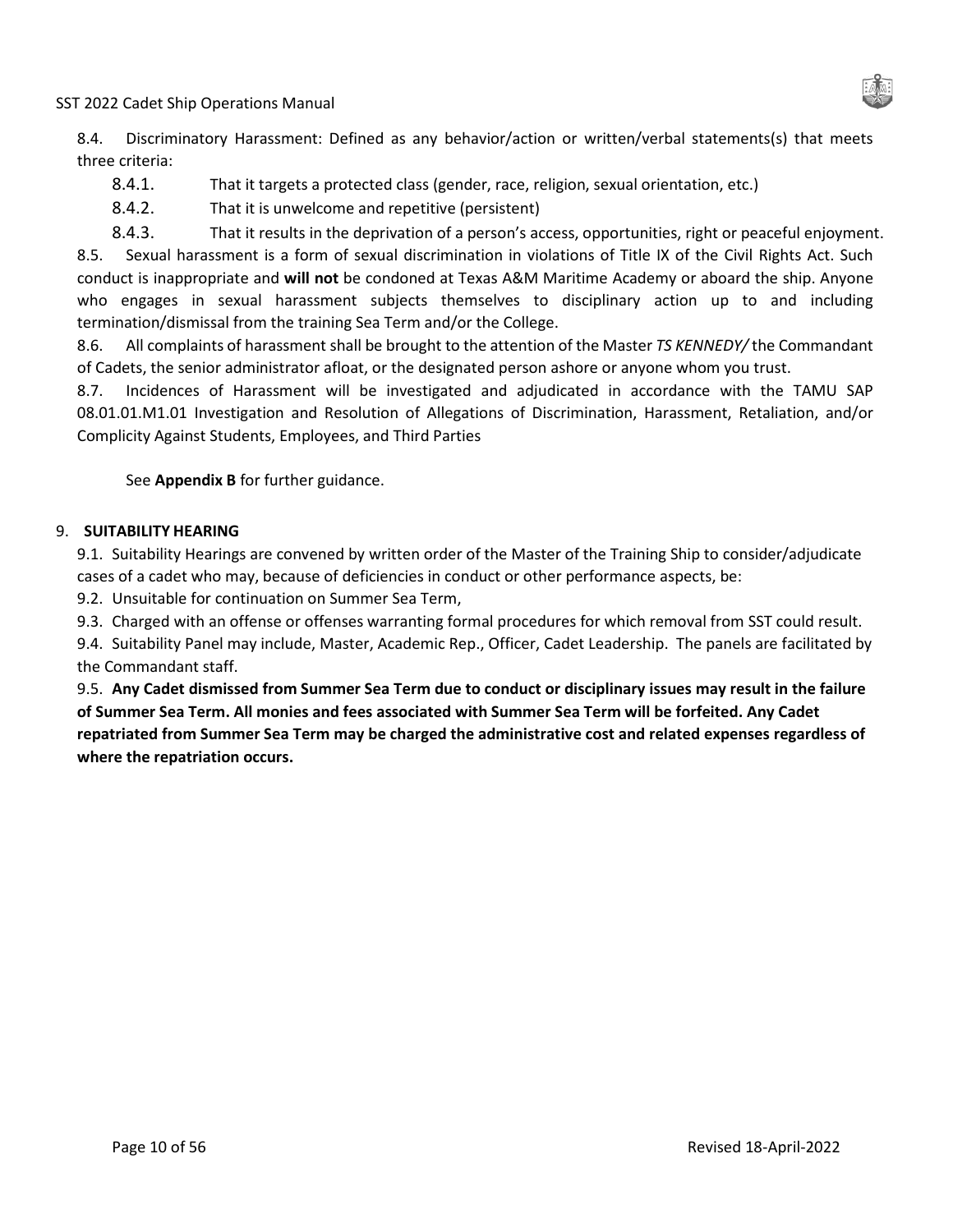8.4. Discriminatory Harassment: Defined as any behavior/action or written/verbal statements(s) that meets three criteria:

- 8.4.1. That it targets a protected class (gender, race, religion, sexual orientation, etc.)
- 8.4.2. That it is unwelcome and repetitive (persistent)
- 8.4.3. That it results in the deprivation of a person's access, opportunities, right or peaceful enjoyment.

8.5. Sexual harassment is a form of sexual discrimination in violations of Title IX of the Civil Rights Act. Such conduct is inappropriate and **will not** be condoned at Texas A&M Maritime Academy or aboard the ship. Anyone who engages in sexual harassment subjects themselves to disciplinary action up to and including termination/dismissal from the training Sea Term and/or the College.

8.6. All complaints of harassment shall be brought to the attention of the Master *TS KENNEDY/* the Commandant of Cadets, the senior administrator afloat, or the designated person ashore or anyone whom you trust.

8.7. Incidences of Harassment will be investigated and adjudicated in accordance with the TAMU SAP 08.01.01.M1.01 Investigation and Resolution of Allegations of Discrimination, Harassment, Retaliation, and/or Complicity Against Students, Employees, and Third Parties

See **Appendix B** for further guidance.

## 9. SUITABILITY HEARING

9.1. Suitability Hearings are convened by written order of the Master of the Training Ship to consider/adjudicate cases of a cadet who may, because of deficiencies in conduct or other performance aspects, be:

9.2. Unsuitable for continuation on Summer Sea Term,

9.3. Charged with an offense or offenses warranting formal procedures for which removal from SST could result.

9.4. Suitability Panel may include, Master, Academic Rep., Officer, Cadet Leadership. The panels are facilitated by the Commandant staff.

9.5. **Any Cadet dismissed from Summer Sea Term due to conduct or disciplinary issues may result in the failure of Summer Sea Term. All monies and fees associated with Summer Sea Term will be forfeited. Any Cadet repatriated from Summer Sea Term may be charged the administrative cost and related expenses regardless of where the repatriation occurs.**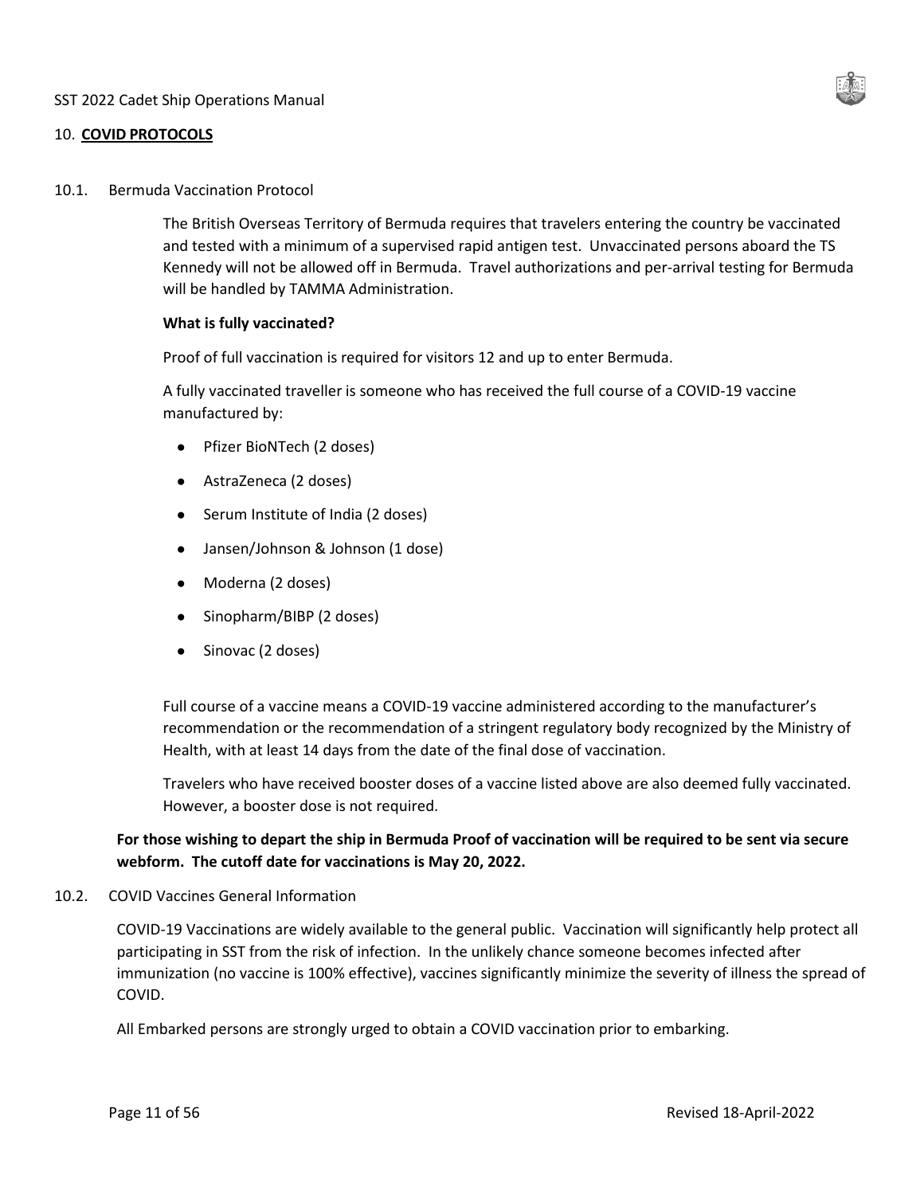## 10. **COVID PROTOCOLS**

### 10.1. Bermuda Vaccination Protocol

The British Overseas Territory of Bermuda requires that travelers entering the country be vaccinated and tested with a minimum of a supervised rapid antigen test. Unvaccinated persons aboard the TS Kennedy will not be allowed off in Bermuda. Travel authorizations and per-arrival testing for Bermuda will be handled by TAMMA Administration.

**What is fully vaccinated?**

Proof of full vaccination is required for visitors 12 and up to enter Bermuda.

A fully vaccinated traveller is someone who has received the full course of a COVID-19 vaccine manufactured by:

- Pfizer BioNTech (2 doses)
- AstraZeneca (2 doses)
- Serum Institute of India (2 doses)
- Jansen/Johnson & Johnson (1 dose)
- Moderna (2 doses)
- Sinopharm/BIBP (2 doses)
- Sinovac (2 doses)

Full course of a vaccine means a COVID-19 vaccine administered according to the manufacturer's recommendation or the recommendation of a stringent regulatory body recognized by the Ministry of Health, with at least 14 days from the date of the final dose of vaccination.

Travelers who have received booster doses of a vaccine listed above are also deemed fully vaccinated. However, a booster dose is not required.

**For those wishing to depart the ship in Bermuda Proof of vaccination will be required to be sent via secure webform. The cutoff date for vaccinations is May 20, 2022.**

### 10.2. COVID Vaccines General Information

COVID-19 Vaccinations are widely available to the general public. Vaccination will significantly help protect all participating in SST from the risk of infection. In the unlikely chance someone becomes infected after immunization (no vaccine is 100% effective), vaccines significantly minimize the severity of illness the spread of COVID.

All Embarked persons are strongly urged to obtain a COVID vaccination prior to embarking.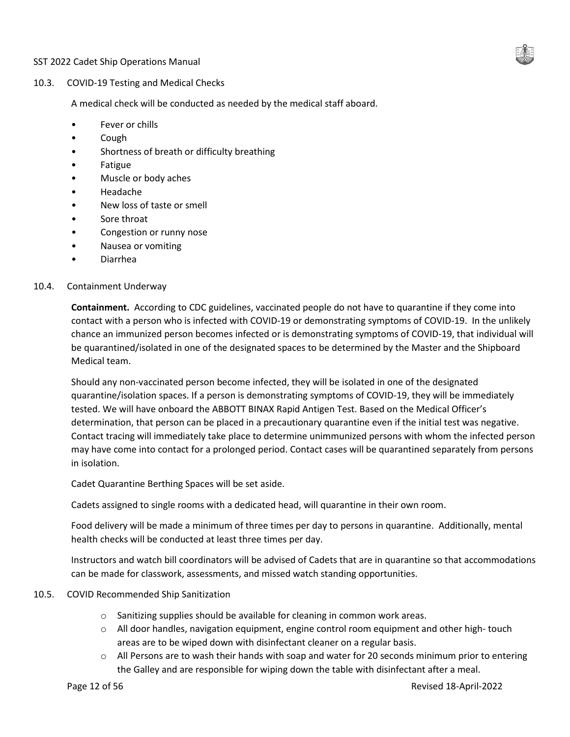## 10.3. COVID-19 Testing and Medical Checks

A medical check will be conducted as needed by the medical staff aboard.

- Fever or chills
- Cough
- Shortness of breath or difficulty breathing
- Fatigue
- Muscle or body aches
- Headache
- New loss of taste or smell
- Sore throat
- Congestion or runny nose
- Nausea or vomiting
- Diarrhea

## 10.4. Containment Underway

**Containment.** According to CDC guidelines, vaccinated people do not have to quarantine if they come into contact with a person who is infected with COVID-19 or demonstrating symptoms of COVID-19. In the unlikely chance an immunized person becomes infected or is demonstrating symptoms of COVID-19, that individual will be quarantined/isolated in one of the designated spaces to be determined by the Master and the Shipboard Medical team.

Should any non-vaccinated person become infected, they will be isolated in one of the designated quarantine/isolation spaces. If a person is demonstrating symptoms of COVID-19, they will be immediately tested. We will have onboard the ABBOTT BINAX Rapid Antigen Test. Based on the Medical Officer's determination, that person can be placed in a precautionary quarantine even if the initial test was negative. Contact tracing will immediately take place to determine unimmunized persons with whom the infected person may have come into contact for a prolonged period. Contact cases will be quarantined separately from persons in isolation.

Cadet Quarantine Berthing Spaces will be set aside.

Cadets assigned to single rooms with a dedicated head, will quarantine in their own room.

Food delivery will be made a minimum of three times per day to persons in quarantine. Additionally, mental health checks will be conducted at least three times per day.

Instructors and watch bill coordinators will be advised of Cadets that are in quarantine so that accommodations can be made for classwork, assessments, and missed watch standing opportunities.

## 10.5. COVID Recommended Ship Sanitization

- Sanitizing supplies should be available for cleaning in common work areas.
- All door handles, navigation equipment, engine control room equipment and other high- touch areas are to be wiped down with disinfectant cleaner on a regular basis.
- All Persons are to wash their hands with soap and water for 20 seconds minimum prior to entering the Galley and are responsible for wiping down the table with disinfectant after a meal.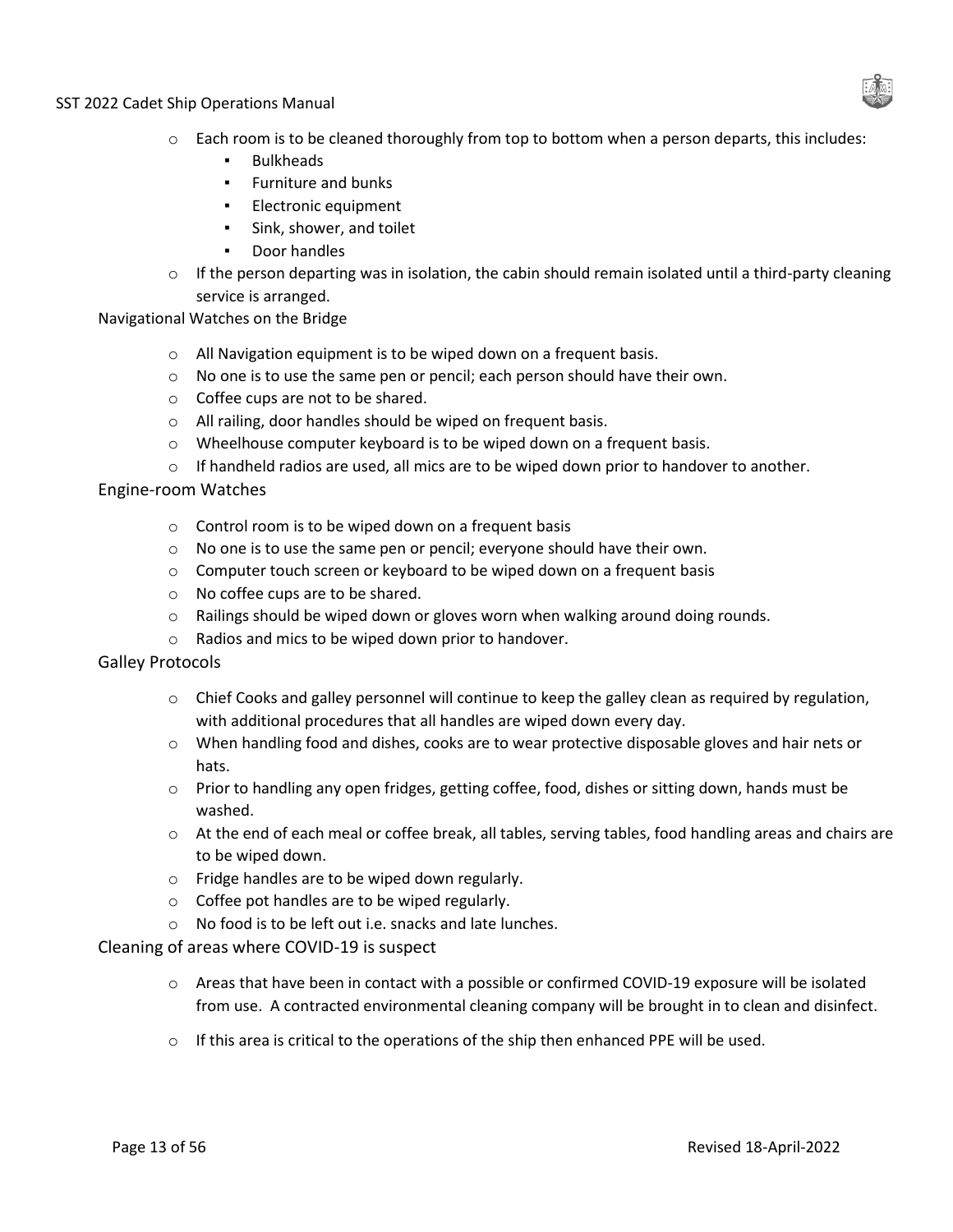- Each room is to be cleaned thoroughly from top to bottom when a person departs, this includes:
  - Bulkheads
  - Furniture and bunks
  - Electronic equipment
  - Sink, shower, and toilet
  - Door handles
- If the person departing was in isolation, the cabin should remain isolated until a third-party cleaning service is arranged.

Navigational Watches on the Bridge

- All Navigation equipment is to be wiped down on a frequent basis.
- No one is to use the same pen or pencil; each person should have their own.
- Coffee cups are not to be shared.
- All railing, door handles should be wiped on frequent basis.
- Wheelhouse computer keyboard is to be wiped down on a frequent basis.
- If handheld radios are used, all mics are to be wiped down prior to handover to another.

Engine-room Watches

- Control room is to be wiped down on a frequent basis
- No one is to use the same pen or pencil; everyone should have their own.
- Computer touch screen or keyboard to be wiped down on a frequent basis
- No coffee cups are to be shared.
- Railings should be wiped down or gloves worn when walking around doing rounds.
- Radios and mics to be wiped down prior to handover.

Galley Protocols

- Chief Cooks and galley personnel will continue to keep the galley clean as required by regulation, with additional procedures that all handles are wiped down every day.
- When handling food and dishes, cooks are to wear protective disposable gloves and hair nets or hats.
- Prior to handling any open fridges, getting coffee, food, dishes or sitting down, hands must be washed.
- At the end of each meal or coffee break, all tables, serving tables, food handling areas and chairs are to be wiped down.
- Fridge handles are to be wiped down regularly.
- Coffee pot handles are to be wiped regularly.
- No food is to be left out i.e. snacks and late lunches.

Cleaning of areas where COVID-19 is suspect

- Areas that have been in contact with a possible or confirmed COVID-19 exposure will be isolated from use. A contracted environmental cleaning company will be brought in to clean and disinfect.
- If this area is critical to the operations of the ship then enhanced PPE will be used.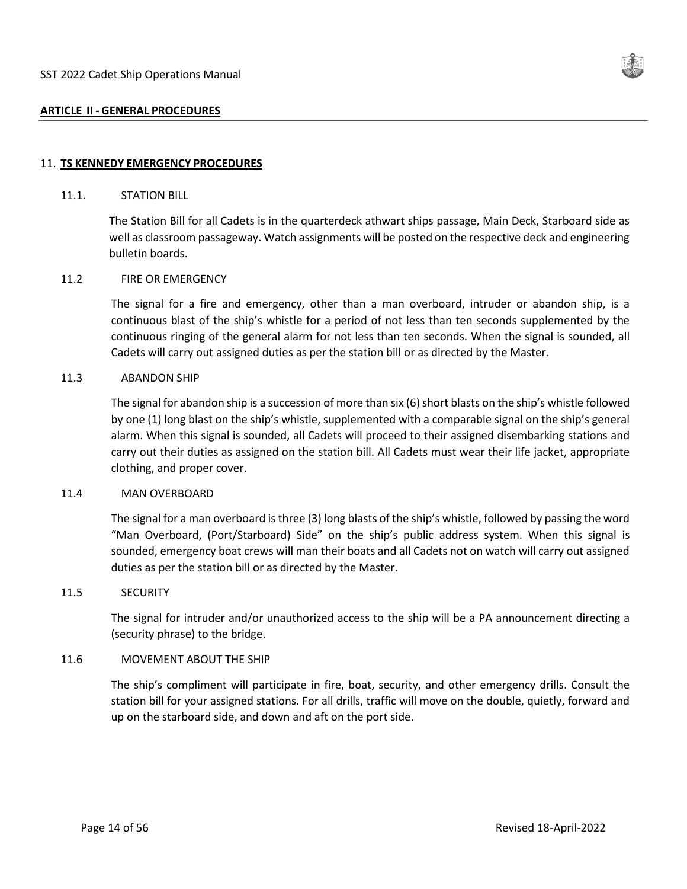## ARTICLE II - GENERAL PROCEDURES

### 11. TS KENNEDY EMERGENCY PROCEDURES

#### 11.1. STATION BILL

The Station Bill for all Cadets is in the quarterdeck athwart ships passage, Main Deck, Starboard side as well as classroom passageway. Watch assignments will be posted on the respective deck and engineering bulletin boards.

#### 11.2 FIRE OR EMERGENCY

The signal for a fire and emergency, other than a man overboard, intruder or abandon ship, is a continuous blast of the ship's whistle for a period of not less than ten seconds supplemented by the continuous ringing of the general alarm for not less than ten seconds. When the signal is sounded, all Cadets will carry out assigned duties as per the station bill or as directed by the Master.

#### 11.3 ABANDON SHIP

The signal for abandon ship is a succession of more than six (6) short blasts on the ship's whistle followed by one (1) long blast on the ship's whistle, supplemented with a comparable signal on the ship's general alarm. When this signal is sounded, all Cadets will proceed to their assigned disembarking stations and carry out their duties as assigned on the station bill. All Cadets must wear their life jacket, appropriate clothing, and proper cover.

#### 11.4 MAN OVERBOARD

The signal for a man overboard is three (3) long blasts of the ship's whistle, followed by passing the word "Man Overboard, (Port/Starboard) Side" on the ship's public address system. When this signal is sounded, emergency boat crews will man their boats and all Cadets not on watch will carry out assigned duties as per the station bill or as directed by the Master.

#### 11.5 SECURITY

The signal for intruder and/or unauthorized access to the ship will be a PA announcement directing a (security phrase) to the bridge.

#### 11.6 MOVEMENT ABOUT THE SHIP

The ship's compliment will participate in fire, boat, security, and other emergency drills. Consult the station bill for your assigned stations. For all drills, traffic will move on the double, quietly, forward and up on the starboard side, and down and aft on the port side.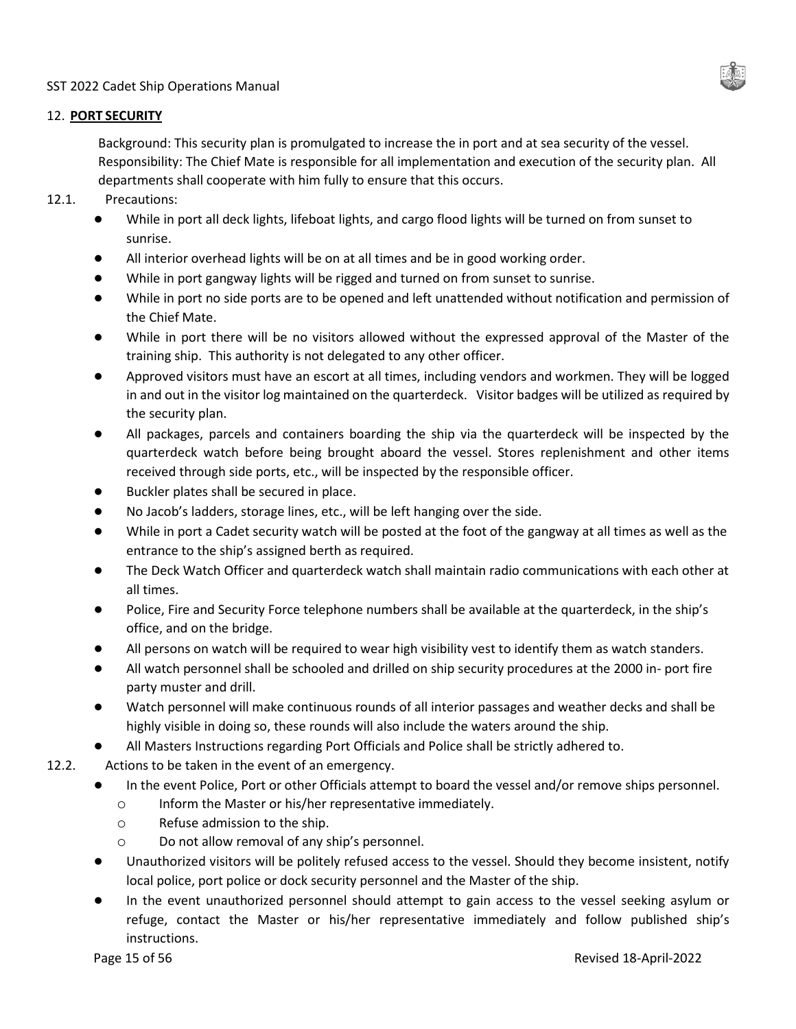## 12. **PORT SECURITY**

Background: This security plan is promulgated to increase the in port and at sea security of the vessel. Responsibility: The Chief Mate is responsible for all implementation and execution of the security plan. All departments shall cooperate with him fully to ensure that this occurs.

### 12.1. Precautions:

- While in port all deck lights, lifeboat lights, and cargo flood lights will be turned on from sunset to sunrise.
- All interior overhead lights will be on at all times and be in good working order.
- While in port gangway lights will be rigged and turned on from sunset to sunrise.
- While in port no side ports are to be opened and left unattended without notification and permission of the Chief Mate.
- While in port there will be no visitors allowed without the expressed approval of the Master of the training ship. This authority is not delegated to any other officer.
- Approved visitors must have an escort at all times, including vendors and workmen. They will be logged in and out in the visitor log maintained on the quarterdeck. Visitor badges will be utilized as required by the security plan.
- All packages, parcels and containers boarding the ship via the quarterdeck will be inspected by the quarterdeck watch before being brought aboard the vessel. Stores replenishment and other items received through side ports, etc., will be inspected by the responsible officer.
- Buckler plates shall be secured in place.
- No Jacob's ladders, storage lines, etc., will be left hanging over the side.
- While in port a Cadet security watch will be posted at the foot of the gangway at all times as well as the entrance to the ship's assigned berth as required.
- The Deck Watch Officer and quarterdeck watch shall maintain radio communications with each other at all times.
- Police, Fire and Security Force telephone numbers shall be available at the quarterdeck, in the ship's office, and on the bridge.
- All persons on watch will be required to wear high visibility vest to identify them as watch standers.
- All watch personnel shall be schooled and drilled on ship security procedures at the 2000 in- port fire party muster and drill.
- Watch personnel will make continuous rounds of all interior passages and weather decks and shall be highly visible in doing so, these rounds will also include the waters around the ship.
- All Masters Instructions regarding Port Officials and Police shall be strictly adhered to.

### 12.2. Actions to be taken in the event of an emergency.

- In the event Police, Port or other Officials attempt to board the vessel and/or remove ships personnel.
  - Inform the Master or his/her representative immediately.
  - Refuse admission to the ship.
  - Do not allow removal of any ship's personnel.
- Unauthorized visitors will be politely refused access to the vessel. Should they become insistent, notify local police, port police or dock security personnel and the Master of the ship.
- In the event unauthorized personnel should attempt to gain access to the vessel seeking asylum or refuge, contact the Master or his/her representative immediately and follow published ship's instructions.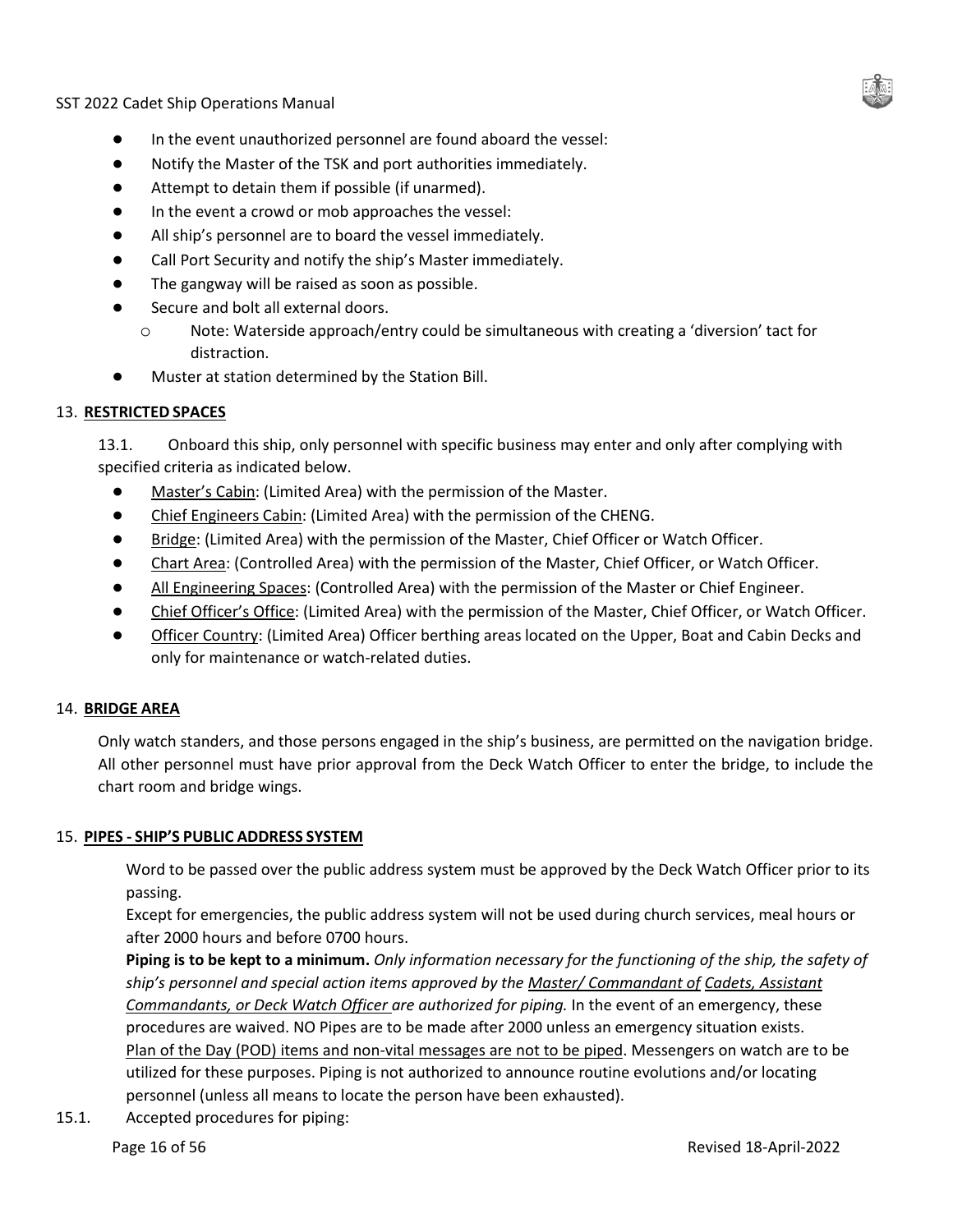- In the event unauthorized personnel are found aboard the vessel:
- Notify the Master of the TSK and port authorities immediately.
- Attempt to detain them if possible (if unarmed).
- In the event a crowd or mob approaches the vessel:
- All ship's personnel are to board the vessel immediately.
- Call Port Security and notify the ship's Master immediately.
- The gangway will be raised as soon as possible.
- Secure and bolt all external doors.
    - Note: Waterside approach/entry could be simultaneous with creating a 'diversion' tact for distraction.
- Muster at station determined by the Station Bill.

## 13. RESTRICTED SPACES

13.1. Onboard this ship, only personnel with specific business may enter and only after complying with specified criteria as indicated below.

- Master's Cabin: (Limited Area) with the permission of the Master.
- Chief Engineers Cabin: (Limited Area) with the permission of the CHENG.
- Bridge: (Limited Area) with the permission of the Master, Chief Officer or Watch Officer.
- Chart Area: (Controlled Area) with the permission of the Master, Chief Officer, or Watch Officer.
- All Engineering Spaces: (Controlled Area) with the permission of the Master or Chief Engineer.
- Chief Officer's Office: (Limited Area) with the permission of the Master, Chief Officer, or Watch Officer.
- Officer Country: (Limited Area) Officer berthing areas located on the Upper, Boat and Cabin Decks and only for maintenance or watch-related duties.

## 14. BRIDGE AREA

Only watch standers, and those persons engaged in the ship's business, are permitted on the navigation bridge. All other personnel must have prior approval from the Deck Watch Officer to enter the bridge, to include the chart room and bridge wings.

## 15. PIPES - SHIP'S PUBLIC ADDRESS SYSTEM

Word to be passed over the public address system must be approved by the Deck Watch Officer prior to its passing.

Except for emergencies, the public address system will not be used during church services, meal hours or after 2000 hours and before 0700 hours.

**Piping is to be kept to a minimum.** *Only information necessary for the functioning of the ship, the safety of ship's personnel and special action items approved by the Master/ Commandant of Cadets, Assistant Commandants, or Deck Watch Officer are authorized for piping.* In the event of an emergency, these procedures are waived. NO Pipes are to be made after 2000 unless an emergency situation exists. Plan of the Day (POD) items and non-vital messages are not to be piped. Messengers on watch are to be utilized for these purposes. Piping is not authorized to announce routine evolutions and/or locating personnel (unless all means to locate the person have been exhausted).

15.1. Accepted procedures for piping: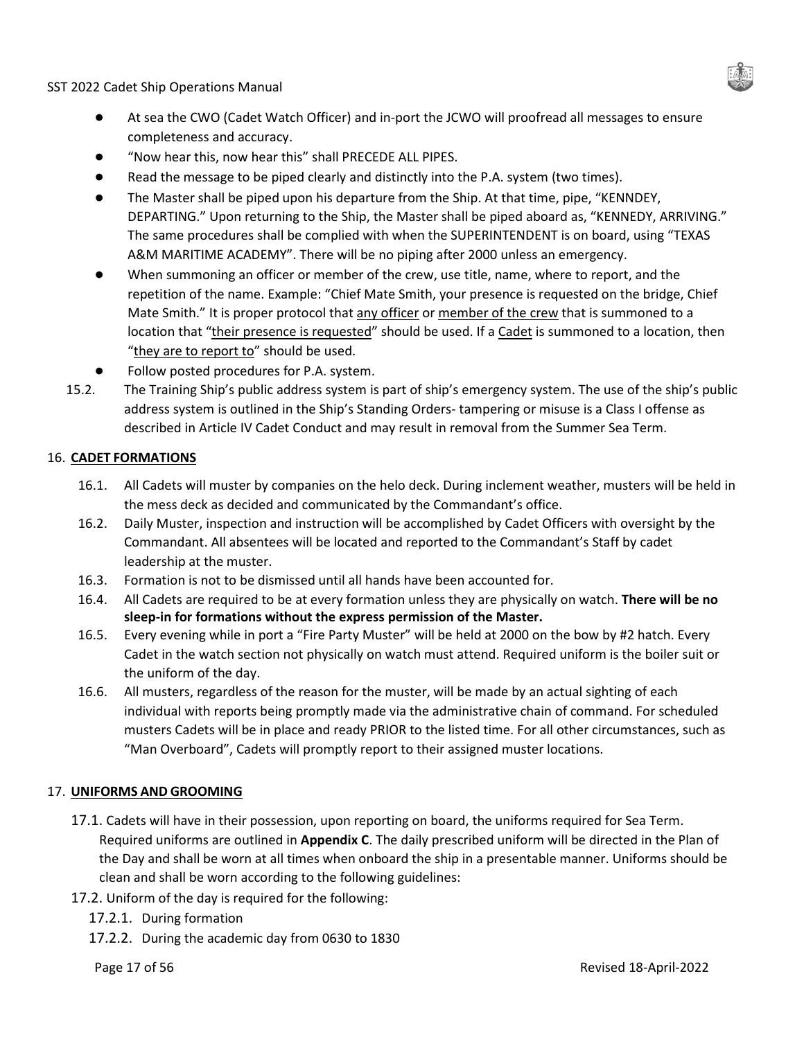- At sea the CWO (Cadet Watch Officer) and in-port the JCWO will proofread all messages to ensure completeness and accuracy.
- "Now hear this, now hear this" shall PRECEDE ALL PIPES.
- Read the message to be piped clearly and distinctly into the P.A. system (two times).
- The Master shall be piped upon his departure from the Ship. At that time, pipe, "KENNDEY, DEPARTING." Upon returning to the Ship, the Master shall be piped aboard as, "KENNEDY, ARRIVING." The same procedures shall be complied with when the SUPERINTENDENT is on board, using "TEXAS A&M MARITIME ACADEMY". There will be no piping after 2000 unless an emergency.
- When summoning an officer or member of the crew, use title, name, where to report, and the repetition of the name. Example: "Chief Mate Smith, your presence is requested on the bridge, Chief Mate Smith." It is proper protocol that <u>any officer</u> or <u>member of the crew</u> that is summoned to a location that "<u>their presence is requested</u>" should be used. If a <u>Cadet</u> is summoned to a location, then "<u>they are to report to</u>" should be used.
- Follow posted procedures for P.A. system.

15.2. The Training Ship's public address system is part of ship's emergency system. The use of the ship's public address system is outlined in the Ship's Standing Orders- tampering or misuse is a Class I offense as described in Article IV Cadet Conduct and may result in removal from the Summer Sea Term.

## 16. **CADET FORMATIONS**

16.1. All Cadets will muster by companies on the helo deck. During inclement weather, musters will be held in the mess deck as decided and communicated by the Commandant's office.

16.2. Daily Muster, inspection and instruction will be accomplished by Cadet Officers with oversight by the Commandant. All absentees will be located and reported to the Commandant's Staff by cadet leadership at the muster.

16.3. Formation is not to be dismissed until all hands have been accounted for.

16.4. All Cadets are required to be at every formation unless they are physically on watch. **There will be no sleep-in for formations without the express permission of the Master.**

16.5. Every evening while in port a "Fire Party Muster" will be held at 2000 on the bow by #2 hatch. Every Cadet in the watch section not physically on watch must attend. Required uniform is the boiler suit or the uniform of the day.

16.6. All musters, regardless of the reason for the muster, will be made by an actual sighting of each individual with reports being promptly made via the administrative chain of command. For scheduled musters Cadets will be in place and ready PRIOR to the listed time. For all other circumstances, such as "Man Overboard", Cadets will promptly report to their assigned muster locations.

## 17. **UNIFORMS AND GROOMING**

17.1. Cadets will have in their possession, upon reporting on board, the uniforms required for Sea Term. Required uniforms are outlined in **Appendix C**. The daily prescribed uniform will be directed in the Plan of the Day and shall be worn at all times when onboard the ship in a presentable manner. Uniforms should be clean and shall be worn according to the following guidelines:

17.2. Uniform of the day is required for the following:

17.2.1. During formation

17.2.2. During the academic day from 0630 to 1830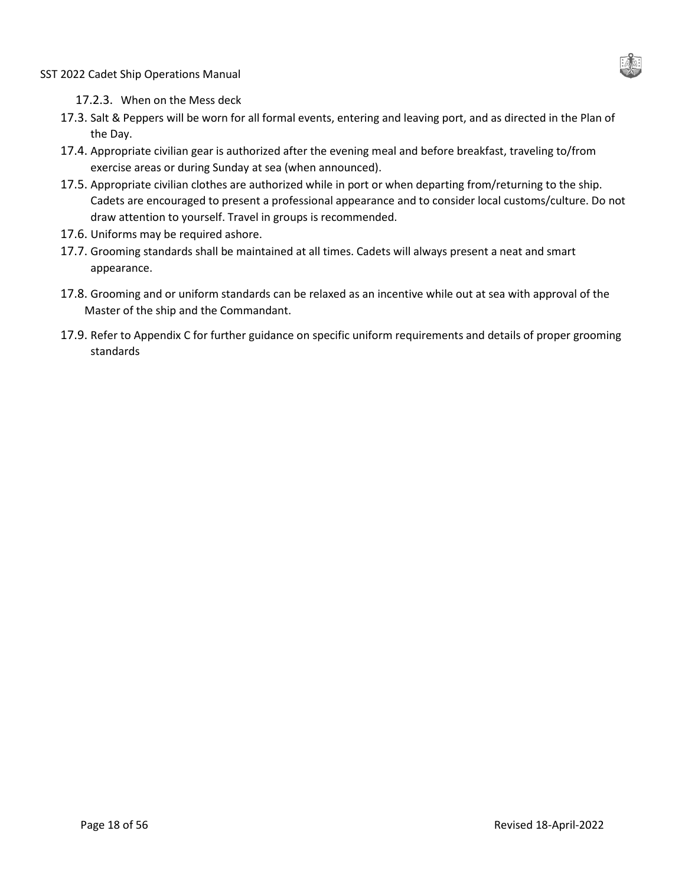17.2.3. When on the Mess deck

17.3. Salt & Peppers will be worn for all formal events, entering and leaving port, and as directed in the Plan of the Day.

17.4. Appropriate civilian gear is authorized after the evening meal and before breakfast, traveling to/from exercise areas or during Sunday at sea (when announced).

17.5. Appropriate civilian clothes are authorized while in port or when departing from/returning to the ship. Cadets are encouraged to present a professional appearance and to consider local customs/culture. Do not draw attention to yourself. Travel in groups is recommended.

17.6. Uniforms may be required ashore.

17.7. Grooming standards shall be maintained at all times. Cadets will always present a neat and smart appearance.

17.8. Grooming and or uniform standards can be relaxed as an incentive while out at sea with approval of the Master of the ship and the Commandant.

17.9. Refer to Appendix C for further guidance on specific uniform requirements and details of proper grooming standards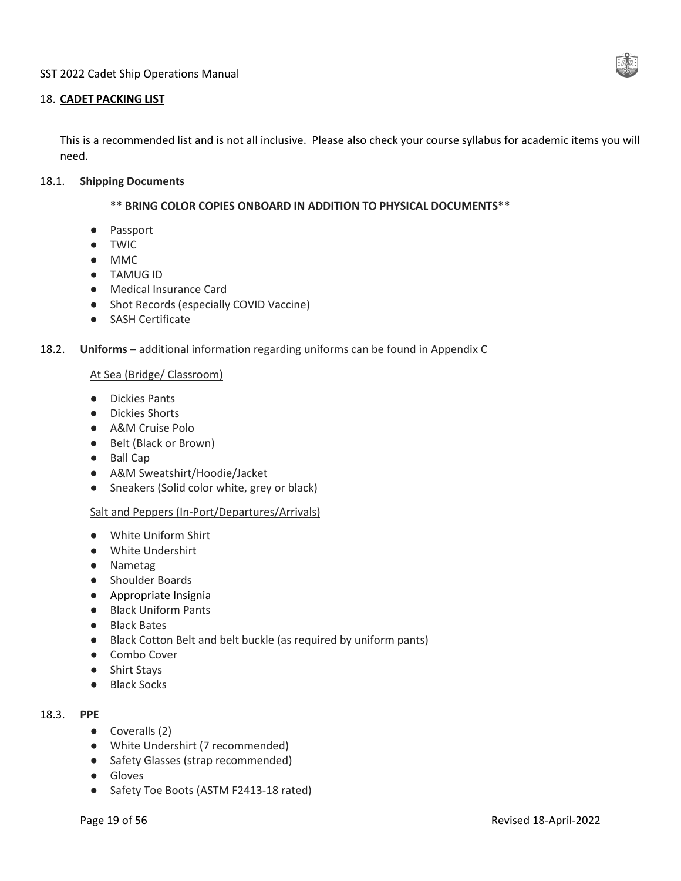## 18. **CADET PACKING LIST**

This is a recommended list and is not all inclusive. Please also check your course syllabus for academic items you will need.

### 18.1. **Shipping Documents**

**** BRING COLOR COPIES ONBOARD IN ADDITION TO PHYSICAL DOCUMENTS****

- Passport
- TWIC
- MMC
- TAMUG ID
- Medical Insurance Card
- Shot Records (especially COVID Vaccine)
- SASH Certificate

### 18.2. **Uniforms –** additional information regarding uniforms can be found in Appendix C

At Sea (Bridge/ Classroom)

- Dickies Pants
- Dickies Shorts
- A&M Cruise Polo
- Belt (Black or Brown)
- Ball Cap
- A&M Sweatshirt/Hoodie/Jacket
- Sneakers (Solid color white, grey or black)

Salt and Peppers (In-Port/Departures/Arrivals)

- White Uniform Shirt
- White Undershirt
- Nametag
- Shoulder Boards
- Appropriate Insignia
- Black Uniform Pants
- Black Bates
- Black Cotton Belt and belt buckle (as required by uniform pants)
- Combo Cover
- Shirt Stays
- Black Socks

### 18.3. **PPE**

- Coveralls (2)
- White Undershirt (7 recommended)
- Safety Glasses (strap recommended)
- Gloves
- Safety Toe Boots (ASTM F2413-18 rated)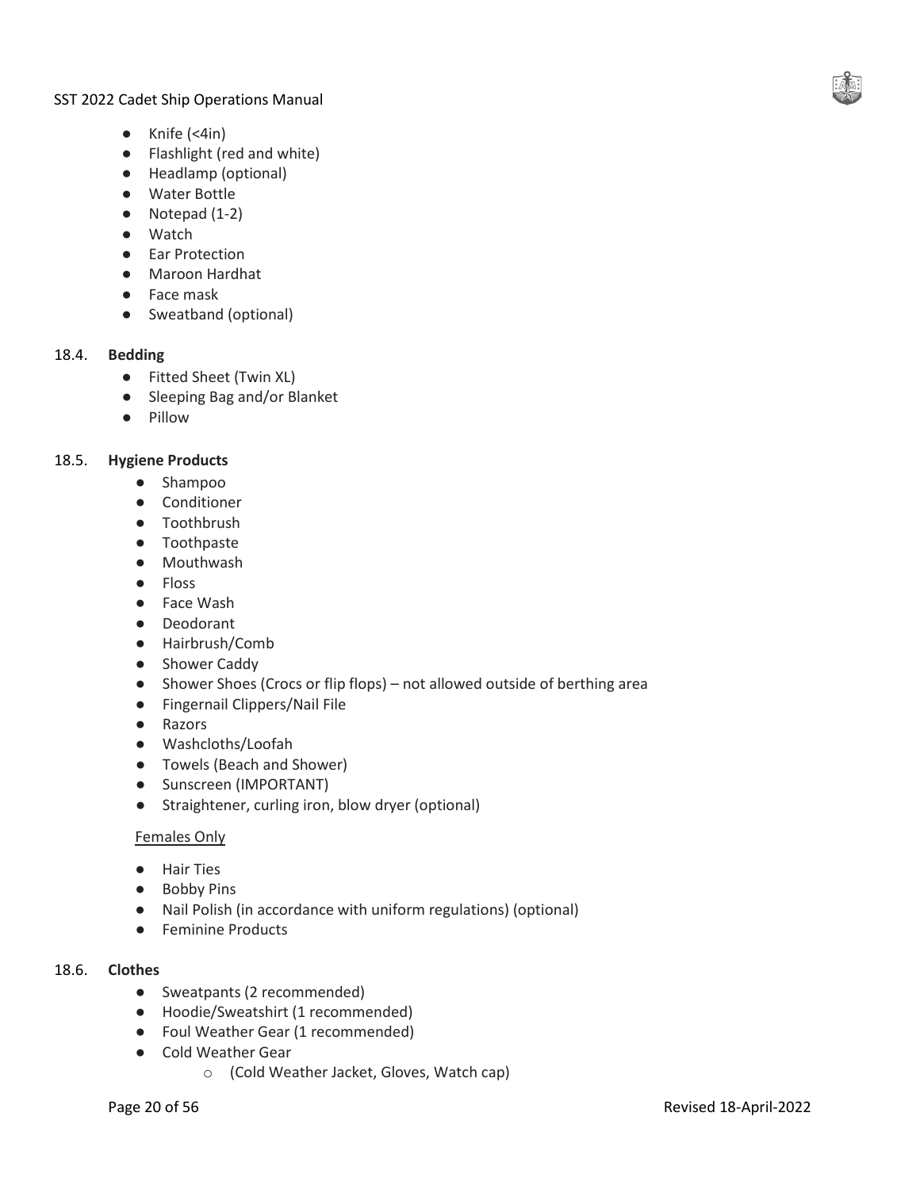- Knife (<4in)
- Flashlight (red and white)
- Headlamp (optional)
- Water Bottle
- Notepad (1-2)
- Watch
- Ear Protection
- Maroon Hardhat
- Face mask
- Sweatband (optional)

### 18.4. **Bedding**

- Fitted Sheet (Twin XL)
- Sleeping Bag and/or Blanket
- Pillow

### 18.5. **Hygiene Products**

- Shampoo
- Conditioner
- Toothbrush
- Toothpaste
- Mouthwash
- Floss
- Face Wash
- Deodorant
- Hairbrush/Comb
- Shower Caddy
- Shower Shoes (Crocs or flip flops) – not allowed outside of berthing area
- Fingernail Clippers/Nail File
- Razors
- Washcloths/Loofah
- Towels (Beach and Shower)
- Sunscreen (IMPORTANT)
- Straightener, curling iron, blow dryer (optional)

<u>Females Only</u>

- Hair Ties
- Bobby Pins
- Nail Polish (in accordance with uniform regulations) (optional)
- Feminine Products

### 18.6. **Clothes**

- Sweatpants (2 recommended)
- Hoodie/Sweatshirt (1 recommended)
- Foul Weather Gear (1 recommended)
- Cold Weather Gear
  - (Cold Weather Jacket, Gloves, Watch cap)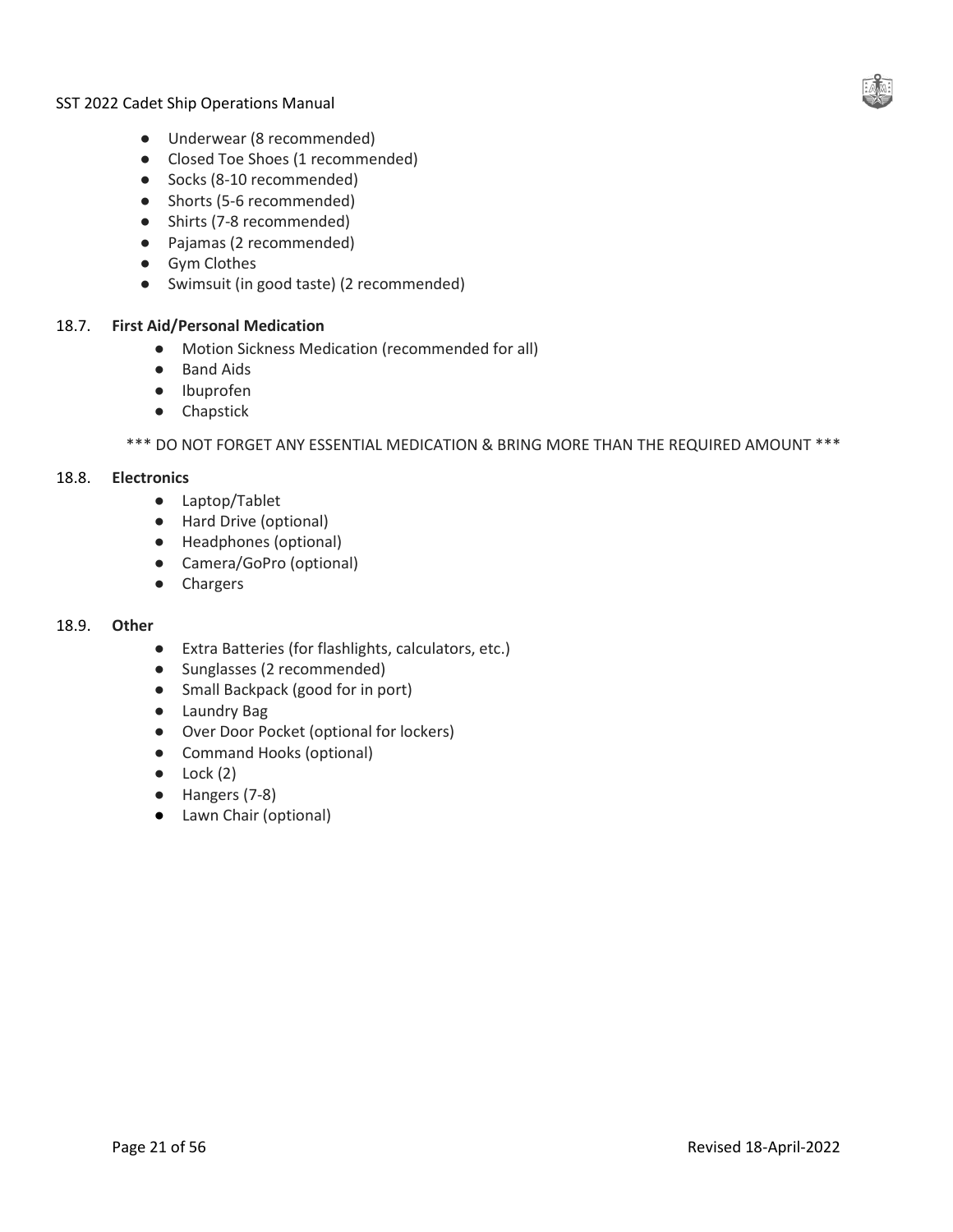- Underwear (8 recommended)
- Closed Toe Shoes (1 recommended)
- Socks (8-10 recommended)
- Shorts (5-6 recommended)
- Shirts (7-8 recommended)
- Pajamas (2 recommended)
- Gym Clothes
- Swimsuit (in good taste) (2 recommended)

### 18.7. **First Aid/Personal Medication**

- Motion Sickness Medication (recommended for all)
- Band Aids
- Ibuprofen
- Chapstick

*** DO NOT FORGET ANY ESSENTIAL MEDICATION & BRING MORE THAN THE REQUIRED AMOUNT ***

### 18.8. **Electronics**

- Laptop/Tablet
- Hard Drive (optional)
- Headphones (optional)
- Camera/GoPro (optional)
- Chargers

### 18.9. **Other**

- Extra Batteries (for flashlights, calculators, etc.)
- Sunglasses (2 recommended)
- Small Backpack (good for in port)
- Laundry Bag
- Over Door Pocket (optional for lockers)
- Command Hooks (optional)
- Lock (2)
- Hangers (7-8)
- Lawn Chair (optional)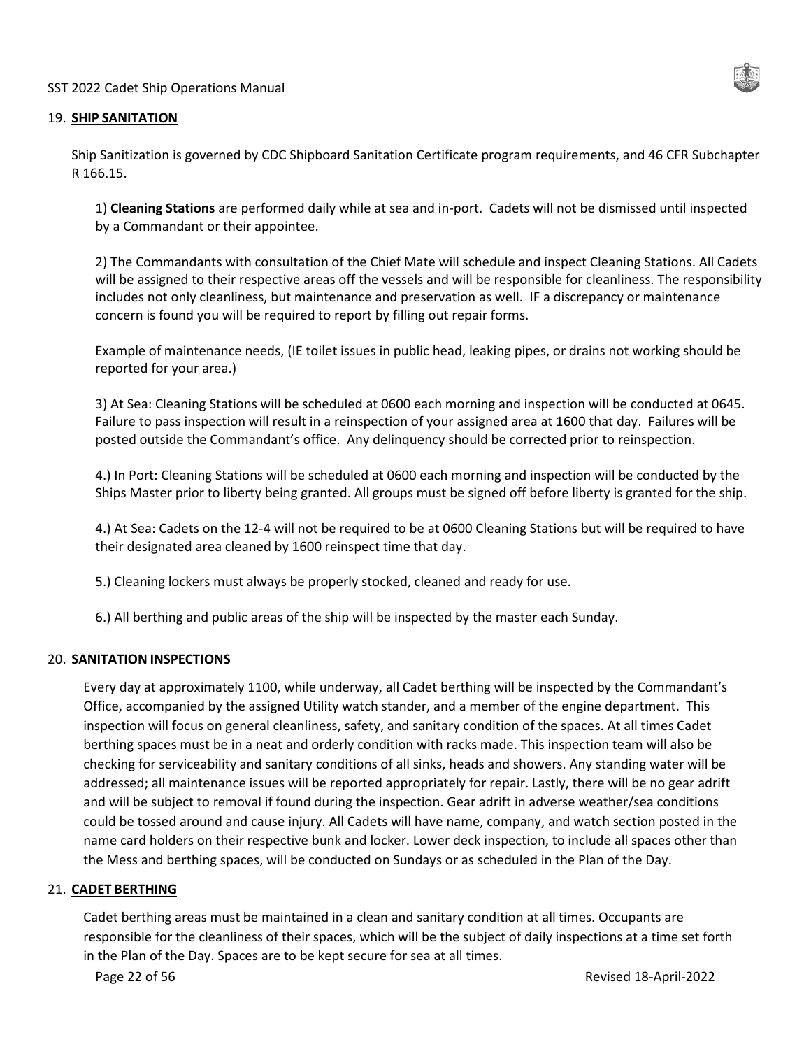## 19. **SHIP SANITATION**

Ship Sanitization is governed by CDC Shipboard Sanitation Certificate program requirements, and 46 CFR Subchapter R 166.15.

1) **Cleaning Stations** are performed daily while at sea and in-port. Cadets will not be dismissed until inspected by a Commandant or their appointee.

2) The Commandants with consultation of the Chief Mate will schedule and inspect Cleaning Stations. All Cadets will be assigned to their respective areas off the vessels and will be responsible for cleanliness. The responsibility includes not only cleanliness, but maintenance and preservation as well. IF a discrepancy or maintenance concern is found you will be required to report by filling out repair forms.

Example of maintenance needs, (IE toilet issues in public head, leaking pipes, or drains not working should be reported for your area.)

3) At Sea: Cleaning Stations will be scheduled at 0600 each morning and inspection will be conducted at 0645. Failure to pass inspection will result in a reinspection of your assigned area at 1600 that day. Failures will be posted outside the Commandant's office. Any delinquency should be corrected prior to reinspection.

4.) In Port: Cleaning Stations will be scheduled at 0600 each morning and inspection will be conducted by the Ships Master prior to liberty being granted. All groups must be signed off before liberty is granted for the ship.

4.) At Sea: Cadets on the 12-4 will not be required to be at 0600 Cleaning Stations but will be required to have their designated area cleaned by 1600 reinspect time that day.

5.) Cleaning lockers must always be properly stocked, cleaned and ready for use.

6.) All berthing and public areas of the ship will be inspected by the master each Sunday.

## 20. **SANITATION INSPECTIONS**

Every day at approximately 1100, while underway, all Cadet berthing will be inspected by the Commandant's Office, accompanied by the assigned Utility watch stander, and a member of the engine department. This inspection will focus on general cleanliness, safety, and sanitary condition of the spaces. At all times Cadet berthing spaces must be in a neat and orderly condition with racks made. This inspection team will also be checking for serviceability and sanitary conditions of all sinks, heads and showers. Any standing water will be addressed; all maintenance issues will be reported appropriately for repair. Lastly, there will be no gear adrift and will be subject to removal if found during the inspection. Gear adrift in adverse weather/sea conditions could be tossed around and cause injury. All Cadets will have name, company, and watch section posted in the name card holders on their respective bunk and locker. Lower deck inspection, to include all spaces other than the Mess and berthing spaces, will be conducted on Sundays or as scheduled in the Plan of the Day.

## 21. **CADET BERTHING**

Cadet berthing areas must be maintained in a clean and sanitary condition at all times. Occupants are responsible for the cleanliness of their spaces, which will be the subject of daily inspections at a time set forth in the Plan of the Day. Spaces are to be kept secure for sea at all times.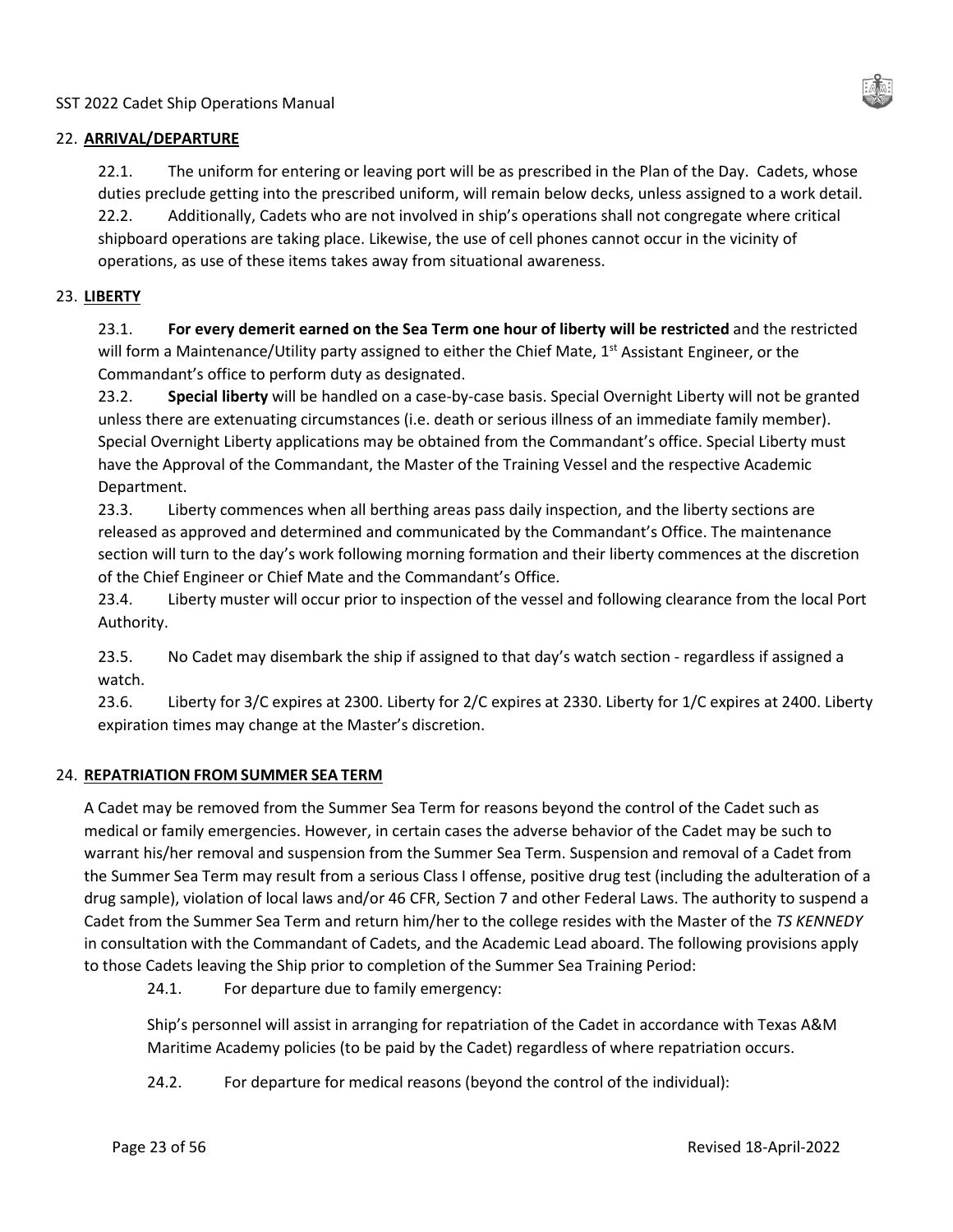## 22. **ARRIVAL/DEPARTURE**

22.1. The uniform for entering or leaving port will be as prescribed in the Plan of the Day. Cadets, whose duties preclude getting into the prescribed uniform, will remain below decks, unless assigned to a work detail.

22.2. Additionally, Cadets who are not involved in ship's operations shall not congregate where critical shipboard operations are taking place. Likewise, the use of cell phones cannot occur in the vicinity of operations, as use of these items takes away from situational awareness.

## 23. **LIBERTY**

23.1. **For every demerit earned on the Sea Term one hour of liberty will be restricted** and the restricted will form a Maintenance/Utility party assigned to either the Chief Mate, 1st Assistant Engineer, or the Commandant's office to perform duty as designated.

23.2. **Special liberty** will be handled on a case-by-case basis. Special Overnight Liberty will not be granted unless there are extenuating circumstances (i.e. death or serious illness of an immediate family member). Special Overnight Liberty applications may be obtained from the Commandant's office. Special Liberty must have the Approval of the Commandant, the Master of the Training Vessel and the respective Academic Department.

23.3. Liberty commences when all berthing areas pass daily inspection, and the liberty sections are released as approved and determined and communicated by the Commandant's Office. The maintenance section will turn to the day's work following morning formation and their liberty commences at the discretion of the Chief Engineer or Chief Mate and the Commandant's Office.

23.4. Liberty muster will occur prior to inspection of the vessel and following clearance from the local Port Authority.

23.5. No Cadet may disembark the ship if assigned to that day's watch section - regardless if assigned a watch.

23.6. Liberty for 3/C expires at 2300. Liberty for 2/C expires at 2330. Liberty for 1/C expires at 2400. Liberty expiration times may change at the Master's discretion.

## 24. **REPATRIATION FROM SUMMER SEA TERM**

A Cadet may be removed from the Summer Sea Term for reasons beyond the control of the Cadet such as medical or family emergencies. However, in certain cases the adverse behavior of the Cadet may be such to warrant his/her removal and suspension from the Summer Sea Term. Suspension and removal of a Cadet from the Summer Sea Term may result from a serious Class I offense, positive drug test (including the adulteration of a drug sample), violation of local laws and/or 46 CFR, Section 7 and other Federal Laws. The authority to suspend a Cadet from the Summer Sea Term and return him/her to the college resides with the Master of the *TS KENNEDY* in consultation with the Commandant of Cadets, and the Academic Lead aboard. The following provisions apply to those Cadets leaving the Ship prior to completion of the Summer Sea Training Period:

24.1. For departure due to family emergency:

Ship's personnel will assist in arranging for repatriation of the Cadet in accordance with Texas A&M Maritime Academy policies (to be paid by the Cadet) regardless of where repatriation occurs.

24.2. For departure for medical reasons (beyond the control of the individual):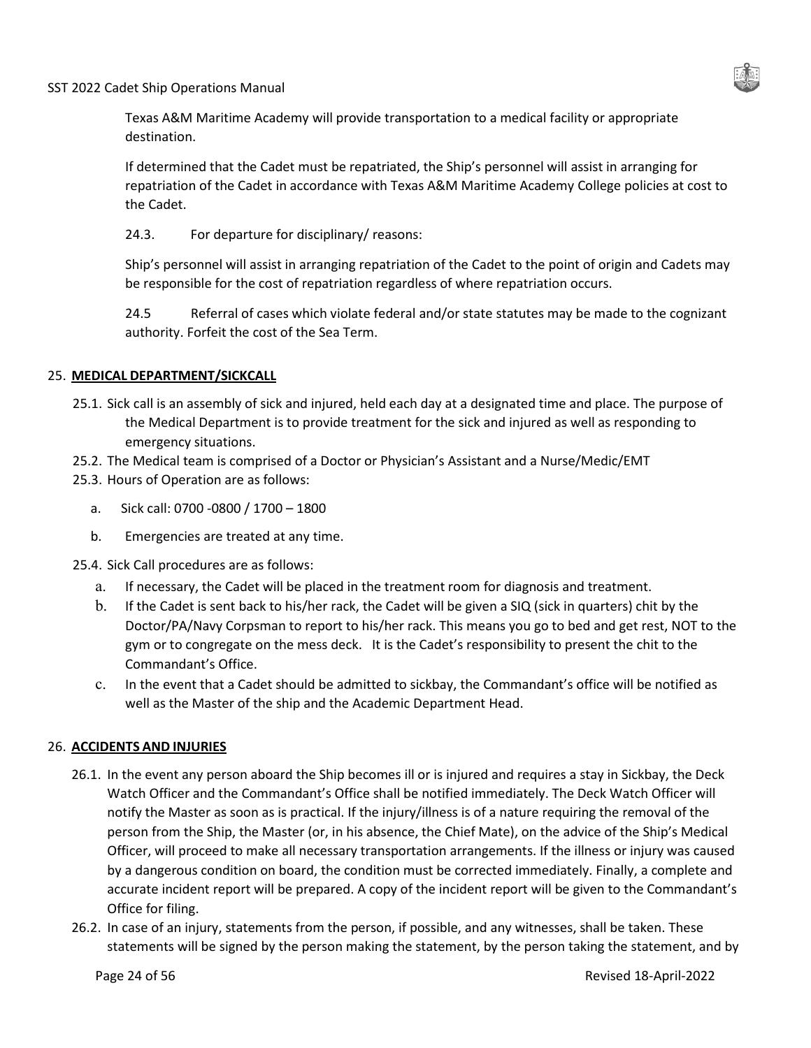Texas A&M Maritime Academy will provide transportation to a medical facility or appropriate destination.

If determined that the Cadet must be repatriated, the Ship's personnel will assist in arranging for repatriation of the Cadet in accordance with Texas A&M Maritime Academy College policies at cost to the Cadet.

24.3. For departure for disciplinary/ reasons:

Ship's personnel will assist in arranging repatriation of the Cadet to the point of origin and Cadets may be responsible for the cost of repatriation regardless of where repatriation occurs.

24.5 Referral of cases which violate federal and/or state statutes may be made to the cognizant authority. Forfeit the cost of the Sea Term.

## 25. **MEDICAL DEPARTMENT/SICKCALL**

25.1. Sick call is an assembly of sick and injured, held each day at a designated time and place. The purpose of the Medical Department is to provide treatment for the sick and injured as well as responding to emergency situations.

25.2. The Medical team is comprised of a Doctor or Physician's Assistant and a Nurse/Medic/EMT

25.3. Hours of Operation are as follows:

a. Sick call: 0700 -0800 / 1700 – 1800

b. Emergencies are treated at any time.

25.4. Sick Call procedures are as follows:

a. If necessary, the Cadet will be placed in the treatment room for diagnosis and treatment.

b. If the Cadet is sent back to his/her rack, the Cadet will be given a SIQ (sick in quarters) chit by the Doctor/PA/Navy Corpsman to report to his/her rack. This means you go to bed and get rest, NOT to the gym or to congregate on the mess deck. It is the Cadet's responsibility to present the chit to the Commandant's Office.

c. In the event that a Cadet should be admitted to sickbay, the Commandant's office will be notified as well as the Master of the ship and the Academic Department Head.

## 26. **ACCIDENTS AND INJURIES**

26.1. In the event any person aboard the Ship becomes ill or is injured and requires a stay in Sickbay, the Deck Watch Officer and the Commandant's Office shall be notified immediately. The Deck Watch Officer will notify the Master as soon as is practical. If the injury/illness is of a nature requiring the removal of the person from the Ship, the Master (or, in his absence, the Chief Mate), on the advice of the Ship's Medical Officer, will proceed to make all necessary transportation arrangements. If the illness or injury was caused by a dangerous condition on board, the condition must be corrected immediately. Finally, a complete and accurate incident report will be prepared. A copy of the incident report will be given to the Commandant's Office for filing.

26.2. In case of an injury, statements from the person, if possible, and any witnesses, shall be taken. These statements will be signed by the person making the statement, by the person taking the statement, and by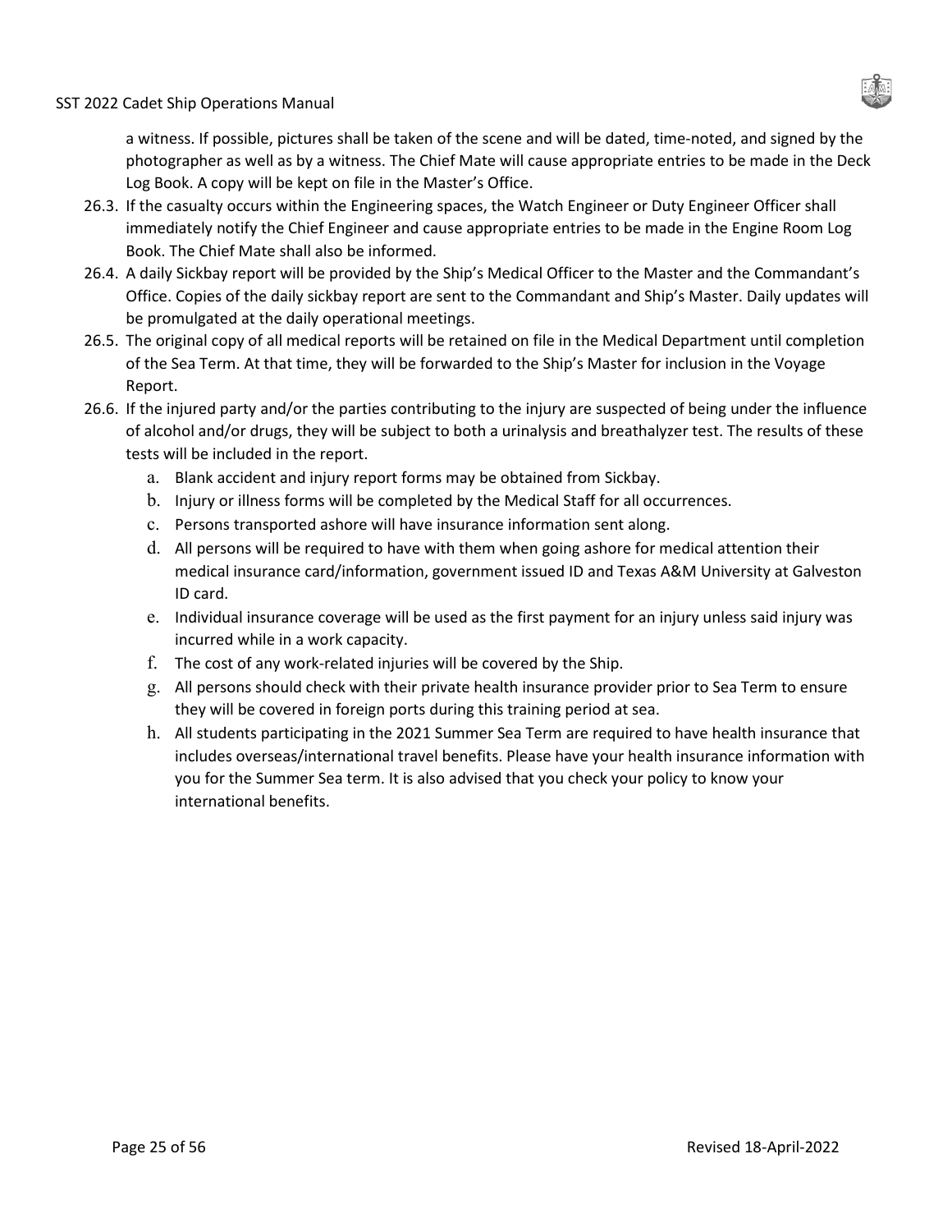a witness. If possible, pictures shall be taken of the scene and will be dated, time-noted, and signed by the photographer as well as by a witness. The Chief Mate will cause appropriate entries to be made in the Deck Log Book. A copy will be kept on file in the Master's Office.

26.3. If the casualty occurs within the Engineering spaces, the Watch Engineer or Duty Engineer Officer shall immediately notify the Chief Engineer and cause appropriate entries to be made in the Engine Room Log Book. The Chief Mate shall also be informed.

26.4. A daily Sickbay report will be provided by the Ship's Medical Officer to the Master and the Commandant's Office. Copies of the daily sickbay report are sent to the Commandant and Ship's Master. Daily updates will be promulgated at the daily operational meetings.

26.5. The original copy of all medical reports will be retained on file in the Medical Department until completion of the Sea Term. At that time, they will be forwarded to the Ship's Master for inclusion in the Voyage Report.

26.6. If the injured party and/or the parties contributing to the injury are suspected of being under the influence of alcohol and/or drugs, they will be subject to both a urinalysis and breathalyzer test. The results of these tests will be included in the report.

  a. Blank accident and injury report forms may be obtained from Sickbay.
  b. Injury or illness forms will be completed by the Medical Staff for all occurrences.
  c. Persons transported ashore will have insurance information sent along.
  d. All persons will be required to have with them when going ashore for medical attention their medical insurance card/information, government issued ID and Texas A&M University at Galveston ID card.
  e. Individual insurance coverage will be used as the first payment for an injury unless said injury was incurred while in a work capacity.
  f. The cost of any work-related injuries will be covered by the Ship.
  g. All persons should check with their private health insurance provider prior to Sea Term to ensure they will be covered in foreign ports during this training period at sea.
  h. All students participating in the 2021 Summer Sea Term are required to have health insurance that includes overseas/international travel benefits. Please have your health insurance information with you for the Summer Sea term. It is also advised that you check your policy to know your international benefits.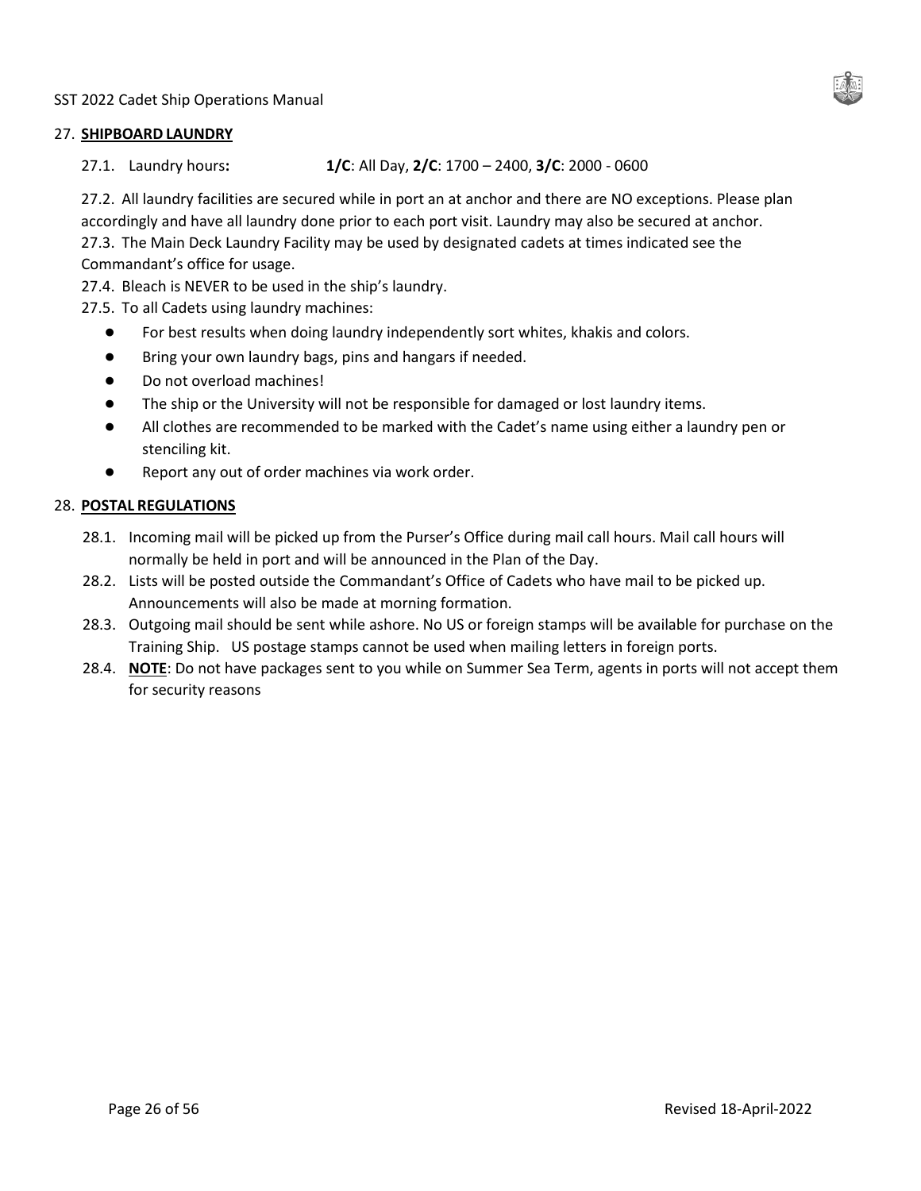## 27. **SHIPBOARD LAUNDRY**

27.1. Laundry hours**:** **1/C**: All Day, **2/C**: 1700 – 2400, **3/C**: 2000 - 0600

27.2. All laundry facilities are secured while in port an at anchor and there are NO exceptions. Please plan accordingly and have all laundry done prior to each port visit. Laundry may also be secured at anchor.

27.3. The Main Deck Laundry Facility may be used by designated cadets at times indicated see the Commandant's office for usage.

27.4. Bleach is NEVER to be used in the ship's laundry.

27.5. To all Cadets using laundry machines:

- For best results when doing laundry independently sort whites, khakis and colors.
- Bring your own laundry bags, pins and hangars if needed.
- Do not overload machines!
- The ship or the University will not be responsible for damaged or lost laundry items.
- All clothes are recommended to be marked with the Cadet's name using either a laundry pen or stenciling kit.
- Report any out of order machines via work order.

## 28. **POSTAL REGULATIONS**

28.1. Incoming mail will be picked up from the Purser's Office during mail call hours. Mail call hours will normally be held in port and will be announced in the Plan of the Day.

28.2. Lists will be posted outside the Commandant's Office of Cadets who have mail to be picked up. Announcements will also be made at morning formation.

28.3. Outgoing mail should be sent while ashore. No US or foreign stamps will be available for purchase on the Training Ship. US postage stamps cannot be used when mailing letters in foreign ports.

28.4. **NOTE**: Do not have packages sent to you while on Summer Sea Term, agents in ports will not accept them for security reasons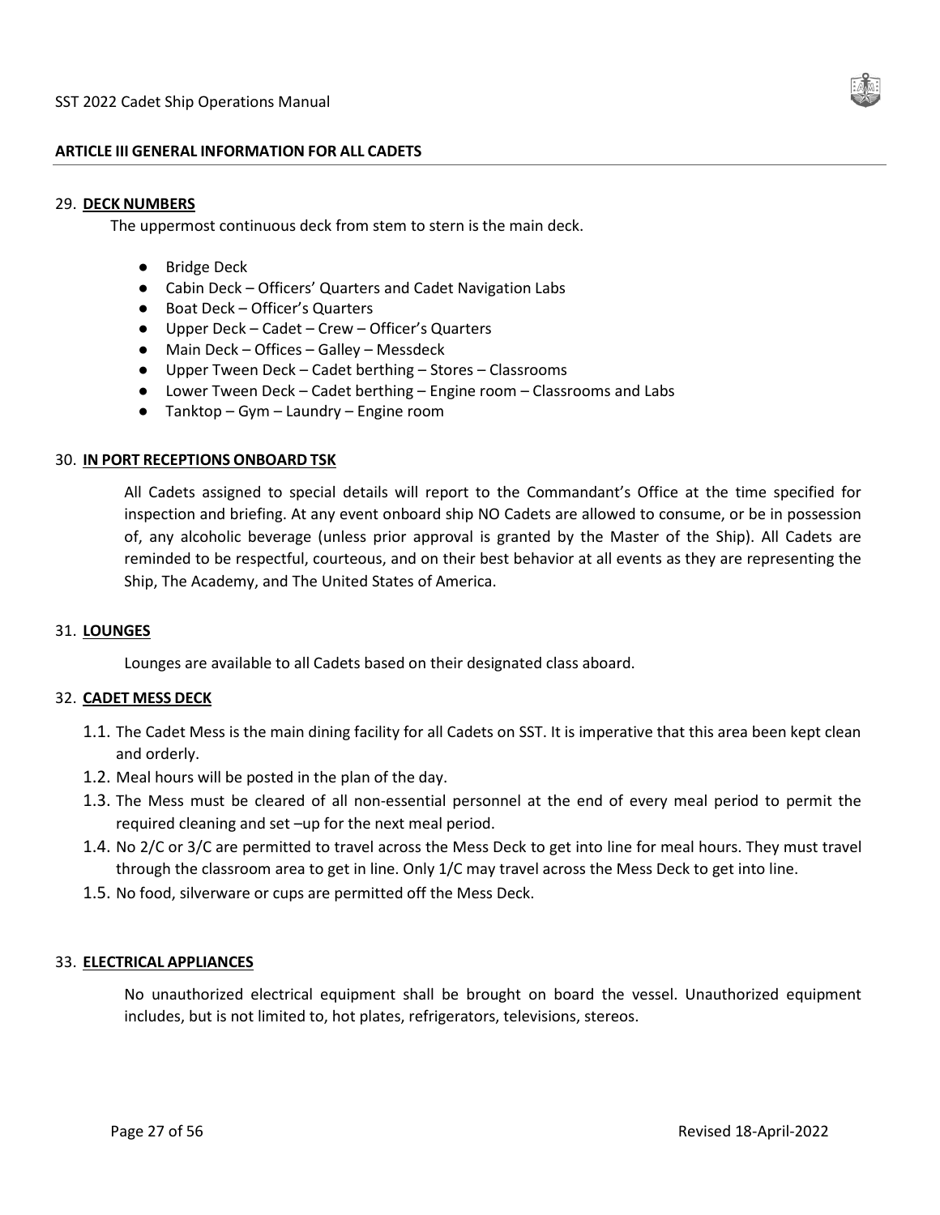## ARTICLE III GENERAL INFORMATION FOR ALL CADETS

29. **DECK NUMBERS**

The uppermost continuous deck from stem to stern is the main deck.

- Bridge Deck
- Cabin Deck – Officers' Quarters and Cadet Navigation Labs
- Boat Deck – Officer's Quarters
- Upper Deck – Cadet – Crew – Officer's Quarters
- Main Deck – Offices – Galley – Messdeck
- Upper Tween Deck – Cadet berthing – Stores – Classrooms
- Lower Tween Deck – Cadet berthing – Engine room – Classrooms and Labs
- Tanktop – Gym – Laundry – Engine room

30. **IN PORT RECEPTIONS ONBOARD TSK**

All Cadets assigned to special details will report to the Commandant's Office at the time specified for inspection and briefing. At any event onboard ship NO Cadets are allowed to consume, or be in possession of, any alcoholic beverage (unless prior approval is granted by the Master of the Ship). All Cadets are reminded to be respectful, courteous, and on their best behavior at all events as they are representing the Ship, The Academy, and The United States of America.

31. **LOUNGES**

Lounges are available to all Cadets based on their designated class aboard.

32. **CADET MESS DECK**

1.1. The Cadet Mess is the main dining facility for all Cadets on SST. It is imperative that this area been kept clean and orderly.

1.2. Meal hours will be posted in the plan of the day.

1.3. The Mess must be cleared of all non-essential personnel at the end of every meal period to permit the required cleaning and set –up for the next meal period.

1.4. No 2/C or 3/C are permitted to travel across the Mess Deck to get into line for meal hours. They must travel through the classroom area to get in line. Only 1/C may travel across the Mess Deck to get into line.

1.5. No food, silverware or cups are permitted off the Mess Deck.

33. **ELECTRICAL APPLIANCES**

No unauthorized electrical equipment shall be brought on board the vessel. Unauthorized equipment includes, but is not limited to, hot plates, refrigerators, televisions, stereos.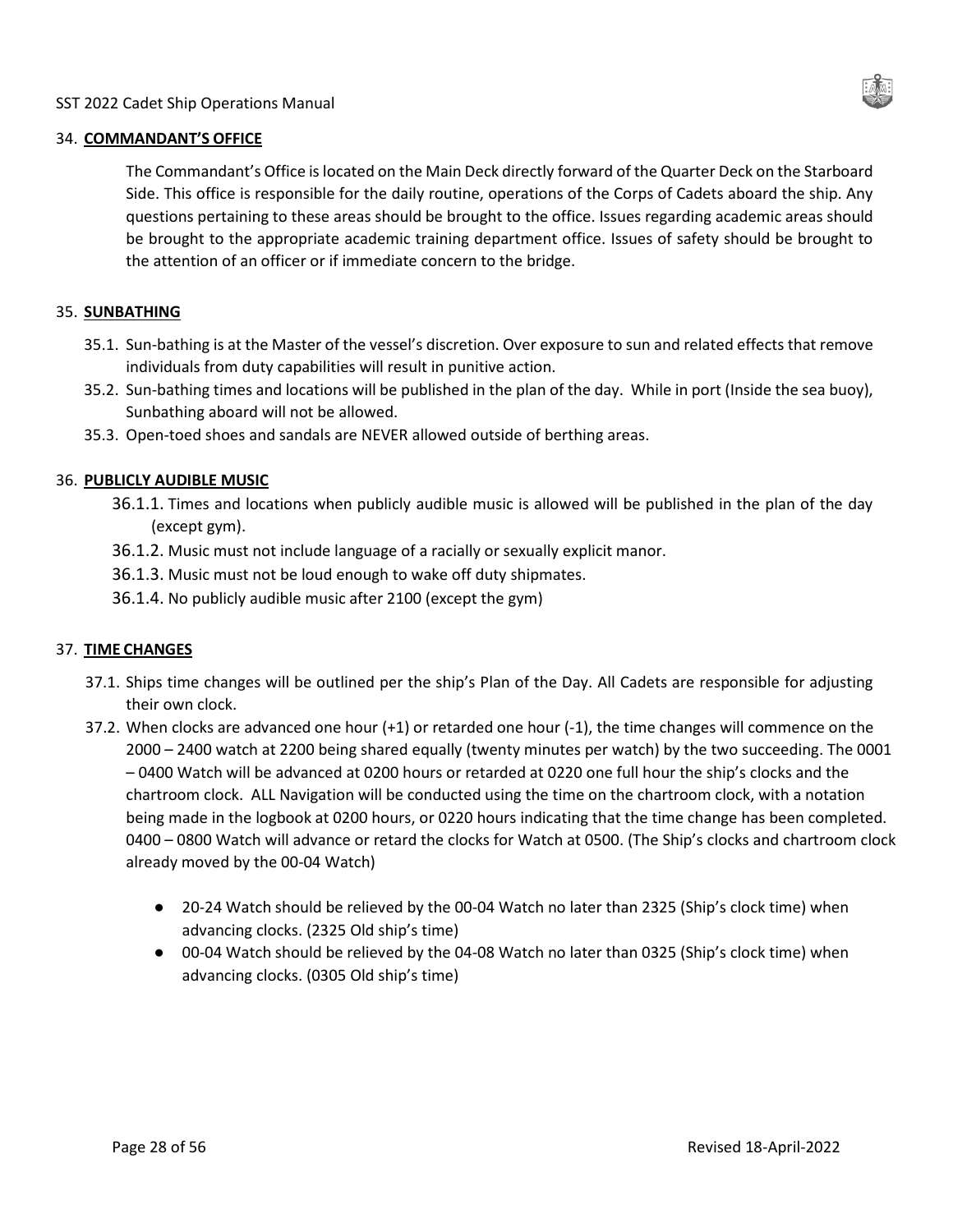## 34. **COMMANDANT'S OFFICE**

The Commandant's Office is located on the Main Deck directly forward of the Quarter Deck on the Starboard Side. This office is responsible for the daily routine, operations of the Corps of Cadets aboard the ship. Any questions pertaining to these areas should be brought to the office. Issues regarding academic areas should be brought to the appropriate academic training department office. Issues of safety should be brought to the attention of an officer or if immediate concern to the bridge.

## 35. **SUNBATHING**

35.1. Sun-bathing is at the Master of the vessel's discretion. Over exposure to sun and related effects that remove individuals from duty capabilities will result in punitive action.

35.2. Sun-bathing times and locations will be published in the plan of the day. While in port (Inside the sea buoy), Sunbathing aboard will not be allowed.

35.3. Open-toed shoes and sandals are NEVER allowed outside of berthing areas.

## 36. **PUBLICLY AUDIBLE MUSIC**

36.1.1. Times and locations when publicly audible music is allowed will be published in the plan of the day (except gym).

36.1.2. Music must not include language of a racially or sexually explicit manor.

36.1.3. Music must not be loud enough to wake off duty shipmates.

36.1.4. No publicly audible music after 2100 (except the gym)

## 37. **TIME CHANGES**

37.1. Ships time changes will be outlined per the ship's Plan of the Day. All Cadets are responsible for adjusting their own clock.

37.2. When clocks are advanced one hour (+1) or retarded one hour (-1), the time changes will commence on the 2000 – 2400 watch at 2200 being shared equally (twenty minutes per watch) by the two succeeding. The 0001 – 0400 Watch will be advanced at 0200 hours or retarded at 0220 one full hour the ship's clocks and the chartroom clock. ALL Navigation will be conducted using the time on the chartroom clock, with a notation being made in the logbook at 0200 hours, or 0220 hours indicating that the time change has been completed. 0400 – 0800 Watch will advance or retard the clocks for Watch at 0500. (The Ship's clocks and chartroom clock already moved by the 00-04 Watch)

- 20-24 Watch should be relieved by the 00-04 Watch no later than 2325 (Ship's clock time) when advancing clocks. (2325 Old ship's time)
- 00-04 Watch should be relieved by the 04-08 Watch no later than 0325 (Ship's clock time) when advancing clocks. (0305 Old ship's time)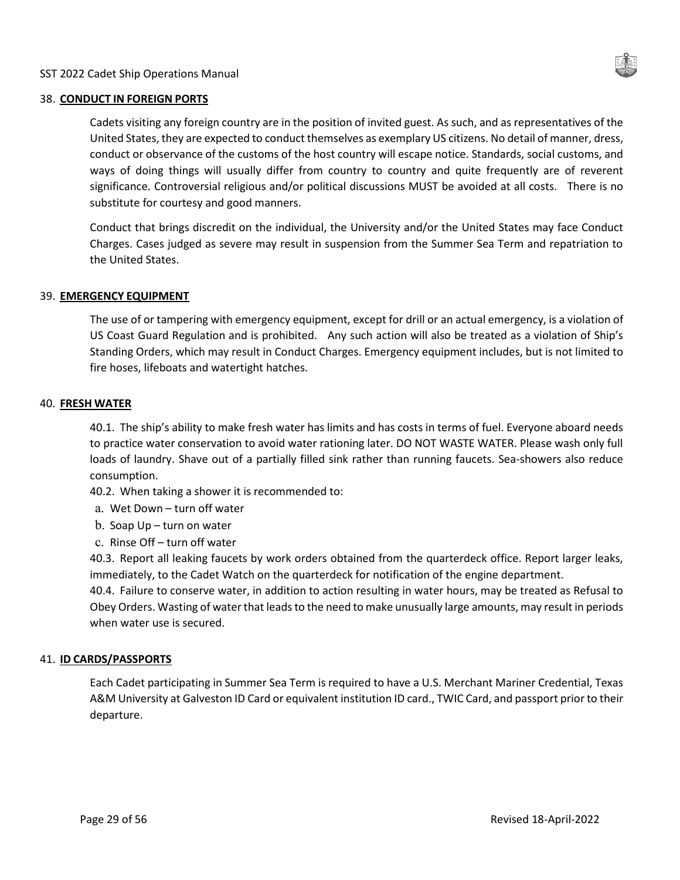## 38. **CONDUCT IN FOREIGN PORTS**

Cadets visiting any foreign country are in the position of invited guest. As such, and as representatives of the United States, they are expected to conduct themselves as exemplary US citizens. No detail of manner, dress, conduct or observance of the customs of the host country will escape notice. Standards, social customs, and ways of doing things will usually differ from country to country and quite frequently are of reverent significance. Controversial religious and/or political discussions MUST be avoided at all costs. There is no substitute for courtesy and good manners.

Conduct that brings discredit on the individual, the University and/or the United States may face Conduct Charges. Cases judged as severe may result in suspension from the Summer Sea Term and repatriation to the United States.

## 39. **EMERGENCY EQUIPMENT**

The use of or tampering with emergency equipment, except for drill or an actual emergency, is a violation of US Coast Guard Regulation and is prohibited. Any such action will also be treated as a violation of Ship's Standing Orders, which may result in Conduct Charges. Emergency equipment includes, but is not limited to fire hoses, lifeboats and watertight hatches.

## 40. **FRESH WATER**

40.1. The ship's ability to make fresh water has limits and has costs in terms of fuel. Everyone aboard needs to practice water conservation to avoid water rationing later. DO NOT WASTE WATER. Please wash only full loads of laundry. Shave out of a partially filled sink rather than running faucets. Sea-showers also reduce consumption.

40.2. When taking a shower it is recommended to:

a. Wet Down – turn off water
b. Soap Up – turn on water
c. Rinse Off – turn off water

40.3. Report all leaking faucets by work orders obtained from the quarterdeck office. Report larger leaks, immediately, to the Cadet Watch on the quarterdeck for notification of the engine department.

40.4. Failure to conserve water, in addition to action resulting in water hours, may be treated as Refusal to Obey Orders. Wasting of water that leads to the need to make unusually large amounts, may result in periods when water use is secured.

## 41. **ID CARDS/PASSPORTS**

Each Cadet participating in Summer Sea Term is required to have a U.S. Merchant Mariner Credential, Texas A&M University at Galveston ID Card or equivalent institution ID card., TWIC Card, and passport prior to their departure.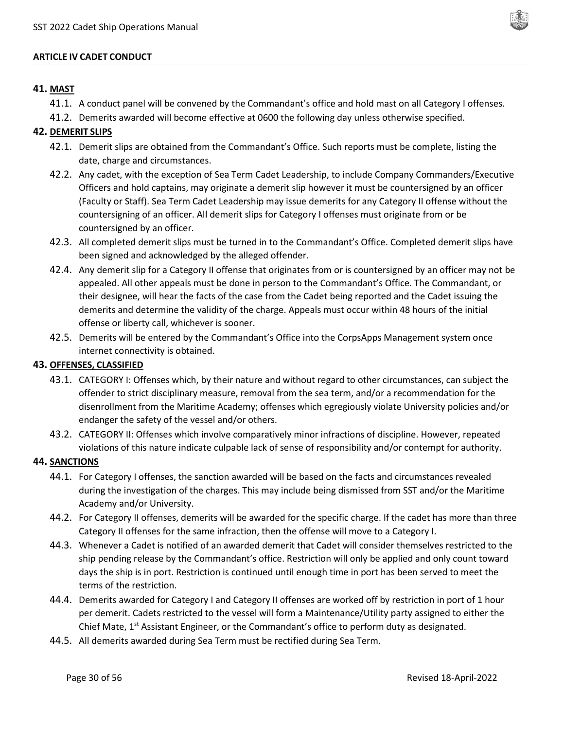**ARTICLE IV CADET CONDUCT**

## 41. MAST

41.1. A conduct panel will be convened by the Commandant's office and hold mast on all Category I offenses.

41.2. Demerits awarded will become effective at 0600 the following day unless otherwise specified.

## 42. DEMERIT SLIPS

42.1. Demerit slips are obtained from the Commandant's Office. Such reports must be complete, listing the date, charge and circumstances.

42.2. Any cadet, with the exception of Sea Term Cadet Leadership, to include Company Commanders/Executive Officers and hold captains, may originate a demerit slip however it must be countersigned by an officer (Faculty or Staff). Sea Term Cadet Leadership may issue demerits for any Category II offense without the countersigning of an officer. All demerit slips for Category I offenses must originate from or be countersigned by an officer.

42.3. All completed demerit slips must be turned in to the Commandant's Office. Completed demerit slips have been signed and acknowledged by the alleged offender.

42.4. Any demerit slip for a Category II offense that originates from or is countersigned by an officer may not be appealed. All other appeals must be done in person to the Commandant's Office. The Commandant, or their designee, will hear the facts of the case from the Cadet being reported and the Cadet issuing the demerits and determine the validity of the charge. Appeals must occur within 48 hours of the initial offense or liberty call, whichever is sooner.

42.5. Demerits will be entered by the Commandant's Office into the CorpsApps Management system once internet connectivity is obtained.

## 43. OFFENSES, CLASSIFIED

43.1. CATEGORY I: Offenses which, by their nature and without regard to other circumstances, can subject the offender to strict disciplinary measure, removal from the sea term, and/or a recommendation for the disenrollment from the Maritime Academy; offenses which egregiously violate University policies and/or endanger the safety of the vessel and/or others.

43.2. CATEGORY II: Offenses which involve comparatively minor infractions of discipline. However, repeated violations of this nature indicate culpable lack of sense of responsibility and/or contempt for authority.

## 44. SANCTIONS

44.1. For Category I offenses, the sanction awarded will be based on the facts and circumstances revealed during the investigation of the charges. This may include being dismissed from SST and/or the Maritime Academy and/or University.

44.2. For Category II offenses, demerits will be awarded for the specific charge. If the cadet has more than three Category II offenses for the same infraction, then the offense will move to a Category I.

44.3. Whenever a Cadet is notified of an awarded demerit that Cadet will consider themselves restricted to the ship pending release by the Commandant's office. Restriction will only be applied and only count toward days the ship is in port. Restriction is continued until enough time in port has been served to meet the terms of the restriction.

44.4. Demerits awarded for Category I and Category II offenses are worked off by restriction in port of 1 hour per demerit. Cadets restricted to the vessel will form a Maintenance/Utility party assigned to either the Chief Mate, 1st Assistant Engineer, or the Commandant's office to perform duty as designated.

44.5. All demerits awarded during Sea Term must be rectified during Sea Term.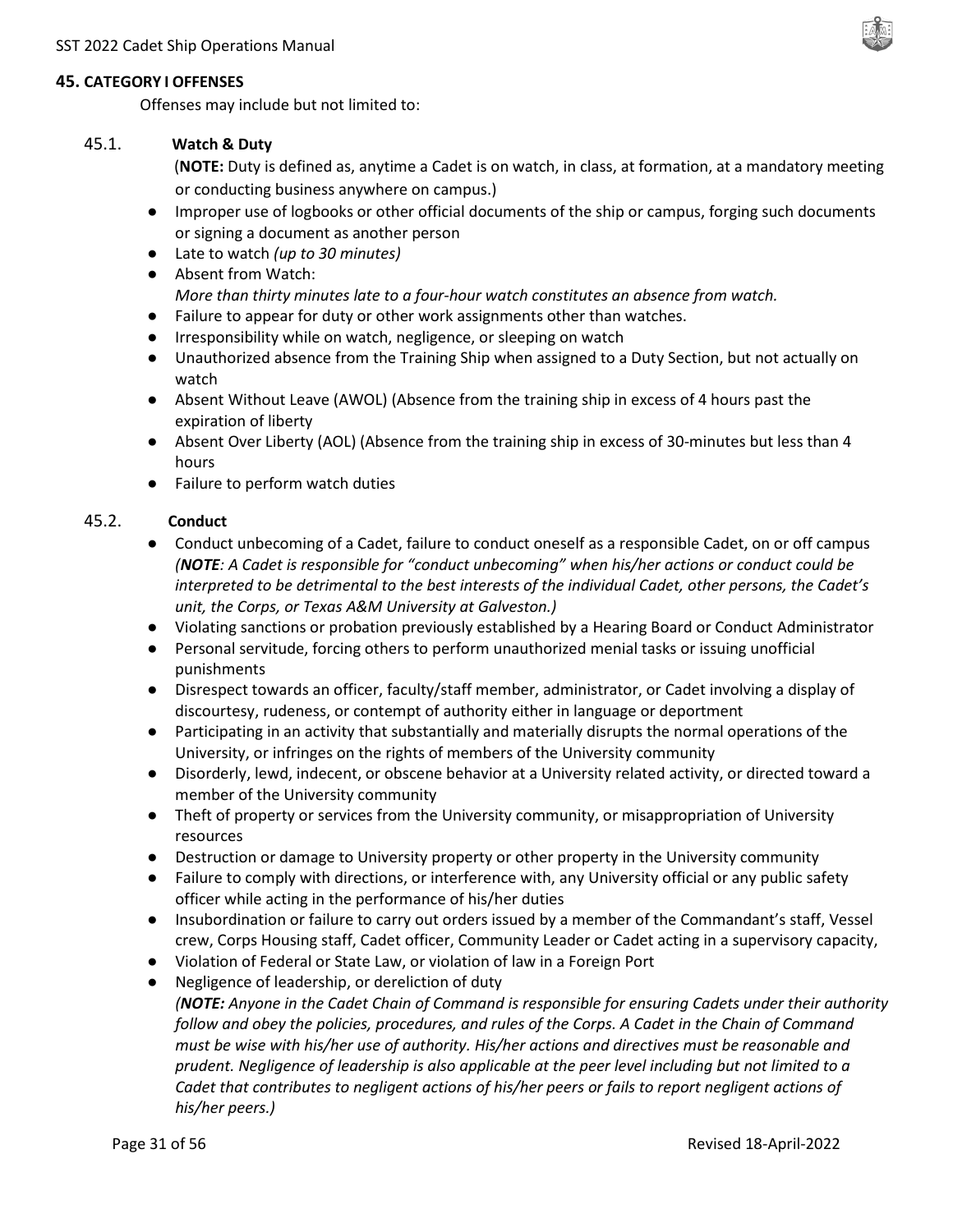## 45. CATEGORY I OFFENSES

Offenses may include but not limited to:

### 45.1. Watch & Duty

(**NOTE:** Duty is defined as, anytime a Cadet is on watch, in class, at formation, at a mandatory meeting or conducting business anywhere on campus.)

- Improper use of logbooks or other official documents of the ship or campus, forging such documents or signing a document as another person
- Late to watch *(up to 30 minutes)*
- Absent from Watch:
  *More than thirty minutes late to a four-hour watch constitutes an absence from watch.*
- Failure to appear for duty or other work assignments other than watches.
- Irresponsibility while on watch, negligence, or sleeping on watch
- Unauthorized absence from the Training Ship when assigned to a Duty Section, but not actually on watch
- Absent Without Leave (AWOL) (Absence from the training ship in excess of 4 hours past the expiration of liberty
- Absent Over Liberty (AOL) (Absence from the training ship in excess of 30-minutes but less than 4 hours
- Failure to perform watch duties

### 45.2. Conduct

- Conduct unbecoming of a Cadet, failure to conduct oneself as a responsible Cadet, on or off campus *(**NOTE**: A Cadet is responsible for "conduct unbecoming" when his/her actions or conduct could be interpreted to be detrimental to the best interests of the individual Cadet, other persons, the Cadet's unit, the Corps, or Texas A&M University at Galveston.)*
- Violating sanctions or probation previously established by a Hearing Board or Conduct Administrator
- Personal servitude, forcing others to perform unauthorized menial tasks or issuing unofficial punishments
- Disrespect towards an officer, faculty/staff member, administrator, or Cadet involving a display of discourtesy, rudeness, or contempt of authority either in language or deportment
- Participating in an activity that substantially and materially disrupts the normal operations of the University, or infringes on the rights of members of the University community
- Disorderly, lewd, indecent, or obscene behavior at a University related activity, or directed toward a member of the University community
- Theft of property or services from the University community, or misappropriation of University resources
- Destruction or damage to University property or other property in the University community
- Failure to comply with directions, or interference with, any University official or any public safety officer while acting in the performance of his/her duties
- Insubordination or failure to carry out orders issued by a member of the Commandant's staff, Vessel crew, Corps Housing staff, Cadet officer, Community Leader or Cadet acting in a supervisory capacity,
- Violation of Federal or State Law, or violation of law in a Foreign Port
- Negligence of leadership, or dereliction of duty
  *(**NOTE:** Anyone in the Cadet Chain of Command is responsible for ensuring Cadets under their authority follow and obey the policies, procedures, and rules of the Corps. A Cadet in the Chain of Command must be wise with his/her use of authority. His/her actions and directives must be reasonable and prudent. Negligence of leadership is also applicable at the peer level including but not limited to a Cadet that contributes to negligent actions of his/her peers or fails to report negligent actions of his/her peers.)*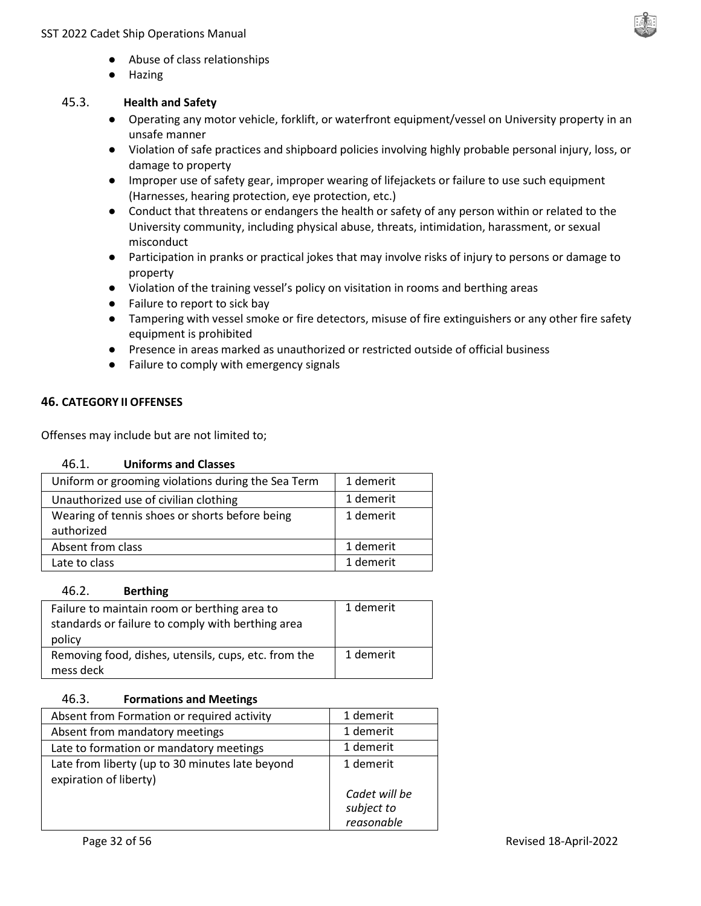- Abuse of class relationships
- Hazing

### 45.3. Health and Safety

- Operating any motor vehicle, forklift, or waterfront equipment/vessel on University property in an unsafe manner
- Violation of safe practices and shipboard policies involving highly probable personal injury, loss, or damage to property
- Improper use of safety gear, improper wearing of lifejackets or failure to use such equipment (Harnesses, hearing protection, eye protection, etc.)
- Conduct that threatens or endangers the health or safety of any person within or related to the University community, including physical abuse, threats, intimidation, harassment, or sexual misconduct
- Participation in pranks or practical jokes that may involve risks of injury to persons or damage to property
- Violation of the training vessel's policy on visitation in rooms and berthing areas
- Failure to report to sick bay
- Tampering with vessel smoke or fire detectors, misuse of fire extinguishers or any other fire safety equipment is prohibited
- Presence in areas marked as unauthorized or restricted outside of official business
- Failure to comply with emergency signals

## 46. CATEGORY II OFFENSES

Offenses may include but are not limited to;

### 46.1. Uniforms and Classes

| Offense | Penalty |
|---|---|
| Uniform or grooming violations during the Sea Term | 1 demerit |
| Unauthorized use of civilian clothing | 1 demerit |
| Wearing of tennis shoes or shorts before being authorized | 1 demerit |
| Absent from class | 1 demerit |
| Late to class | 1 demerit |

### 46.2. Berthing

| Offense | Penalty |
|---|---|
| Failure to maintain room or berthing area to standards or failure to comply with berthing area policy | 1 demerit |
| Removing food, dishes, utensils, cups, etc. from the mess deck | 1 demerit |

### 46.3. Formations and Meetings

| Offense | Penalty |
|---|---|
| Absent from Formation or required activity | 1 demerit |
| Absent from mandatory meetings | 1 demerit |
| Late to formation or mandatory meetings | 1 demerit |
| Late from liberty (up to 30 minutes late beyond expiration of liberty) | 1 demerit<br><br>*Cadet will be subject to reasonable* |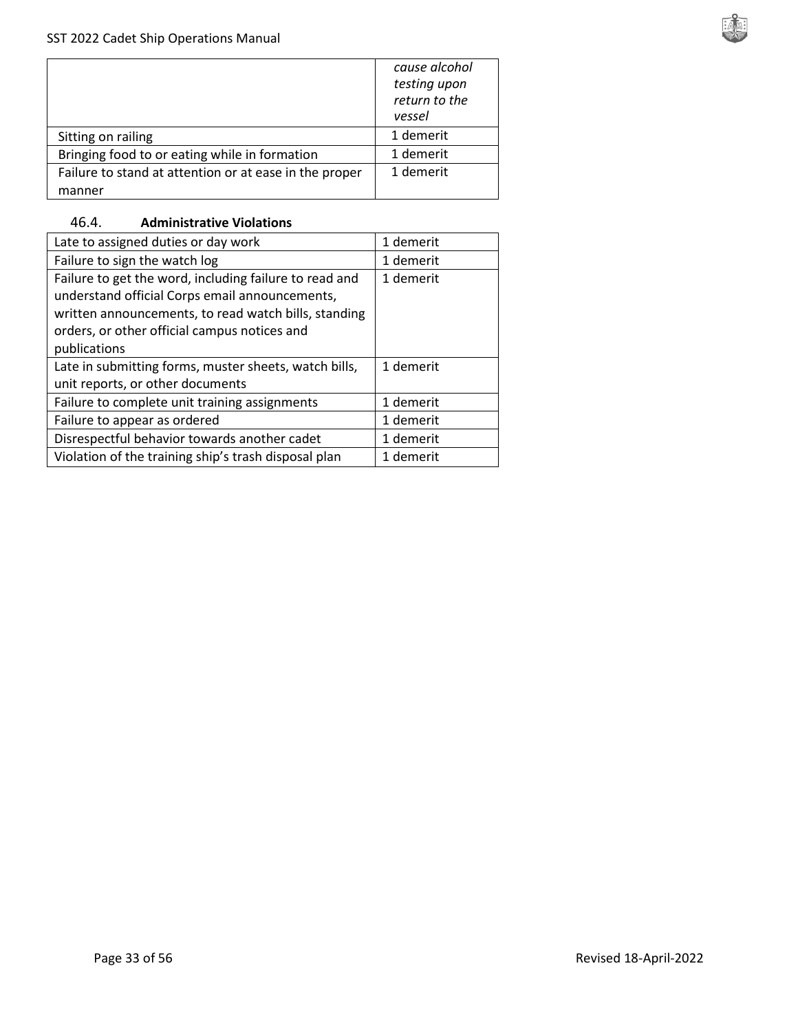| | *cause alcohol testing upon return to the vessel* |
|---|---|
| Sitting on railing | 1 demerit |
| Bringing food to or eating while in formation | 1 demerit |
| Failure to stand at attention or at ease in the proper manner | 1 demerit |

### 46.4. **Administrative Violations**

| Late to assigned duties or day work | 1 demerit |
|---|---|
| Failure to sign the watch log | 1 demerit |
| Failure to get the word, including failure to read and understand official Corps email announcements, written announcements, to read watch bills, standing orders, or other official campus notices and publications | 1 demerit |
| Late in submitting forms, muster sheets, watch bills, unit reports, or other documents | 1 demerit |
| Failure to complete unit training assignments | 1 demerit |
| Failure to appear as ordered | 1 demerit |
| Disrespectful behavior towards another cadet | 1 demerit |
| Violation of the training ship's trash disposal plan | 1 demerit |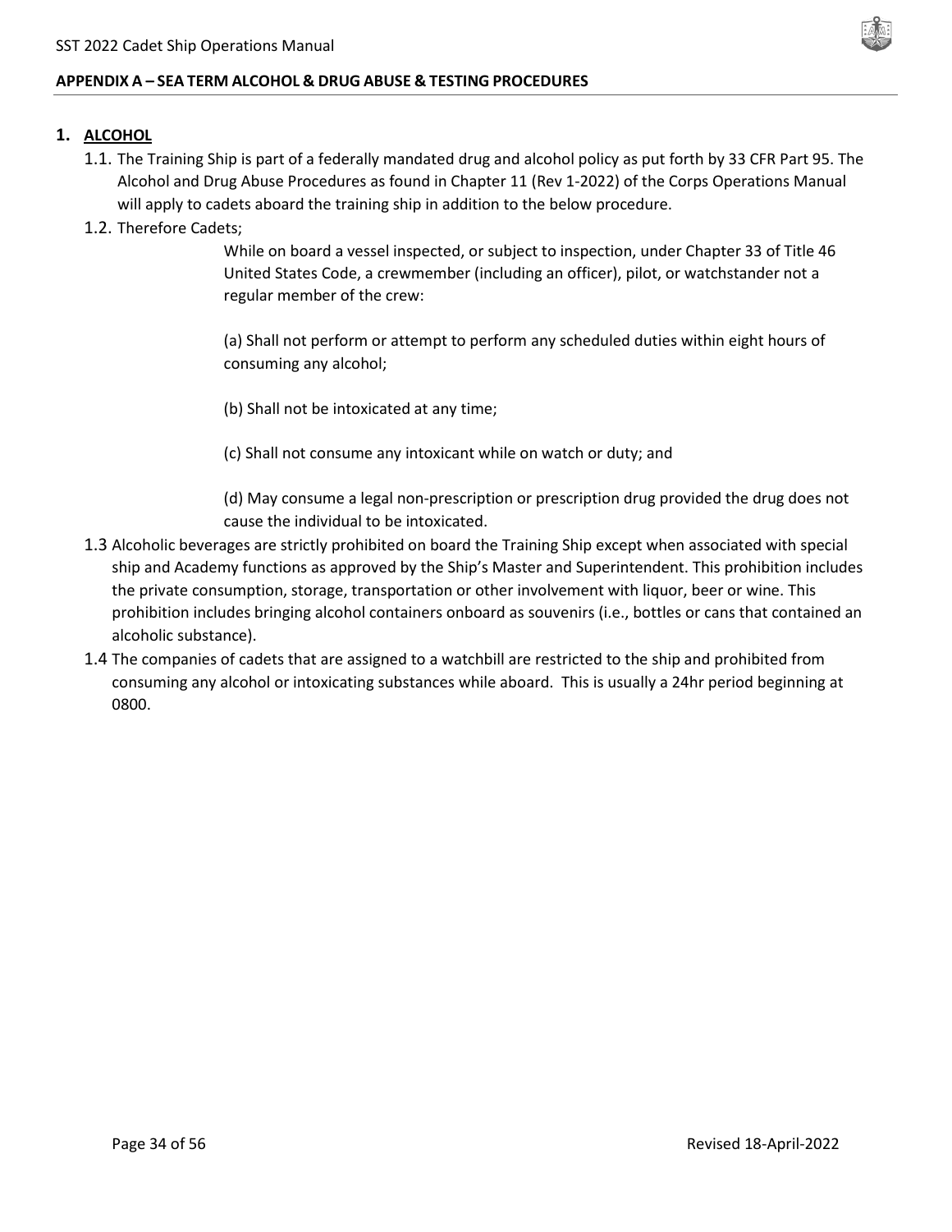## APPENDIX A – SEA TERM ALCOHOL & DRUG ABUSE & TESTING PROCEDURES

### 1. ALCOHOL

1.1. The Training Ship is part of a federally mandated drug and alcohol policy as put forth by 33 CFR Part 95. The Alcohol and Drug Abuse Procedures as found in Chapter 11 (Rev 1-2022) of the Corps Operations Manual will apply to cadets aboard the training ship in addition to the below procedure.

1.2. Therefore Cadets;

> While on board a vessel inspected, or subject to inspection, under Chapter 33 of Title 46 United States Code, a crewmember (including an officer), pilot, or watchstander not a regular member of the crew:
>
> (a) Shall not perform or attempt to perform any scheduled duties within eight hours of consuming any alcohol;
>
> (b) Shall not be intoxicated at any time;
>
> (c) Shall not consume any intoxicant while on watch or duty; and
>
> (d) May consume a legal non-prescription or prescription drug provided the drug does not cause the individual to be intoxicated.

1.3 Alcoholic beverages are strictly prohibited on board the Training Ship except when associated with special ship and Academy functions as approved by the Ship's Master and Superintendent. This prohibition includes the private consumption, storage, transportation or other involvement with liquor, beer or wine. This prohibition includes bringing alcohol containers onboard as souvenirs (i.e., bottles or cans that contained an alcoholic substance).

1.4 The companies of cadets that are assigned to a watchbill are restricted to the ship and prohibited from consuming any alcohol or intoxicating substances while aboard. This is usually a 24hr period beginning at 0800.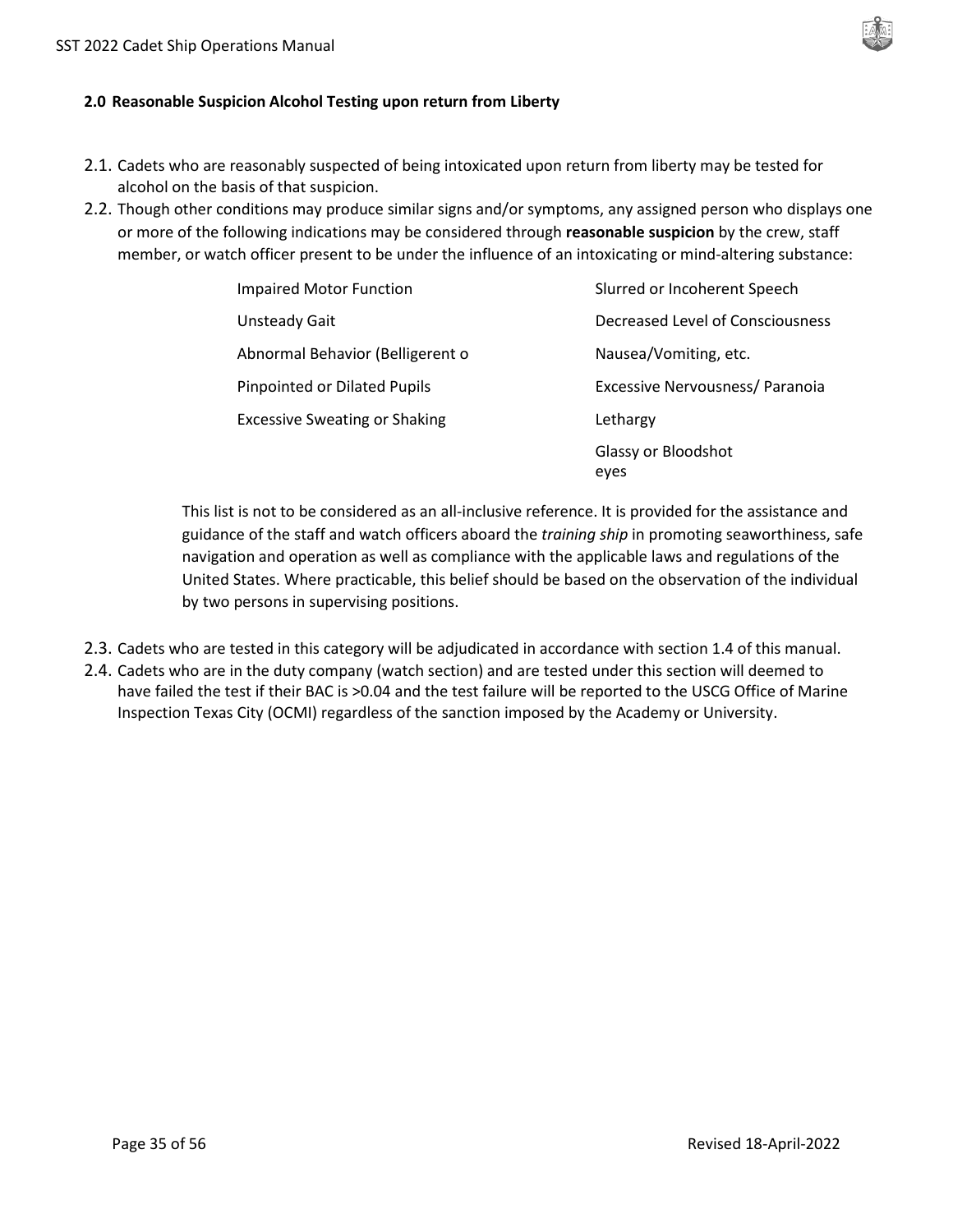### 2.0 Reasonable Suspicion Alcohol Testing upon return from Liberty

2.1. Cadets who are reasonably suspected of being intoxicated upon return from liberty may be tested for alcohol on the basis of that suspicion.

2.2. Though other conditions may produce similar signs and/or symptoms, any assigned person who displays one or more of the following indications may be considered through **reasonable suspicion** by the crew, staff member, or watch officer present to be under the influence of an intoxicating or mind-altering substance:

| | |
|---|---|
| Impaired Motor Function | Slurred or Incoherent Speech |
| Unsteady Gait | Decreased Level of Consciousness |
| Abnormal Behavior (Belligerent o | Nausea/Vomiting, etc. |
| Pinpointed or Dilated Pupils | Excessive Nervousness/ Paranoia |
| Excessive Sweating or Shaking | Lethargy |
| | Glassy or Bloodshot eyes |

This list is not to be considered as an all-inclusive reference. It is provided for the assistance and guidance of the staff and watch officers aboard the *training ship* in promoting seaworthiness, safe navigation and operation as well as compliance with the applicable laws and regulations of the United States. Where practicable, this belief should be based on the observation of the individual by two persons in supervising positions.

2.3. Cadets who are tested in this category will be adjudicated in accordance with section 1.4 of this manual.

2.4. Cadets who are in the duty company (watch section) and are tested under this section will deemed to have failed the test if their BAC is >0.04 and the test failure will be reported to the USCG Office of Marine Inspection Texas City (OCMI) regardless of the sanction imposed by the Academy or University.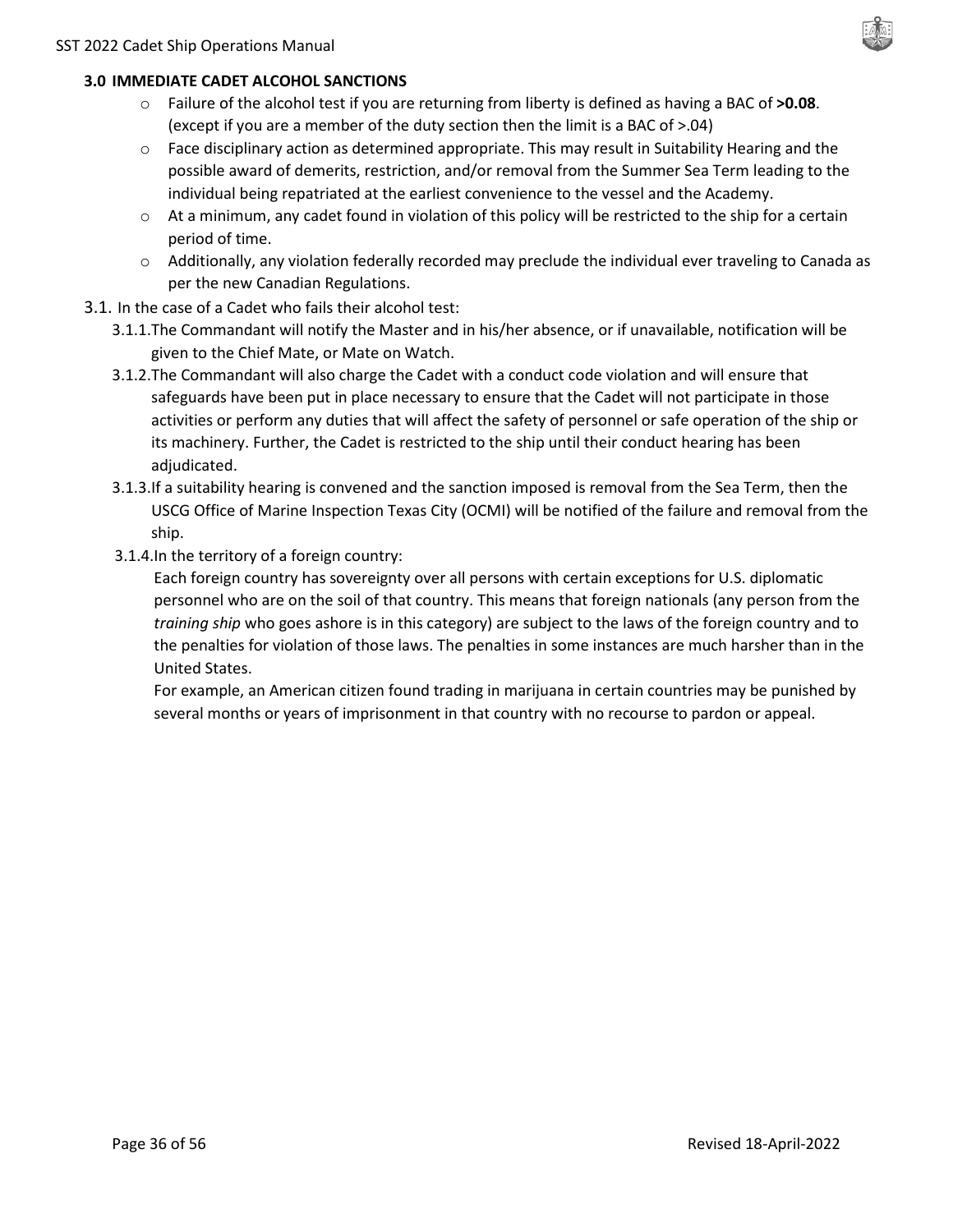### 3.0 IMMEDIATE CADET ALCOHOL SANCTIONS

- Failure of the alcohol test if you are returning from liberty is defined as having a BAC of **>0.08**. (except if you are a member of the duty section then the limit is a BAC of >.04)
- Face disciplinary action as determined appropriate. This may result in Suitability Hearing and the possible award of demerits, restriction, and/or removal from the Summer Sea Term leading to the individual being repatriated at the earliest convenience to the vessel and the Academy.
- At a minimum, any cadet found in violation of this policy will be restricted to the ship for a certain period of time.
- Additionally, any violation federally recorded may preclude the individual ever traveling to Canada as per the new Canadian Regulations.

3.1. In the case of a Cadet who fails their alcohol test:

3.1.1. The Commandant will notify the Master and in his/her absence, or if unavailable, notification will be given to the Chief Mate, or Mate on Watch.

3.1.2. The Commandant will also charge the Cadet with a conduct code violation and will ensure that safeguards have been put in place necessary to ensure that the Cadet will not participate in those activities or perform any duties that will affect the safety of personnel or safe operation of the ship or its machinery. Further, the Cadet is restricted to the ship until their conduct hearing has been adjudicated.

3.1.3. If a suitability hearing is convened and the sanction imposed is removal from the Sea Term, then the USCG Office of Marine Inspection Texas City (OCMI) will be notified of the failure and removal from the ship.

3.1.4. In the territory of a foreign country:

Each foreign country has sovereignty over all persons with certain exceptions for U.S. diplomatic personnel who are on the soil of that country. This means that foreign nationals (any person from the *training ship* who goes ashore is in this category) are subject to the laws of the foreign country and to the penalties for violation of those laws. The penalties in some instances are much harsher than in the United States.

For example, an American citizen found trading in marijuana in certain countries may be punished by several months or years of imprisonment in that country with no recourse to pardon or appeal.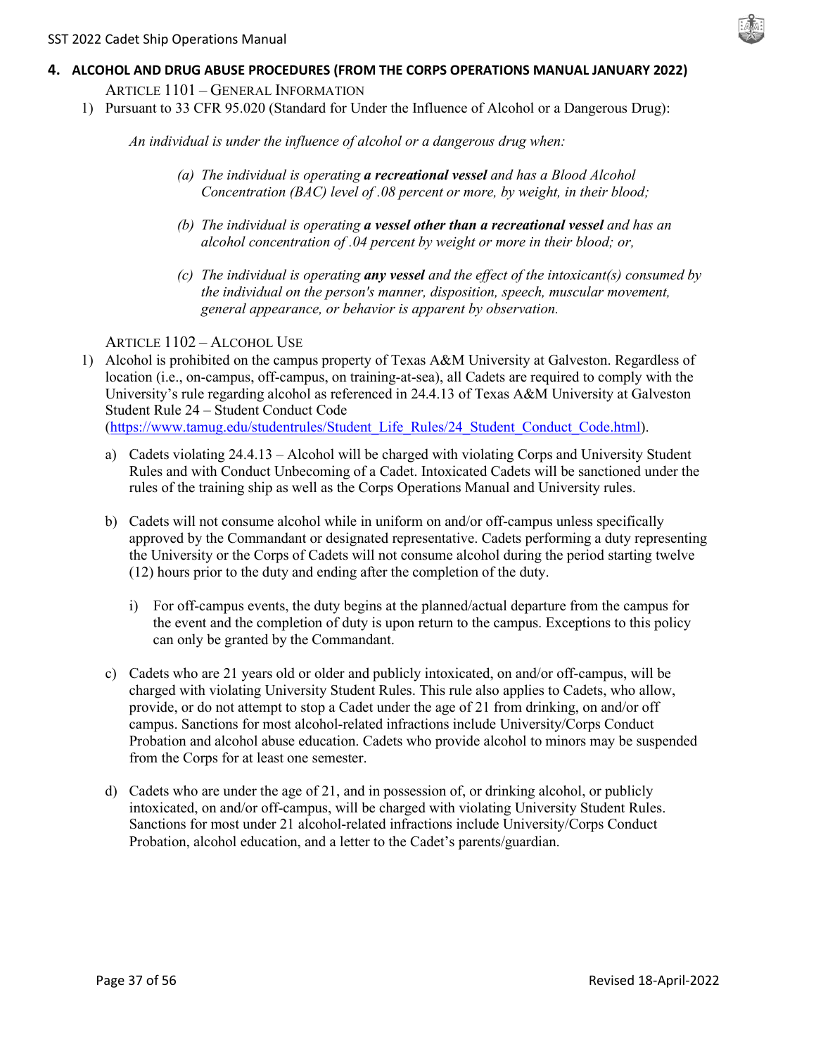## 4. ALCOHOL AND DRUG ABUSE PROCEDURES (FROM THE CORPS OPERATIONS MANUAL JANUARY 2022)

### ARTICLE 1101 – GENERAL INFORMATION

1) Pursuant to 33 CFR 95.020 (Standard for Under the Influence of Alcohol or a Dangerous Drug):

   *An individual is under the influence of alcohol or a dangerous drug when:*

   *(a) The individual is operating **a recreational vessel** and has a Blood Alcohol Concentration (BAC) level of .08 percent or more, by weight, in their blood;*

   *(b) The individual is operating **a vessel other than a recreational vessel** and has an alcohol concentration of .04 percent by weight or more in their blood; or,*

   *(c) The individual is operating **any vessel** and the effect of the intoxicant(s) consumed by the individual on the person's manner, disposition, speech, muscular movement, general appearance, or behavior is apparent by observation.*

### ARTICLE 1102 – ALCOHOL USE

1) Alcohol is prohibited on the campus property of Texas A&M University at Galveston. Regardless of location (i.e., on-campus, off-campus, on training-at-sea), all Cadets are required to comply with the University's rule regarding alcohol as referenced in 24.4.13 of Texas A&M University at Galveston Student Rule 24 – Student Conduct Code (https://www.tamug.edu/studentrules/Student_Life_Rules/24_Student_Conduct_Code.html).

   a) Cadets violating 24.4.13 – Alcohol will be charged with violating Corps and University Student Rules and with Conduct Unbecoming of a Cadet. Intoxicated Cadets will be sanctioned under the rules of the training ship as well as the Corps Operations Manual and University rules.

   b) Cadets will not consume alcohol while in uniform on and/or off-campus unless specifically approved by the Commandant or designated representative. Cadets performing a duty representing the University or the Corps of Cadets will not consume alcohol during the period starting twelve (12) hours prior to the duty and ending after the completion of the duty.

      i) For off-campus events, the duty begins at the planned/actual departure from the campus for the event and the completion of duty is upon return to the campus. Exceptions to this policy can only be granted by the Commandant.

   c) Cadets who are 21 years old or older and publicly intoxicated, on and/or off-campus, will be charged with violating University Student Rules. This rule also applies to Cadets, who allow, provide, or do not attempt to stop a Cadet under the age of 21 from drinking, on and/or off campus. Sanctions for most alcohol-related infractions include University/Corps Conduct Probation and alcohol abuse education. Cadets who provide alcohol to minors may be suspended from the Corps for at least one semester.

   d) Cadets who are under the age of 21, and in possession of, or drinking alcohol, or publicly intoxicated, on and/or off-campus, will be charged with violating University Student Rules. Sanctions for most under 21 alcohol-related infractions include University/Corps Conduct Probation, alcohol education, and a letter to the Cadet's parents/guardian.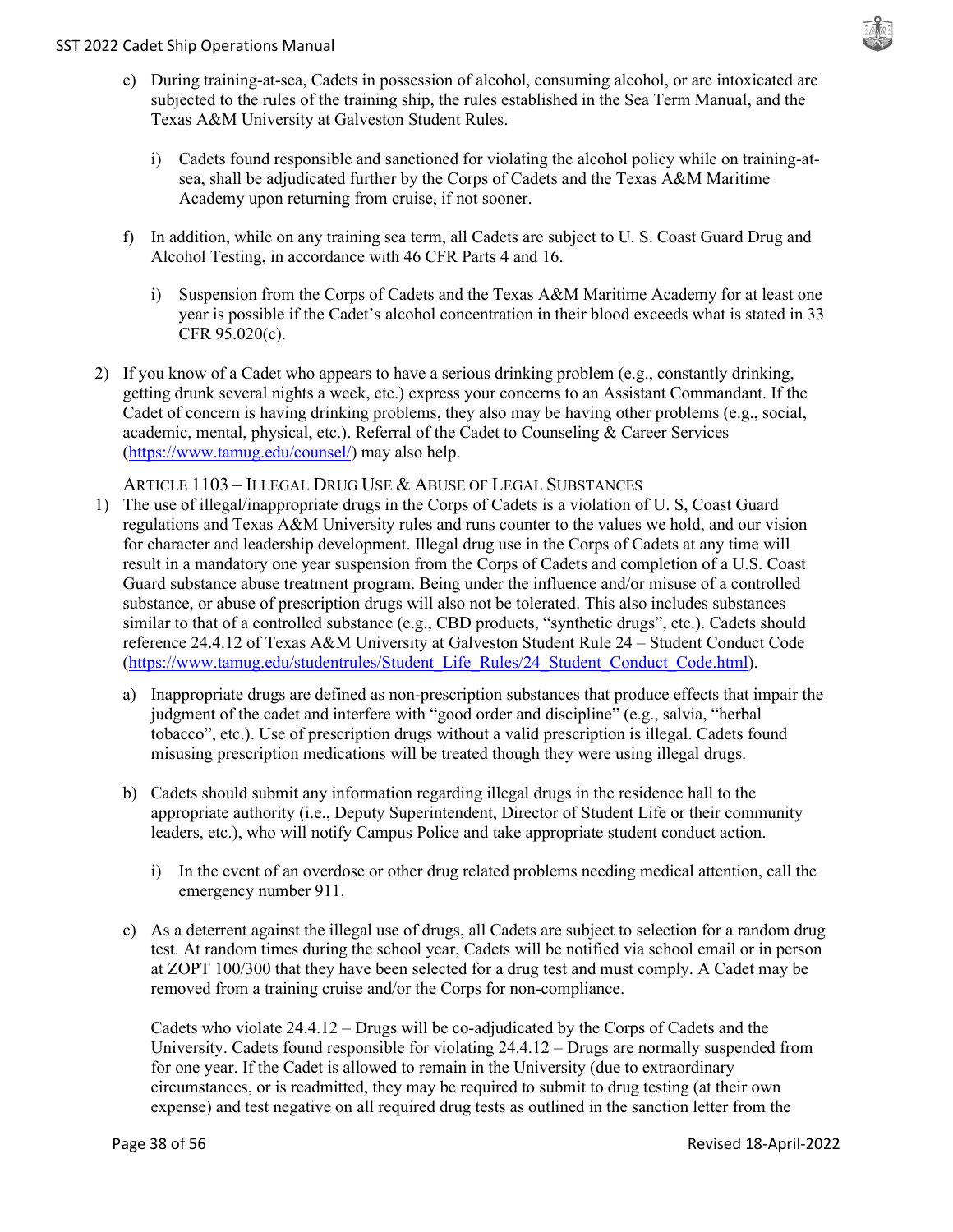e) During training-at-sea, Cadets in possession of alcohol, consuming alcohol, or are intoxicated are subjected to the rules of the training ship, the rules established in the Sea Term Manual, and the Texas A&M University at Galveston Student Rules.

    i) Cadets found responsible and sanctioned for violating the alcohol policy while on training-at-sea, shall be adjudicated further by the Corps of Cadets and the Texas A&M Maritime Academy upon returning from cruise, if not sooner.

f) In addition, while on any training sea term, all Cadets are subject to U. S. Coast Guard Drug and Alcohol Testing, in accordance with 46 CFR Parts 4 and 16.

    i) Suspension from the Corps of Cadets and the Texas A&M Maritime Academy for at least one year is possible if the Cadet's alcohol concentration in their blood exceeds what is stated in 33 CFR 95.020(c).

2) If you know of a Cadet who appears to have a serious drinking problem (e.g., constantly drinking, getting drunk several nights a week, etc.) express your concerns to an Assistant Commandant. If the Cadet of concern is having drinking problems, they also may be having other problems (e.g., social, academic, mental, physical, etc.). Referral of the Cadet to Counseling & Career Services (https://www.tamug.edu/counsel/) may also help.

### ARTICLE 1103 – ILLEGAL DRUG USE & ABUSE OF LEGAL SUBSTANCES

1) The use of illegal/inappropriate drugs in the Corps of Cadets is a violation of U. S, Coast Guard regulations and Texas A&M University rules and runs counter to the values we hold, and our vision for character and leadership development. Illegal drug use in the Corps of Cadets at any time will result in a mandatory one year suspension from the Corps of Cadets and completion of a U.S. Coast Guard substance abuse treatment program. Being under the influence and/or misuse of a controlled substance, or abuse of prescription drugs will also not be tolerated. This also includes substances similar to that of a controlled substance (e.g., CBD products, "synthetic drugs", etc.). Cadets should reference 24.4.12 of Texas A&M University at Galveston Student Rule 24 – Student Conduct Code (https://www.tamug.edu/studentrules/Student_Life_Rules/24_Student_Conduct_Code.html).

    a) Inappropriate drugs are defined as non-prescription substances that produce effects that impair the judgment of the cadet and interfere with "good order and discipline" (e.g., salvia, "herbal tobacco", etc.). Use of prescription drugs without a valid prescription is illegal. Cadets found misusing prescription medications will be treated though they were using illegal drugs.

    b) Cadets should submit any information regarding illegal drugs in the residence hall to the appropriate authority (i.e., Deputy Superintendent, Director of Student Life or their community leaders, etc.), who will notify Campus Police and take appropriate student conduct action.

        i) In the event of an overdose or other drug related problems needing medical attention, call the emergency number 911.

    c) As a deterrent against the illegal use of drugs, all Cadets are subject to selection for a random drug test. At random times during the school year, Cadets will be notified via school email or in person at ZOPT 100/300 that they have been selected for a drug test and must comply. A Cadet may be removed from a training cruise and/or the Corps for non-compliance.

    Cadets who violate 24.4.12 – Drugs will be co-adjudicated by the Corps of Cadets and the University. Cadets found responsible for violating 24.4.12 – Drugs are normally suspended from for one year. If the Cadet is allowed to remain in the University (due to extraordinary circumstances, or is readmitted, they may be required to submit to drug testing (at their own expense) and test negative on all required drug tests as outlined in the sanction letter from the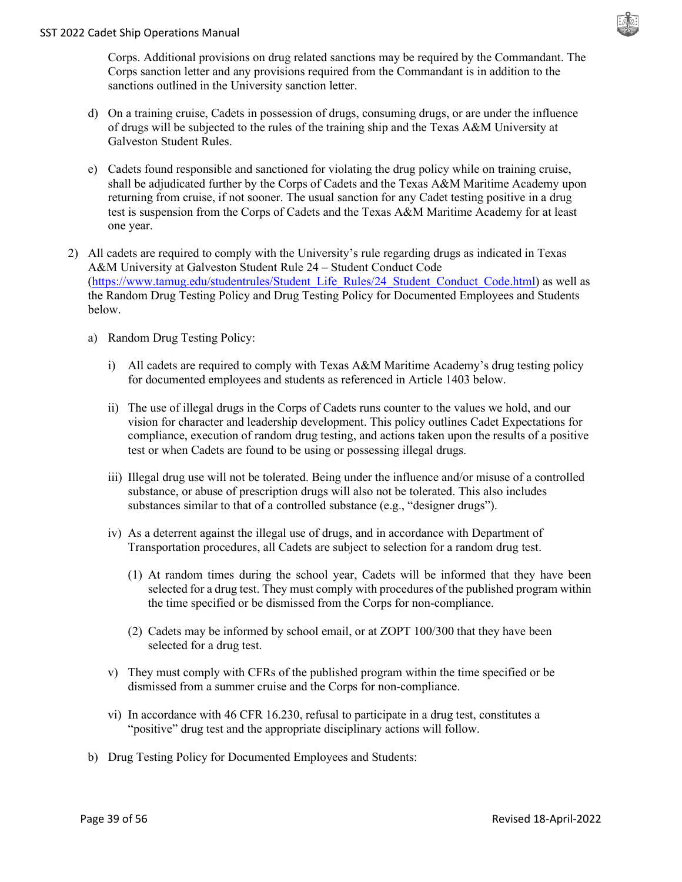Corps. Additional provisions on drug related sanctions may be required by the Commandant. The Corps sanction letter and any provisions required from the Commandant is in addition to the sanctions outlined in the University sanction letter.

d) On a training cruise, Cadets in possession of drugs, consuming drugs, or are under the influence of drugs will be subjected to the rules of the training ship and the Texas A&M University at Galveston Student Rules.

e) Cadets found responsible and sanctioned for violating the drug policy while on training cruise, shall be adjudicated further by the Corps of Cadets and the Texas A&M Maritime Academy upon returning from cruise, if not sooner. The usual sanction for any Cadet testing positive in a drug test is suspension from the Corps of Cadets and the Texas A&M Maritime Academy for at least one year.

2) All cadets are required to comply with the University's rule regarding drugs as indicated in Texas A&M University at Galveston Student Rule 24 – Student Conduct Code (https://www.tamug.edu/studentrules/Student_Life_Rules/24_Student_Conduct_Code.html) as well as the Random Drug Testing Policy and Drug Testing Policy for Documented Employees and Students below.

   a) Random Drug Testing Policy:

      i) All cadets are required to comply with Texas A&M Maritime Academy's drug testing policy for documented employees and students as referenced in Article 1403 below.

      ii) The use of illegal drugs in the Corps of Cadets runs counter to the values we hold, and our vision for character and leadership development. This policy outlines Cadet Expectations for compliance, execution of random drug testing, and actions taken upon the results of a positive test or when Cadets are found to be using or possessing illegal drugs.

      iii) Illegal drug use will not be tolerated. Being under the influence and/or misuse of a controlled substance, or abuse of prescription drugs will also not be tolerated. This also includes substances similar to that of a controlled substance (e.g., "designer drugs").

      iv) As a deterrent against the illegal use of drugs, and in accordance with Department of Transportation procedures, all Cadets are subject to selection for a random drug test.

         (1) At random times during the school year, Cadets will be informed that they have been selected for a drug test. They must comply with procedures of the published program within the time specified or be dismissed from the Corps for non-compliance.

         (2) Cadets may be informed by school email, or at ZOPT 100/300 that they have been selected for a drug test.

      v) They must comply with CFRs of the published program within the time specified or be dismissed from a summer cruise and the Corps for non-compliance.

      vi) In accordance with 46 CFR 16.230, refusal to participate in a drug test, constitutes a "positive" drug test and the appropriate disciplinary actions will follow.

   b) Drug Testing Policy for Documented Employees and Students: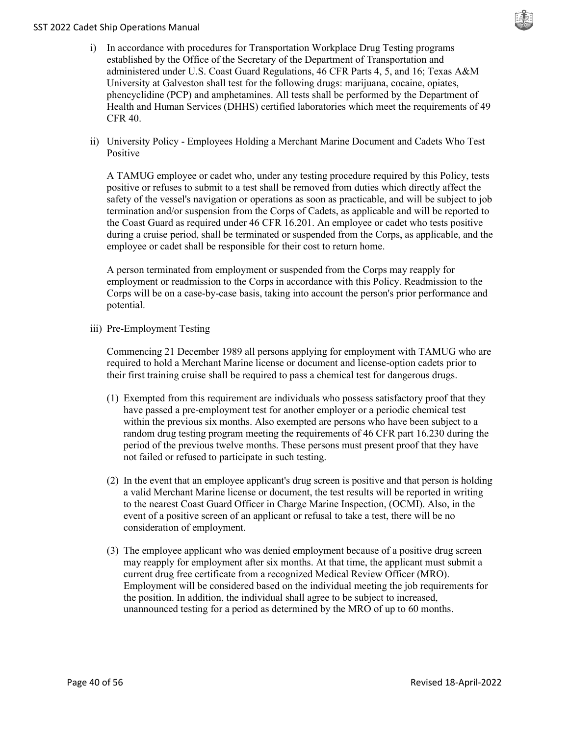i) In accordance with procedures for Transportation Workplace Drug Testing programs established by the Office of the Secretary of the Department of Transportation and administered under U.S. Coast Guard Regulations, 46 CFR Parts 4, 5, and 16; Texas A&M University at Galveston shall test for the following drugs: marijuana, cocaine, opiates, phencyclidine (PCP) and amphetamines. All tests shall be performed by the Department of Health and Human Services (DHHS) certified laboratories which meet the requirements of 49 CFR 40.

ii) University Policy - Employees Holding a Merchant Marine Document and Cadets Who Test Positive

A TAMUG employee or cadet who, under any testing procedure required by this Policy, tests positive or refuses to submit to a test shall be removed from duties which directly affect the safety of the vessel's navigation or operations as soon as practicable, and will be subject to job termination and/or suspension from the Corps of Cadets, as applicable and will be reported to the Coast Guard as required under 46 CFR 16.201. An employee or cadet who tests positive during a cruise period, shall be terminated or suspended from the Corps, as applicable, and the employee or cadet shall be responsible for their cost to return home.

A person terminated from employment or suspended from the Corps may reapply for employment or readmission to the Corps in accordance with this Policy. Readmission to the Corps will be on a case-by-case basis, taking into account the person's prior performance and potential.

iii) Pre-Employment Testing

Commencing 21 December 1989 all persons applying for employment with TAMUG who are required to hold a Merchant Marine license or document and license-option cadets prior to their first training cruise shall be required to pass a chemical test for dangerous drugs.

(1) Exempted from this requirement are individuals who possess satisfactory proof that they have passed a pre-employment test for another employer or a periodic chemical test within the previous six months. Also exempted are persons who have been subject to a random drug testing program meeting the requirements of 46 CFR part 16.230 during the period of the previous twelve months. These persons must present proof that they have not failed or refused to participate in such testing.

(2) In the event that an employee applicant's drug screen is positive and that person is holding a valid Merchant Marine license or document, the test results will be reported in writing to the nearest Coast Guard Officer in Charge Marine Inspection, (OCMI). Also, in the event of a positive screen of an applicant or refusal to take a test, there will be no consideration of employment.

(3) The employee applicant who was denied employment because of a positive drug screen may reapply for employment after six months. At that time, the applicant must submit a current drug free certificate from a recognized Medical Review Officer (MRO). Employment will be considered based on the individual meeting the job requirements for the position. In addition, the individual shall agree to be subject to increased, unannounced testing for a period as determined by the MRO of up to 60 months.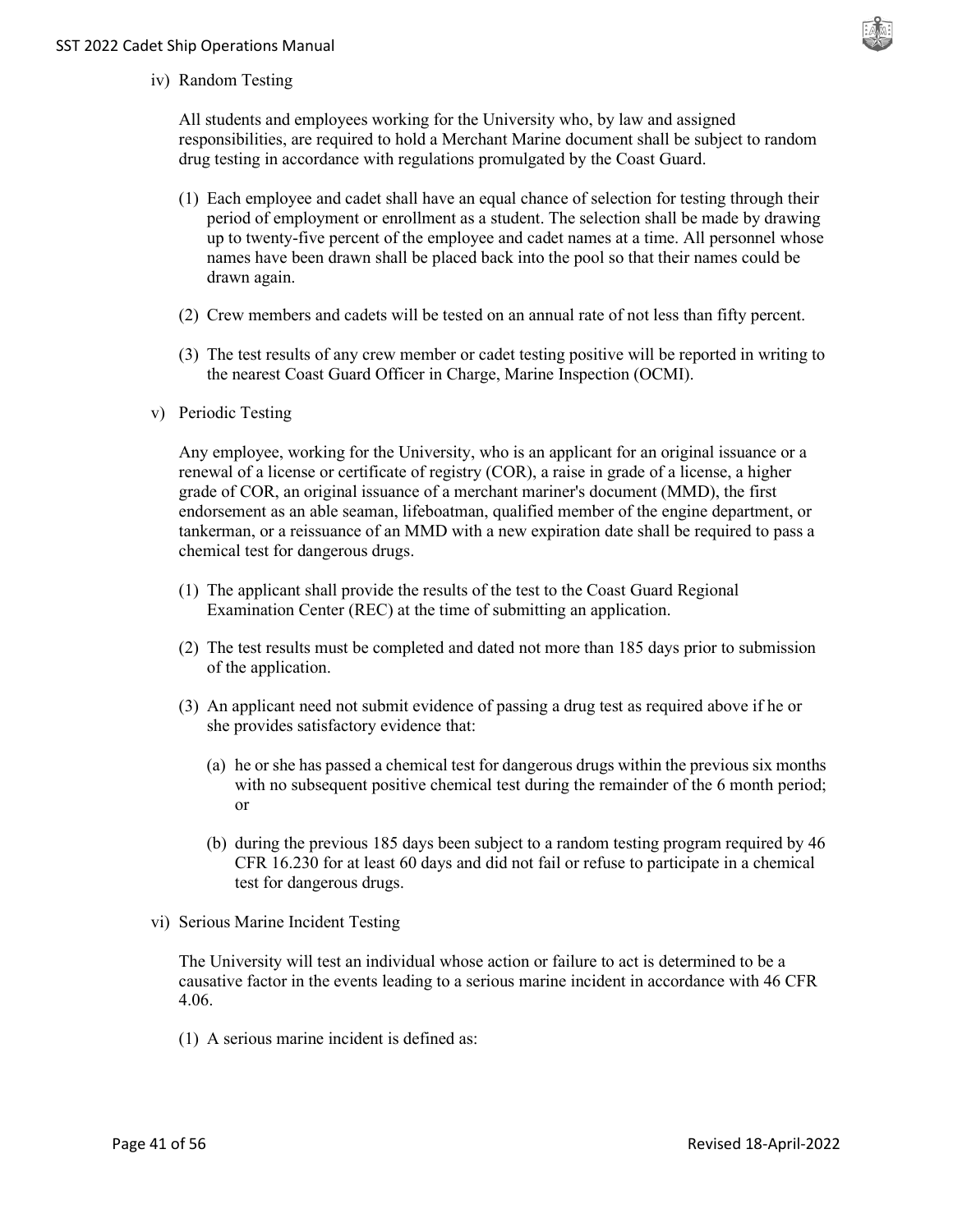iv) Random Testing

All students and employees working for the University who, by law and assigned responsibilities, are required to hold a Merchant Marine document shall be subject to random drug testing in accordance with regulations promulgated by the Coast Guard.

(1) Each employee and cadet shall have an equal chance of selection for testing through their period of employment or enrollment as a student. The selection shall be made by drawing up to twenty-five percent of the employee and cadet names at a time. All personnel whose names have been drawn shall be placed back into the pool so that their names could be drawn again.

(2) Crew members and cadets will be tested on an annual rate of not less than fifty percent.

(3) The test results of any crew member or cadet testing positive will be reported in writing to the nearest Coast Guard Officer in Charge, Marine Inspection (OCMI).

v) Periodic Testing

Any employee, working for the University, who is an applicant for an original issuance or a renewal of a license or certificate of registry (COR), a raise in grade of a license, a higher grade of COR, an original issuance of a merchant mariner's document (MMD), the first endorsement as an able seaman, lifeboatman, qualified member of the engine department, or tankerman, or a reissuance of an MMD with a new expiration date shall be required to pass a chemical test for dangerous drugs.

(1) The applicant shall provide the results of the test to the Coast Guard Regional Examination Center (REC) at the time of submitting an application.

(2) The test results must be completed and dated not more than 185 days prior to submission of the application.

(3) An applicant need not submit evidence of passing a drug test as required above if he or she provides satisfactory evidence that:

(a) he or she has passed a chemical test for dangerous drugs within the previous six months with no subsequent positive chemical test during the remainder of the 6 month period; or

(b) during the previous 185 days been subject to a random testing program required by 46 CFR 16.230 for at least 60 days and did not fail or refuse to participate in a chemical test for dangerous drugs.

vi) Serious Marine Incident Testing

The University will test an individual whose action or failure to act is determined to be a causative factor in the events leading to a serious marine incident in accordance with 46 CFR 4.06.

(1) A serious marine incident is defined as: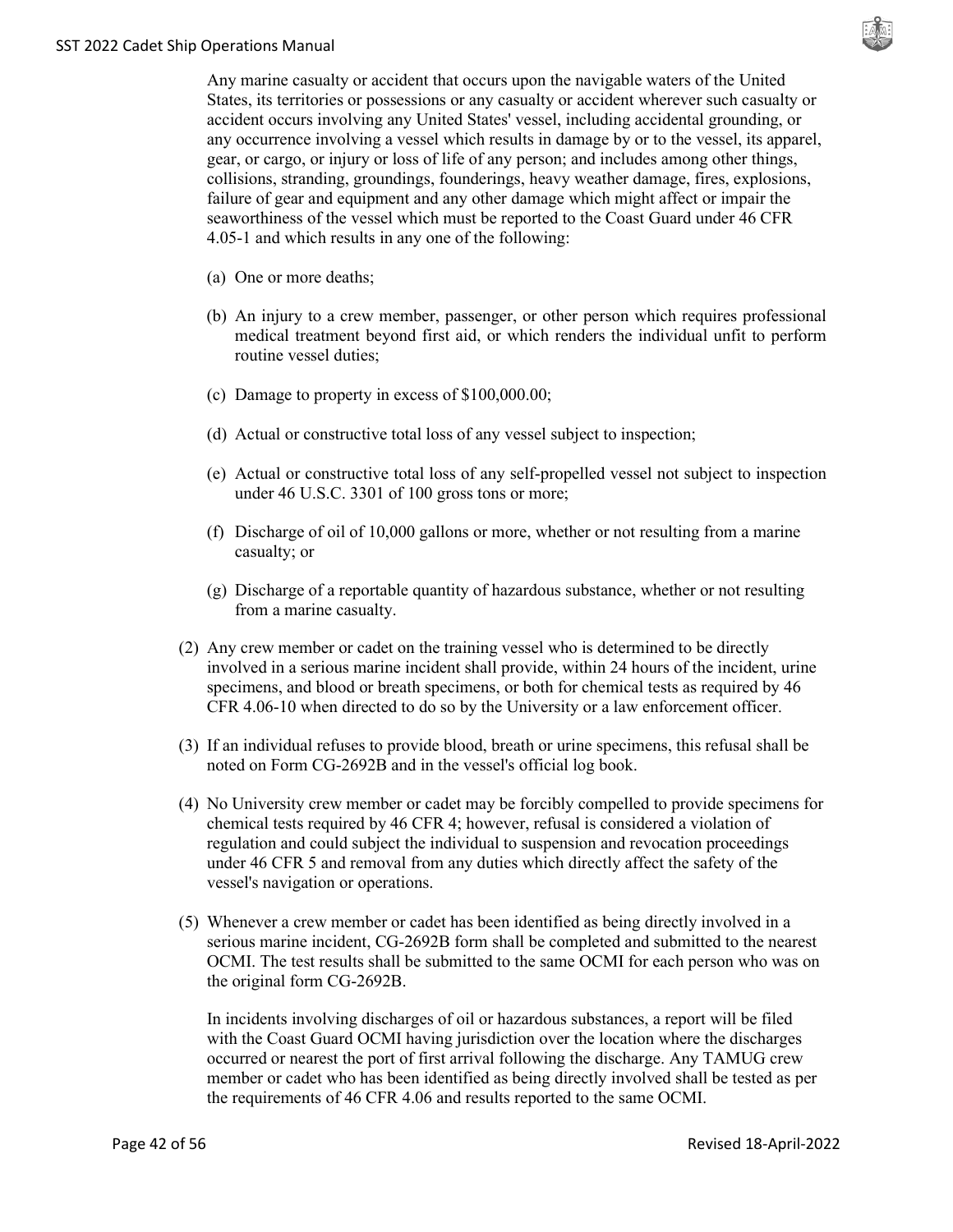Any marine casualty or accident that occurs upon the navigable waters of the United States, its territories or possessions or any casualty or accident wherever such casualty or accident occurs involving any United States' vessel, including accidental grounding, or any occurrence involving a vessel which results in damage by or to the vessel, its apparel, gear, or cargo, or injury or loss of life of any person; and includes among other things, collisions, stranding, groundings, founderings, heavy weather damage, fires, explosions, failure of gear and equipment and any other damage which might affect or impair the seaworthiness of the vessel which must be reported to the Coast Guard under 46 CFR 4.05-1 and which results in any one of the following:

(a) One or more deaths;

(b) An injury to a crew member, passenger, or other person which requires professional medical treatment beyond first aid, or which renders the individual unfit to perform routine vessel duties;

(c) Damage to property in excess of $100,000.00;

(d) Actual or constructive total loss of any vessel subject to inspection;

(e) Actual or constructive total loss of any self-propelled vessel not subject to inspection under 46 U.S.C. 3301 of 100 gross tons or more;

(f) Discharge of oil of 10,000 gallons or more, whether or not resulting from a marine casualty; or

(g) Discharge of a reportable quantity of hazardous substance, whether or not resulting from a marine casualty.

(2) Any crew member or cadet on the training vessel who is determined to be directly involved in a serious marine incident shall provide, within 24 hours of the incident, urine specimens, and blood or breath specimens, or both for chemical tests as required by 46 CFR 4.06-10 when directed to do so by the University or a law enforcement officer.

(3) If an individual refuses to provide blood, breath or urine specimens, this refusal shall be noted on Form CG-2692B and in the vessel's official log book.

(4) No University crew member or cadet may be forcibly compelled to provide specimens for chemical tests required by 46 CFR 4; however, refusal is considered a violation of regulation and could subject the individual to suspension and revocation proceedings under 46 CFR 5 and removal from any duties which directly affect the safety of the vessel's navigation or operations.

(5) Whenever a crew member or cadet has been identified as being directly involved in a serious marine incident, CG-2692B form shall be completed and submitted to the nearest OCMI. The test results shall be submitted to the same OCMI for each person who was on the original form CG-2692B.

In incidents involving discharges of oil or hazardous substances, a report will be filed with the Coast Guard OCMI having jurisdiction over the location where the discharges occurred or nearest the port of first arrival following the discharge. Any TAMUG crew member or cadet who has been identified as being directly involved shall be tested as per the requirements of 46 CFR 4.06 and results reported to the same OCMI.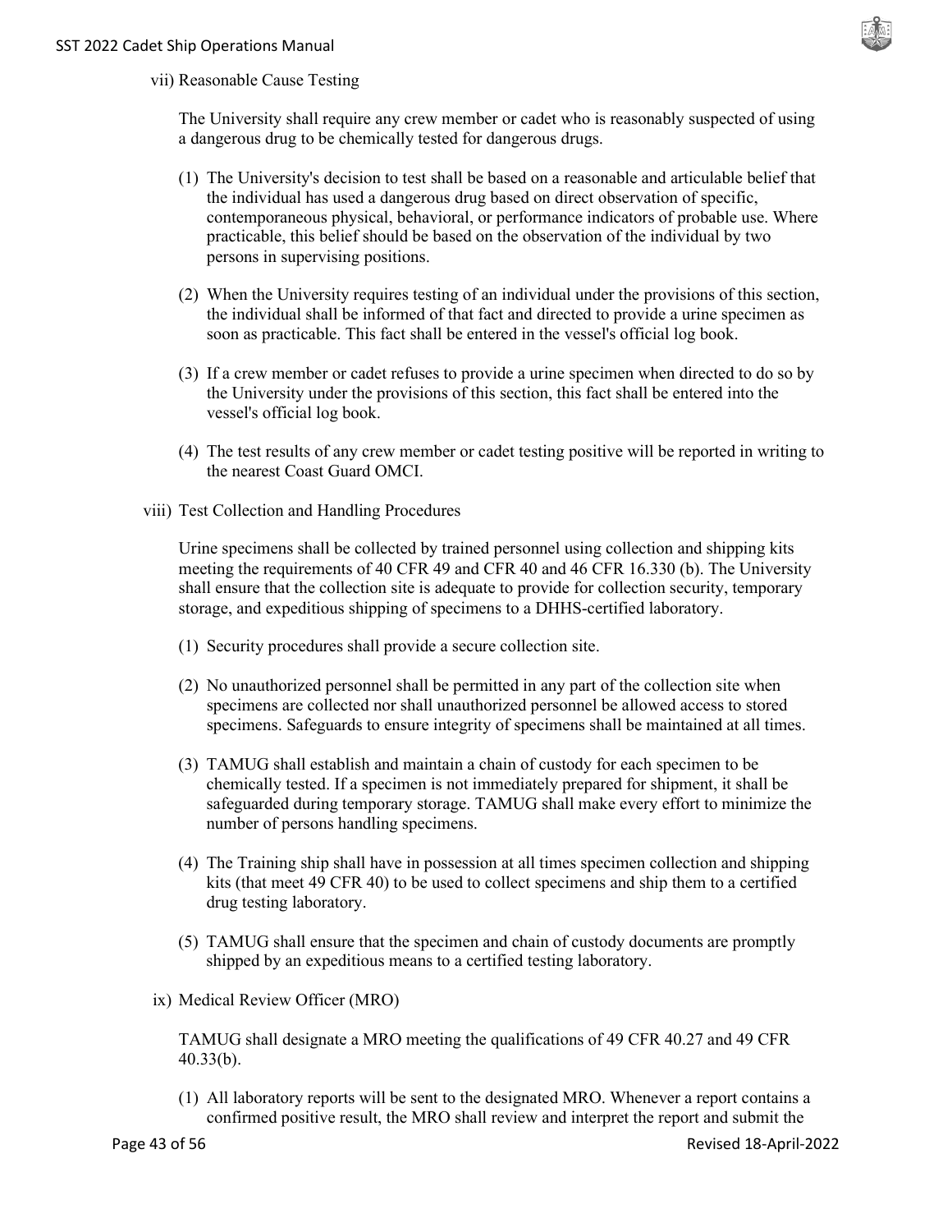vii) Reasonable Cause Testing

The University shall require any crew member or cadet who is reasonably suspected of using a dangerous drug to be chemically tested for dangerous drugs.

(1) The University's decision to test shall be based on a reasonable and articulable belief that the individual has used a dangerous drug based on direct observation of specific, contemporaneous physical, behavioral, or performance indicators of probable use. Where practicable, this belief should be based on the observation of the individual by two persons in supervising positions.

(2) When the University requires testing of an individual under the provisions of this section, the individual shall be informed of that fact and directed to provide a urine specimen as soon as practicable. This fact shall be entered in the vessel's official log book.

(3) If a crew member or cadet refuses to provide a urine specimen when directed to do so by the University under the provisions of this section, this fact shall be entered into the vessel's official log book.

(4) The test results of any crew member or cadet testing positive will be reported in writing to the nearest Coast Guard OMCI.

viii) Test Collection and Handling Procedures

Urine specimens shall be collected by trained personnel using collection and shipping kits meeting the requirements of 40 CFR 49 and CFR 40 and 46 CFR 16.330 (b). The University shall ensure that the collection site is adequate to provide for collection security, temporary storage, and expeditious shipping of specimens to a DHHS-certified laboratory.

(1) Security procedures shall provide a secure collection site.

(2) No unauthorized personnel shall be permitted in any part of the collection site when specimens are collected nor shall unauthorized personnel be allowed access to stored specimens. Safeguards to ensure integrity of specimens shall be maintained at all times.

(3) TAMUG shall establish and maintain a chain of custody for each specimen to be chemically tested. If a specimen is not immediately prepared for shipment, it shall be safeguarded during temporary storage. TAMUG shall make every effort to minimize the number of persons handling specimens.

(4) The Training ship shall have in possession at all times specimen collection and shipping kits (that meet 49 CFR 40) to be used to collect specimens and ship them to a certified drug testing laboratory.

(5) TAMUG shall ensure that the specimen and chain of custody documents are promptly shipped by an expeditious means to a certified testing laboratory.

ix) Medical Review Officer (MRO)

TAMUG shall designate a MRO meeting the qualifications of 49 CFR 40.27 and 49 CFR 40.33(b).

(1) All laboratory reports will be sent to the designated MRO. Whenever a report contains a confirmed positive result, the MRO shall review and interpret the report and submit the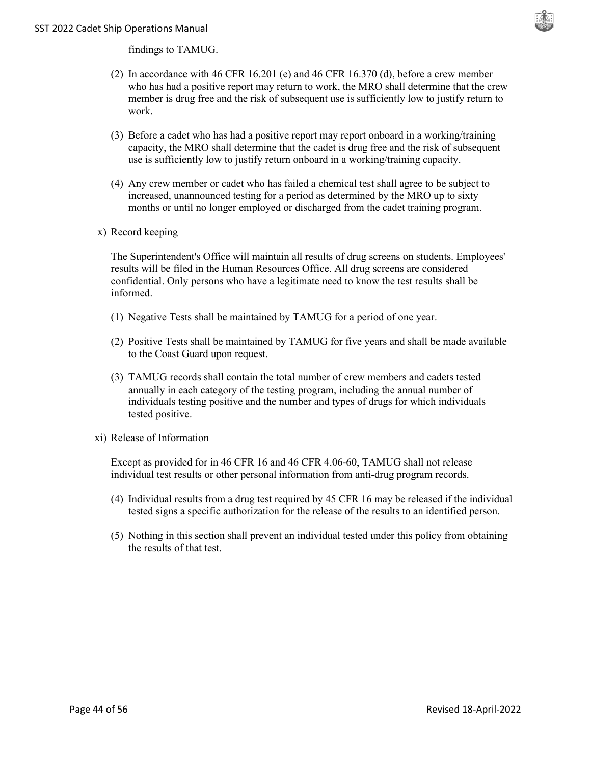findings to TAMUG.

(2) In accordance with 46 CFR 16.201 (e) and 46 CFR 16.370 (d), before a crew member who has had a positive report may return to work, the MRO shall determine that the crew member is drug free and the risk of subsequent use is sufficiently low to justify return to work.

(3) Before a cadet who has had a positive report may report onboard in a working/training capacity, the MRO shall determine that the cadet is drug free and the risk of subsequent use is sufficiently low to justify return onboard in a working/training capacity.

(4) Any crew member or cadet who has failed a chemical test shall agree to be subject to increased, unannounced testing for a period as determined by the MRO up to sixty months or until no longer employed or discharged from the cadet training program.

x) Record keeping

The Superintendent's Office will maintain all results of drug screens on students. Employees' results will be filed in the Human Resources Office. All drug screens are considered confidential. Only persons who have a legitimate need to know the test results shall be informed.

(1) Negative Tests shall be maintained by TAMUG for a period of one year.

(2) Positive Tests shall be maintained by TAMUG for five years and shall be made available to the Coast Guard upon request.

(3) TAMUG records shall contain the total number of crew members and cadets tested annually in each category of the testing program, including the annual number of individuals testing positive and the number and types of drugs for which individuals tested positive.

xi) Release of Information

Except as provided for in 46 CFR 16 and 46 CFR 4.06-60, TAMUG shall not release individual test results or other personal information from anti-drug program records.

(4) Individual results from a drug test required by 45 CFR 16 may be released if the individual tested signs a specific authorization for the release of the results to an identified person.

(5) Nothing in this section shall prevent an individual tested under this policy from obtaining the results of that test.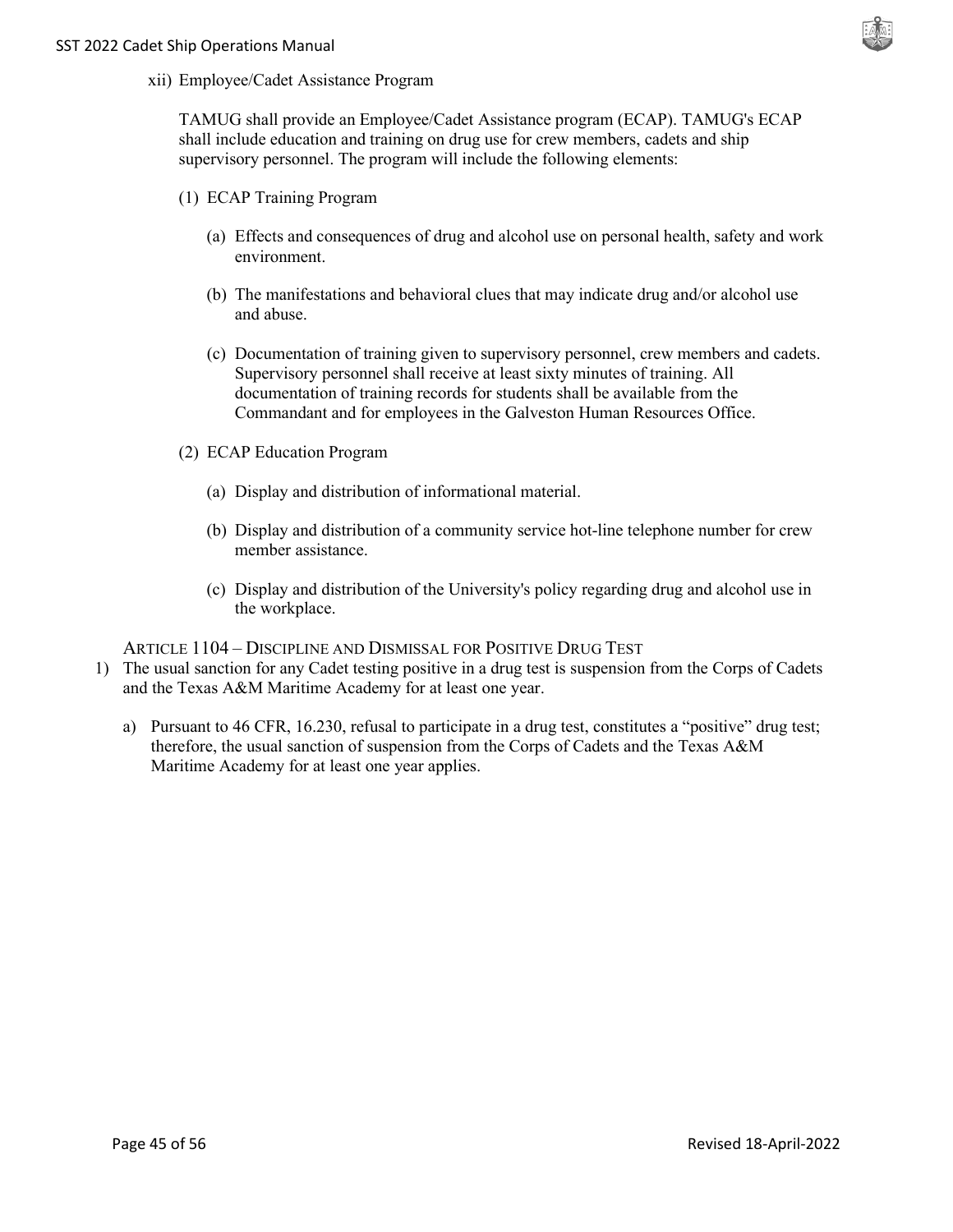xii) Employee/Cadet Assistance Program

TAMUG shall provide an Employee/Cadet Assistance program (ECAP). TAMUG's ECAP shall include education and training on drug use for crew members, cadets and ship supervisory personnel. The program will include the following elements:

(1) ECAP Training Program

(a) Effects and consequences of drug and alcohol use on personal health, safety and work environment.

(b) The manifestations and behavioral clues that may indicate drug and/or alcohol use and abuse.

(c) Documentation of training given to supervisory personnel, crew members and cadets. Supervisory personnel shall receive at least sixty minutes of training. All documentation of training records for students shall be available from the Commandant and for employees in the Galveston Human Resources Office.

(2) ECAP Education Program

(a) Display and distribution of informational material.

(b) Display and distribution of a community service hot-line telephone number for crew member assistance.

(c) Display and distribution of the University's policy regarding drug and alcohol use in the workplace.

### ARTICLE 1104 – DISCIPLINE AND DISMISSAL FOR POSITIVE DRUG TEST

1) The usual sanction for any Cadet testing positive in a drug test is suspension from the Corps of Cadets and the Texas A&M Maritime Academy for at least one year.

   a) Pursuant to 46 CFR, 16.230, refusal to participate in a drug test, constitutes a "positive" drug test; therefore, the usual sanction of suspension from the Corps of Cadets and the Texas A&M Maritime Academy for at least one year applies.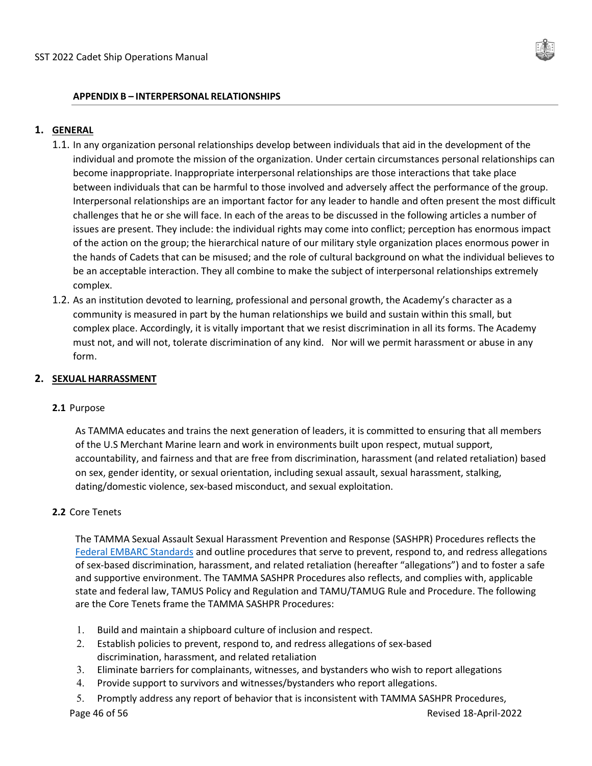## APPENDIX B – INTERPERSONAL RELATIONSHIPS

### 1. GENERAL

1.1. In any organization personal relationships develop between individuals that aid in the development of the individual and promote the mission of the organization. Under certain circumstances personal relationships can become inappropriate. Inappropriate interpersonal relationships are those interactions that take place between individuals that can be harmful to those involved and adversely affect the performance of the group. Interpersonal relationships are an important factor for any leader to handle and often present the most difficult challenges that he or she will face. In each of the areas to be discussed in the following articles a number of issues are present. They include: the individual rights may come into conflict; perception has enormous impact of the action on the group; the hierarchical nature of our military style organization places enormous power in the hands of Cadets that can be misused; and the role of cultural background on what the individual believes to be an acceptable interaction. They all combine to make the subject of interpersonal relationships extremely complex.

1.2. As an institution devoted to learning, professional and personal growth, the Academy's character as a community is measured in part by the human relationships we build and sustain within this small, but complex place. Accordingly, it is vitally important that we resist discrimination in all its forms. The Academy must not, and will not, tolerate discrimination of any kind. Nor will we permit harassment or abuse in any form.

### 2. SEXUAL HARRASSMENT

**2.1** Purpose

As TAMMA educates and trains the next generation of leaders, it is committed to ensuring that all members of the U.S Merchant Marine learn and work in environments built upon respect, mutual support, accountability, and fairness and that are free from discrimination, harassment (and related retaliation) based on sex, gender identity, or sexual orientation, including sexual assault, sexual harassment, stalking, dating/domestic violence, sex-based misconduct, and sexual exploitation.

**2.2** Core Tenets

The TAMMA Sexual Assault Sexual Harassment Prevention and Response (SASHPR) Procedures reflects the [Federal EMBARC Standards] and outline procedures that serve to prevent, respond to, and redress allegations of sex-based discrimination, harassment, and related retaliation (hereafter "allegations") and to foster a safe and supportive environment. The TAMMA SASHPR Procedures also reflects, and complies with, applicable state and federal law, TAMUS Policy and Regulation and TAMU/TAMUG Rule and Procedure. The following are the Core Tenets frame the TAMMA SASHPR Procedures:

1. Build and maintain a shipboard culture of inclusion and respect.
2. Establish policies to prevent, respond to, and redress allegations of sex-based discrimination, harassment, and related retaliation
3. Eliminate barriers for complainants, witnesses, and bystanders who wish to report allegations
4. Provide support to survivors and witnesses/bystanders who report allegations.
5. Promptly address any report of behavior that is inconsistent with TAMMA SASHPR Procedures,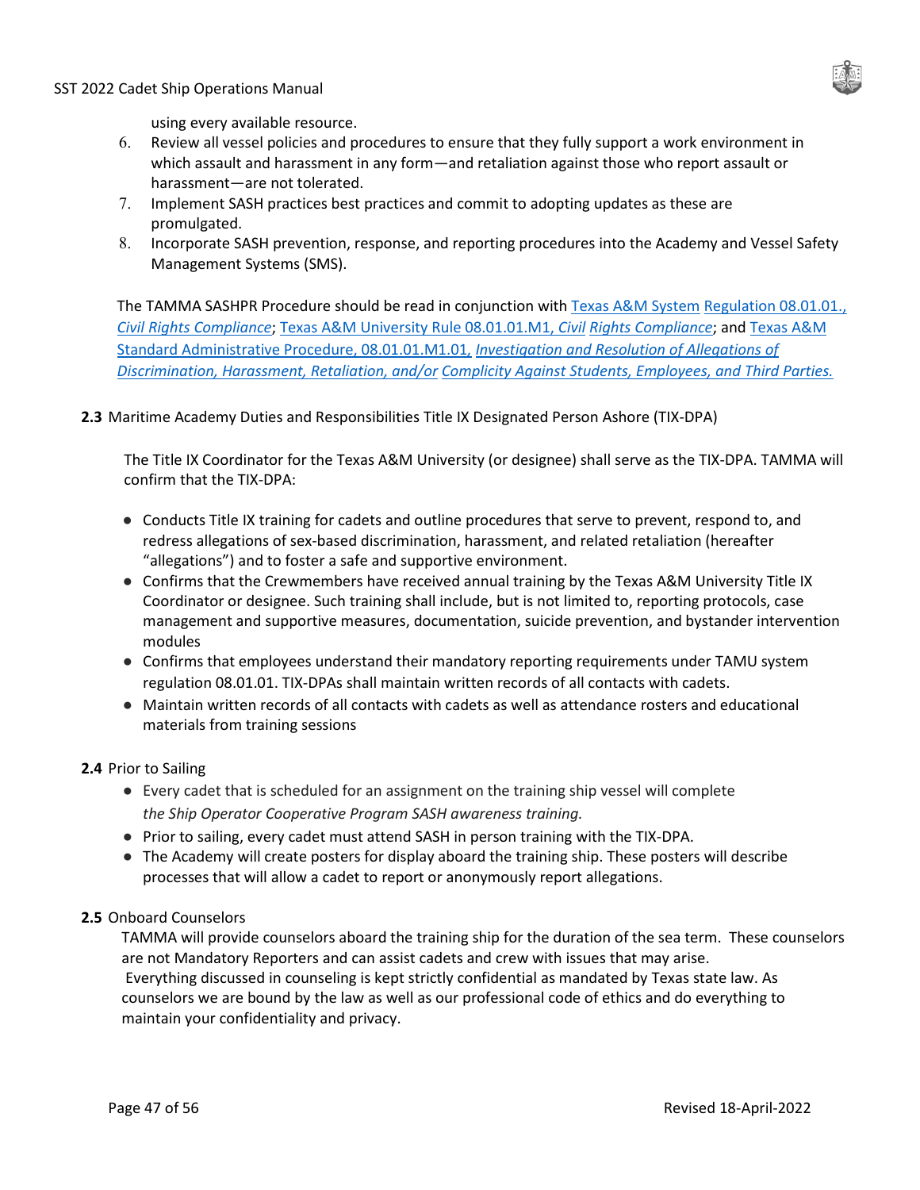using every available resource.

6. Review all vessel policies and procedures to ensure that they fully support a work environment in which assault and harassment in any form—and retaliation against those who report assault or harassment—are not tolerated.
7. Implement SASH practices best practices and commit to adopting updates as these are promulgated.
8. Incorporate SASH prevention, response, and reporting procedures into the Academy and Vessel Safety Management Systems (SMS).

The TAMMA SASHPR Procedure should be read in conjunction with Texas A&M System Regulation 08.01.01., *Civil Rights Compliance*; Texas A&M University Rule 08.01.01.M1, *Civil Rights Compliance*; and Texas A&M Standard Administrative Procedure, 08.01.01.M1.01, *Investigation and Resolution of Allegations of Discrimination, Harassment, Retaliation, and/or Complicity Against Students, Employees, and Third Parties.*

**2.3** Maritime Academy Duties and Responsibilities Title IX Designated Person Ashore (TIX-DPA)

The Title IX Coordinator for the Texas A&M University (or designee) shall serve as the TIX-DPA. TAMMA will confirm that the TIX-DPA:

- Conducts Title IX training for cadets and outline procedures that serve to prevent, respond to, and redress allegations of sex-based discrimination, harassment, and related retaliation (hereafter "allegations") and to foster a safe and supportive environment.
- Confirms that the Crewmembers have received annual training by the Texas A&M University Title IX Coordinator or designee. Such training shall include, but is not limited to, reporting protocols, case management and supportive measures, documentation, suicide prevention, and bystander intervention modules
- Confirms that employees understand their mandatory reporting requirements under TAMU system regulation 08.01.01. TIX-DPAs shall maintain written records of all contacts with cadets.
- Maintain written records of all contacts with cadets as well as attendance rosters and educational materials from training sessions

**2.4** Prior to Sailing

- Every cadet that is scheduled for an assignment on the training ship vessel will complete *the Ship Operator Cooperative Program SASH awareness training.*
- Prior to sailing, every cadet must attend SASH in person training with the TIX-DPA.
- The Academy will create posters for display aboard the training ship. These posters will describe processes that will allow a cadet to report or anonymously report allegations.

**2.5** Onboard Counselors

TAMMA will provide counselors aboard the training ship for the duration of the sea term. These counselors are not Mandatory Reporters and can assist cadets and crew with issues that may arise.
Everything discussed in counseling is kept strictly confidential as mandated by Texas state law. As counselors we are bound by the law as well as our professional code of ethics and do everything to maintain your confidentiality and privacy.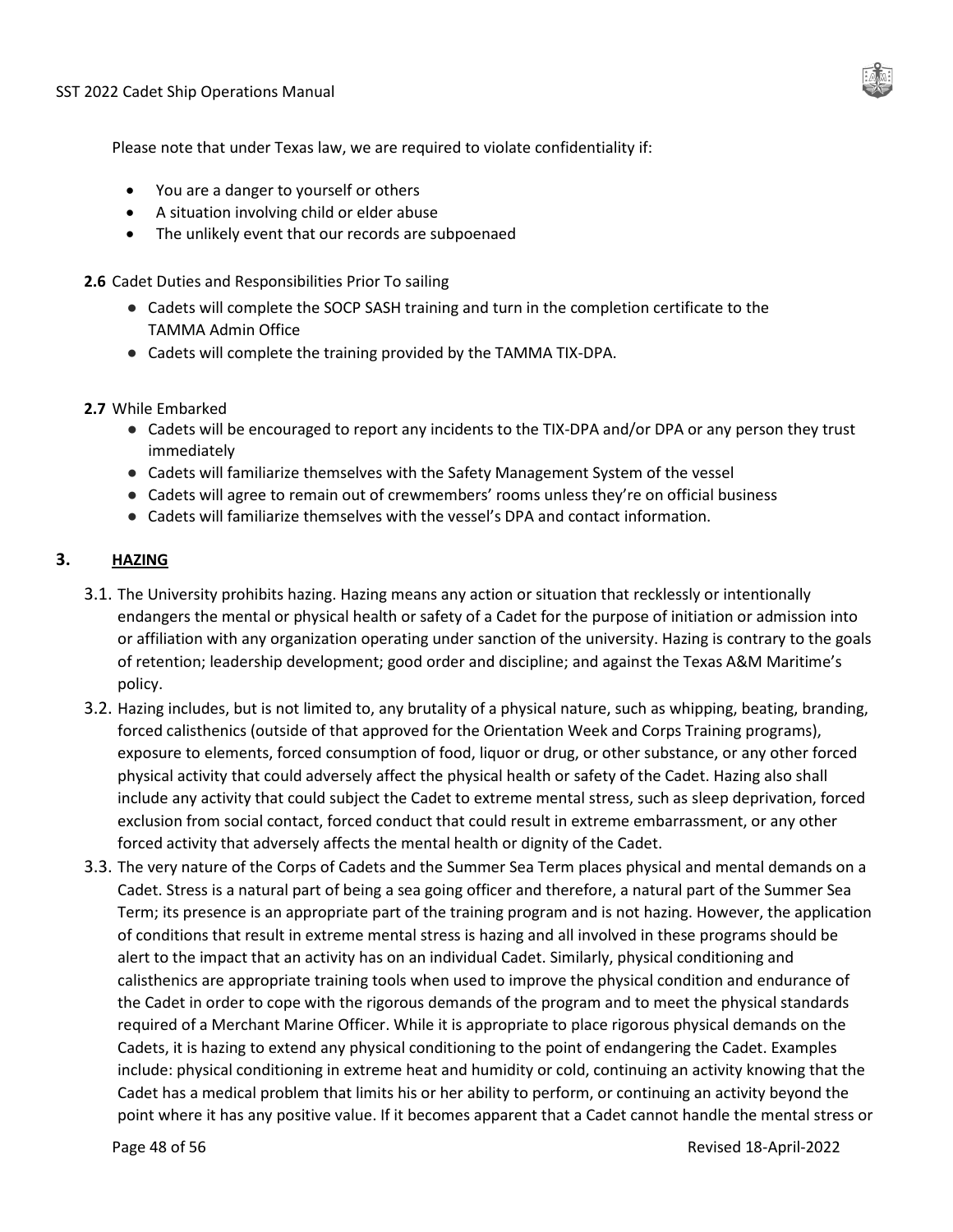Please note that under Texas law, we are required to violate confidentiality if:

- You are a danger to yourself or others
- A situation involving child or elder abuse
- The unlikely event that our records are subpoenaed

**2.6** Cadet Duties and Responsibilities Prior To sailing

- Cadets will complete the SOCP SASH training and turn in the completion certificate to the TAMMA Admin Office
- Cadets will complete the training provided by the TAMMA TIX-DPA.

**2.7** While Embarked

- Cadets will be encouraged to report any incidents to the TIX-DPA and/or DPA or any person they trust immediately
- Cadets will familiarize themselves with the Safety Management System of the vessel
- Cadets will agree to remain out of crewmembers' rooms unless they're on official business
- Cadets will familiarize themselves with the vessel's DPA and contact information.

## 3. HAZING

3.1. The University prohibits hazing. Hazing means any action or situation that recklessly or intentionally endangers the mental or physical health or safety of a Cadet for the purpose of initiation or admission into or affiliation with any organization operating under sanction of the university. Hazing is contrary to the goals of retention; leadership development; good order and discipline; and against the Texas A&M Maritime's policy.

3.2. Hazing includes, but is not limited to, any brutality of a physical nature, such as whipping, beating, branding, forced calisthenics (outside of that approved for the Orientation Week and Corps Training programs), exposure to elements, forced consumption of food, liquor or drug, or other substance, or any other forced physical activity that could adversely affect the physical health or safety of the Cadet. Hazing also shall include any activity that could subject the Cadet to extreme mental stress, such as sleep deprivation, forced exclusion from social contact, forced conduct that could result in extreme embarrassment, or any other forced activity that adversely affects the mental health or dignity of the Cadet.

3.3. The very nature of the Corps of Cadets and the Summer Sea Term places physical and mental demands on a Cadet. Stress is a natural part of being a sea going officer and therefore, a natural part of the Summer Sea Term; its presence is an appropriate part of the training program and is not hazing. However, the application of conditions that result in extreme mental stress is hazing and all involved in these programs should be alert to the impact that an activity has on an individual Cadet. Similarly, physical conditioning and calisthenics are appropriate training tools when used to improve the physical condition and endurance of the Cadet in order to cope with the rigorous demands of the program and to meet the physical standards required of a Merchant Marine Officer. While it is appropriate to place rigorous physical demands on the Cadets, it is hazing to extend any physical conditioning to the point of endangering the Cadet. Examples include: physical conditioning in extreme heat and humidity or cold, continuing an activity knowing that the Cadet has a medical problem that limits his or her ability to perform, or continuing an activity beyond the point where it has any positive value. If it becomes apparent that a Cadet cannot handle the mental stress or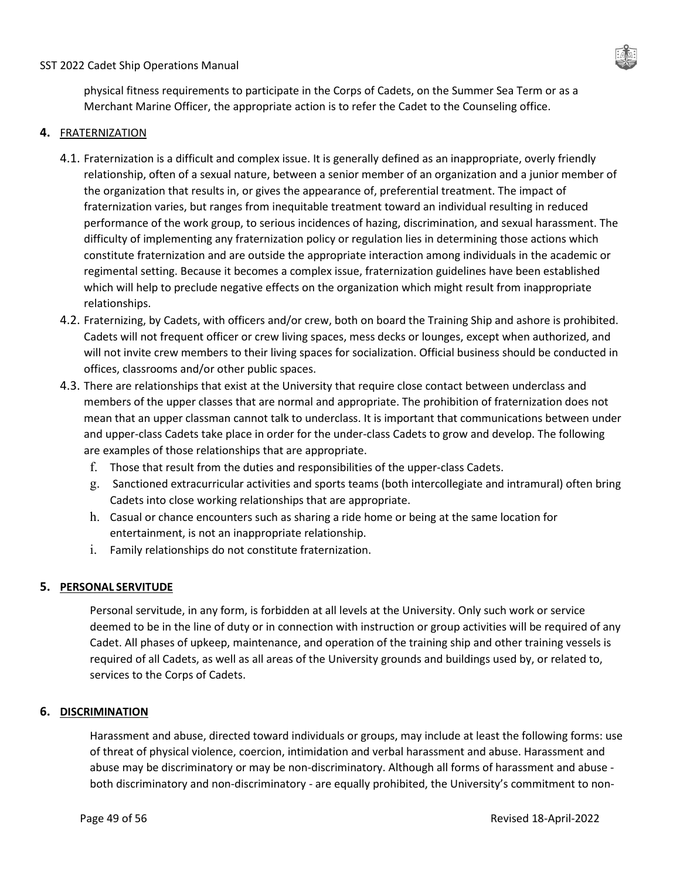physical fitness requirements to participate in the Corps of Cadets, on the Summer Sea Term or as a Merchant Marine Officer, the appropriate action is to refer the Cadet to the Counseling office.

## 4. FRATERNIZATION

4.1. Fraternization is a difficult and complex issue. It is generally defined as an inappropriate, overly friendly relationship, often of a sexual nature, between a senior member of an organization and a junior member of the organization that results in, or gives the appearance of, preferential treatment. The impact of fraternization varies, but ranges from inequitable treatment toward an individual resulting in reduced performance of the work group, to serious incidences of hazing, discrimination, and sexual harassment. The difficulty of implementing any fraternization policy or regulation lies in determining those actions which constitute fraternization and are outside the appropriate interaction among individuals in the academic or regimental setting. Because it becomes a complex issue, fraternization guidelines have been established which will help to preclude negative effects on the organization which might result from inappropriate relationships.

4.2. Fraternizing, by Cadets, with officers and/or crew, both on board the Training Ship and ashore is prohibited. Cadets will not frequent officer or crew living spaces, mess decks or lounges, except when authorized, and will not invite crew members to their living spaces for socialization. Official business should be conducted in offices, classrooms and/or other public spaces.

4.3. There are relationships that exist at the University that require close contact between underclass and members of the upper classes that are normal and appropriate. The prohibition of fraternization does not mean that an upper classman cannot talk to underclass. It is important that communications between under and upper-class Cadets take place in order for the under-class Cadets to grow and develop. The following are examples of those relationships that are appropriate.

f. Those that result from the duties and responsibilities of the upper-class Cadets.

g. Sanctioned extracurricular activities and sports teams (both intercollegiate and intramural) often bring Cadets into close working relationships that are appropriate.

h. Casual or chance encounters such as sharing a ride home or being at the same location for entertainment, is not an inappropriate relationship.

i. Family relationships do not constitute fraternization.

## 5. PERSONAL SERVITUDE

Personal servitude, in any form, is forbidden at all levels at the University. Only such work or service deemed to be in the line of duty or in connection with instruction or group activities will be required of any Cadet. All phases of upkeep, maintenance, and operation of the training ship and other training vessels is required of all Cadets, as well as all areas of the University grounds and buildings used by, or related to, services to the Corps of Cadets.

## 6. DISCRIMINATION

Harassment and abuse, directed toward individuals or groups, may include at least the following forms: use of threat of physical violence, coercion, intimidation and verbal harassment and abuse. Harassment and abuse may be discriminatory or may be non-discriminatory. Although all forms of harassment and abuse - both discriminatory and non-discriminatory - are equally prohibited, the University's commitment to non-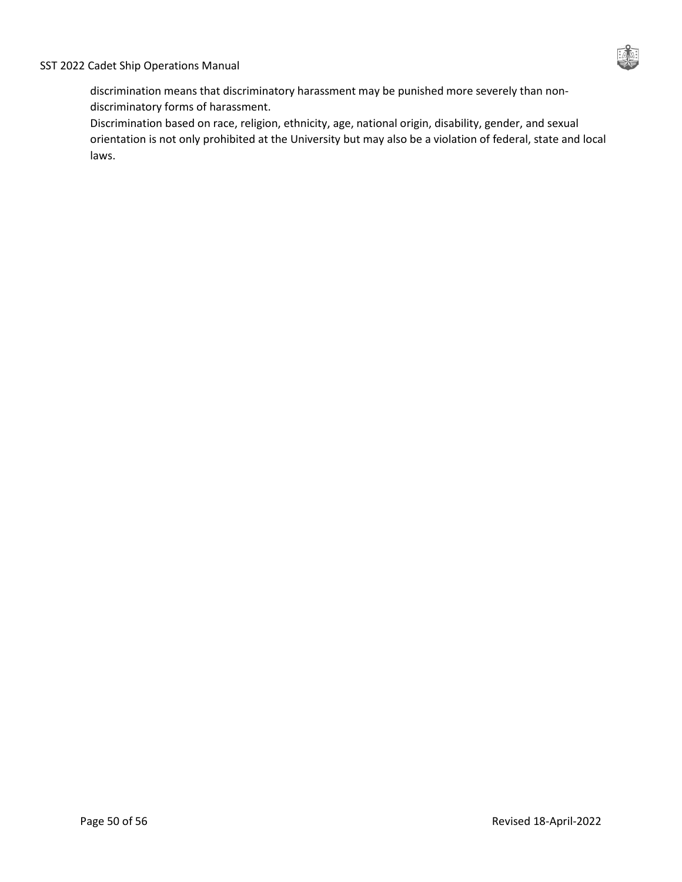discrimination means that discriminatory harassment may be punished more severely than non-discriminatory forms of harassment.

Discrimination based on race, religion, ethnicity, age, national origin, disability, gender, and sexual orientation is not only prohibited at the University but may also be a violation of federal, state and local laws.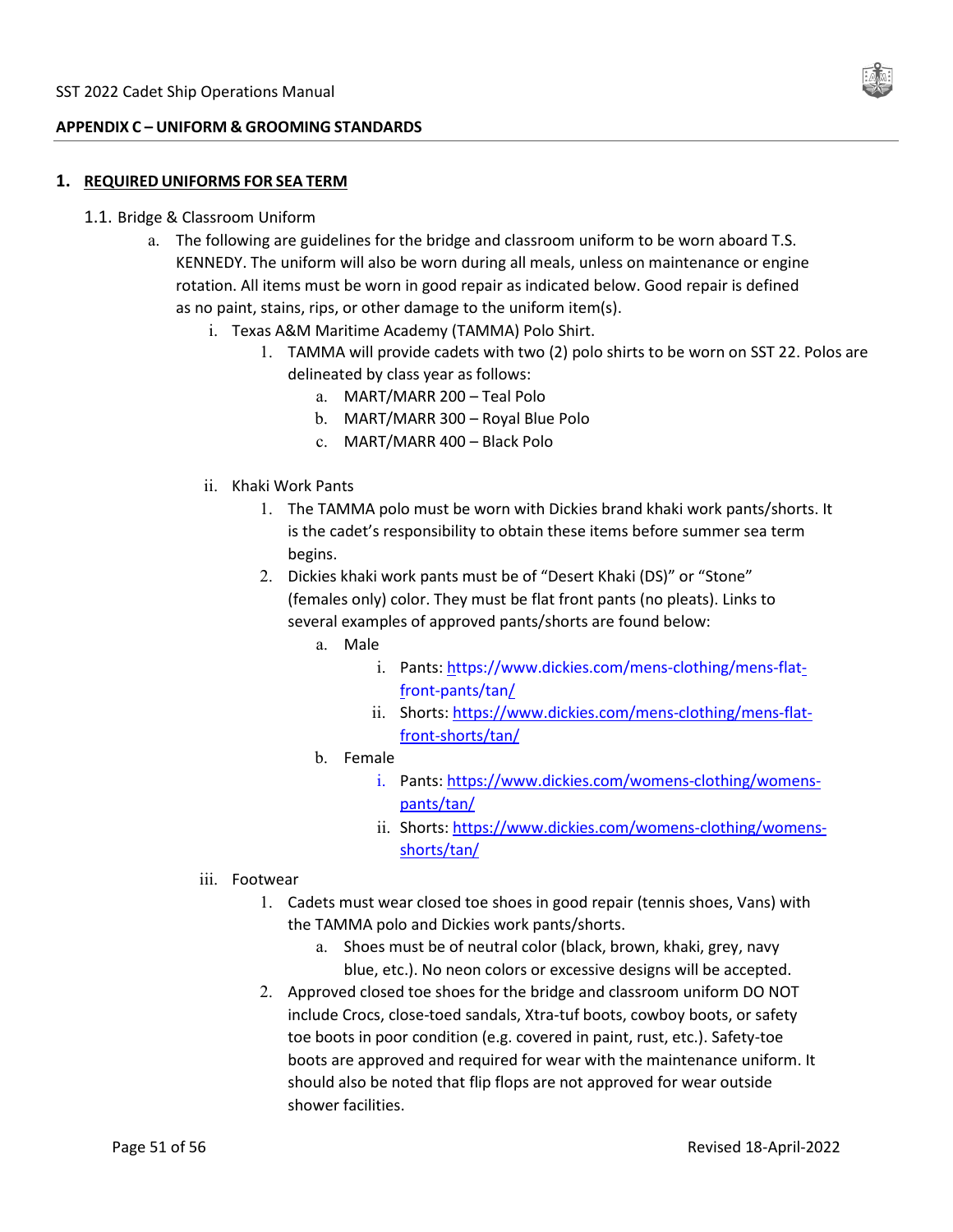## APPENDIX C – UNIFORM & GROOMING STANDARDS

### 1. REQUIRED UNIFORMS FOR SEA TERM

1.1. Bridge & Classroom Uniform

a. The following are guidelines for the bridge and classroom uniform to be worn aboard T.S. KENNEDY. The uniform will also be worn during all meals, unless on maintenance or engine rotation. All items must be worn in good repair as indicated below. Good repair is defined as no paint, stains, rips, or other damage to the uniform item(s).

   i. Texas A&M Maritime Academy (TAMMA) Polo Shirt.

      1. TAMMA will provide cadets with two (2) polo shirts to be worn on SST 22. Polos are delineated by class year as follows:

         a. MART/MARR 200 – Teal Polo
         b. MART/MARR 300 – Royal Blue Polo
         c. MART/MARR 400 – Black Polo

   ii. Khaki Work Pants

      1. The TAMMA polo must be worn with Dickies brand khaki work pants/shorts. It is the cadet's responsibility to obtain these items before summer sea term begins.

      2. Dickies khaki work pants must be of "Desert Khaki (DS)" or "Stone" (females only) color. They must be flat front pants (no pleats). Links to several examples of approved pants/shorts are found below:

         a. Male
            i. Pants: https://www.dickies.com/mens-clothing/mens-flat-front-pants/tan/
            ii. Shorts: https://www.dickies.com/mens-clothing/mens-flat-front-shorts/tan/

         b. Female
            i. Pants: https://www.dickies.com/womens-clothing/womens-pants/tan/
            ii. Shorts: https://www.dickies.com/womens-clothing/womens-shorts/tan/

   iii. Footwear

      1. Cadets must wear closed toe shoes in good repair (tennis shoes, Vans) with the TAMMA polo and Dickies work pants/shorts.

         a. Shoes must be of neutral color (black, brown, khaki, grey, navy blue, etc.). No neon colors or excessive designs will be accepted.

      2. Approved closed toe shoes for the bridge and classroom uniform DO NOT include Crocs, close-toed sandals, Xtra-tuf boots, cowboy boots, or safety toe boots in poor condition (e.g. covered in paint, rust, etc.). Safety-toe boots are approved and required for wear with the maintenance uniform. It should also be noted that flip flops are not approved for wear outside shower facilities.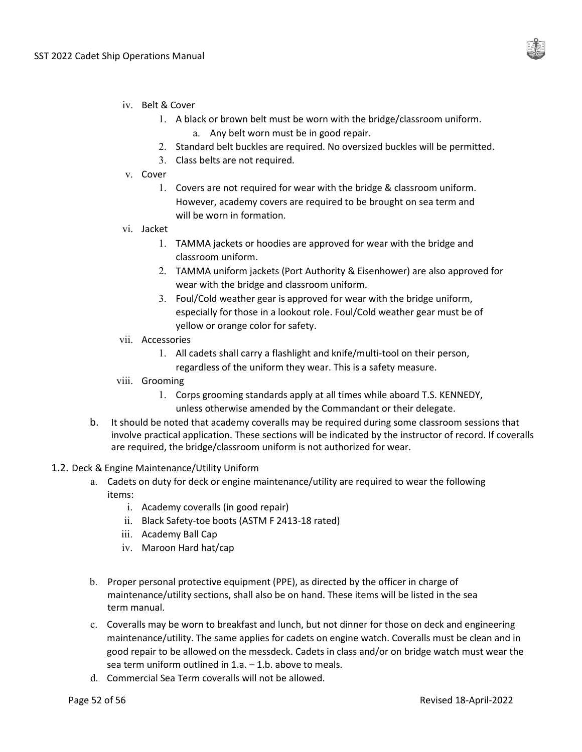iv. Belt & Cover
   1. A black or brown belt must be worn with the bridge/classroom uniform.
      a. Any belt worn must be in good repair.
   2. Standard belt buckles are required. No oversized buckles will be permitted.
   3. Class belts are not required.

v. Cover
   1. Covers are not required for wear with the bridge & classroom uniform. However, academy covers are required to be brought on sea term and will be worn in formation.

vi. Jacket
   1. TAMMA jackets or hoodies are approved for wear with the bridge and classroom uniform.
   2. TAMMA uniform jackets (Port Authority & Eisenhower) are also approved for wear with the bridge and classroom uniform.
   3. Foul/Cold weather gear is approved for wear with the bridge uniform, especially for those in a lookout role. Foul/Cold weather gear must be of yellow or orange color for safety.

vii. Accessories
   1. All cadets shall carry a flashlight and knife/multi-tool on their person, regardless of the uniform they wear. This is a safety measure.

viii. Grooming
   1. Corps grooming standards apply at all times while aboard T.S. KENNEDY, unless otherwise amended by the Commandant or their delegate.

b. It should be noted that academy coveralls may be required during some classroom sessions that involve practical application. These sections will be indicated by the instructor of record. If coveralls are required, the bridge/classroom uniform is not authorized for wear.

## 1.2. Deck & Engine Maintenance/Utility Uniform

a. Cadets on duty for deck or engine maintenance/utility are required to wear the following items:
   i. Academy coveralls (in good repair)
   ii. Black Safety-toe boots (ASTM F 2413-18 rated)
   iii. Academy Ball Cap
   iv. Maroon Hard hat/cap

b. Proper personal protective equipment (PPE), as directed by the officer in charge of maintenance/utility sections, shall also be on hand. These items will be listed in the sea term manual.

c. Coveralls may be worn to breakfast and lunch, but not dinner for those on deck and engineering maintenance/utility. The same applies for cadets on engine watch. Coveralls must be clean and in good repair to be allowed on the messdeck. Cadets in class and/or on bridge watch must wear the sea term uniform outlined in 1.a. – 1.b. above to meals.

d. Commercial Sea Term coveralls will not be allowed.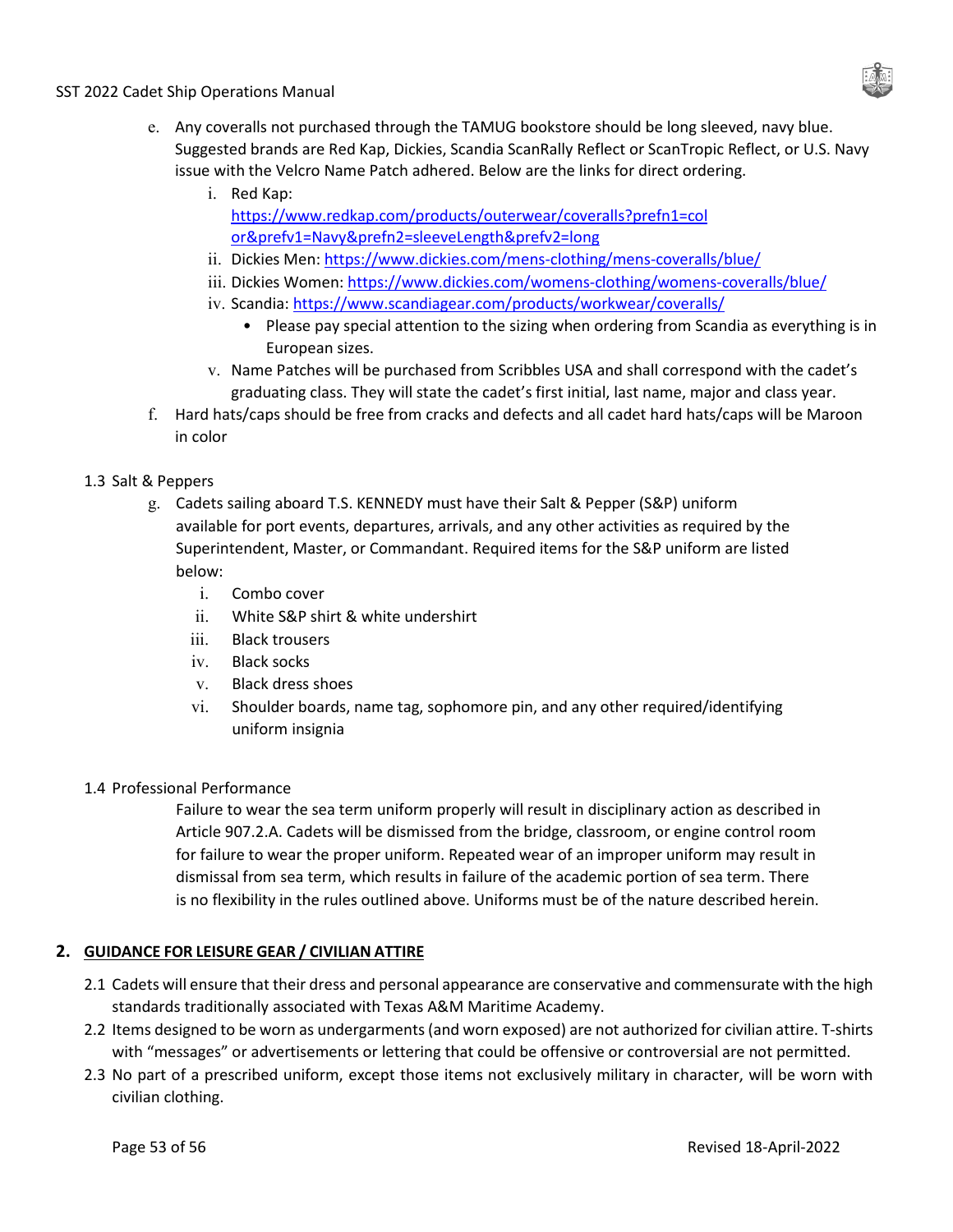e. Any coveralls not purchased through the TAMUG bookstore should be long sleeved, navy blue. Suggested brands are Red Kap, Dickies, Scandia ScanRally Reflect or ScanTropic Reflect, or U.S. Navy issue with the Velcro Name Patch adhered. Below are the links for direct ordering.
   i. Red Kap: https://www.redkap.com/products/outerwear/coveralls?prefn1=color&prefv1=Navy&prefn2=sleeveLength&prefv2=long
   ii. Dickies Men: https://www.dickies.com/mens-clothing/mens-coveralls/blue/
   iii. Dickies Women: https://www.dickies.com/womens-clothing/womens-coveralls/blue/
   iv. Scandia: https://www.scandiagear.com/products/workwear/coveralls/
      - Please pay special attention to the sizing when ordering from Scandia as everything is in European sizes.
   v. Name Patches will be purchased from Scribbles USA and shall correspond with the cadet's graduating class. They will state the cadet's first initial, last name, major and class year.

f. Hard hats/caps should be free from cracks and defects and all cadet hard hats/caps will be Maroon in color

1.3 Salt & Peppers

g. Cadets sailing aboard T.S. KENNEDY must have their Salt & Pepper (S&P) uniform available for port events, departures, arrivals, and any other activities as required by the Superintendent, Master, or Commandant. Required items for the S&P uniform are listed below:
   i. Combo cover
   ii. White S&P shirt & white undershirt
   iii. Black trousers
   iv. Black socks
   v. Black dress shoes
   vi. Shoulder boards, name tag, sophomore pin, and any other required/identifying uniform insignia

1.4 Professional Performance

Failure to wear the sea term uniform properly will result in disciplinary action as described in Article 907.2.A. Cadets will be dismissed from the bridge, classroom, or engine control room for failure to wear the proper uniform. Repeated wear of an improper uniform may result in dismissal from sea term, which results in failure of the academic portion of sea term. There is no flexibility in the rules outlined above. Uniforms must be of the nature described herein.

## 2. GUIDANCE FOR LEISURE GEAR / CIVILIAN ATTIRE

2.1 Cadets will ensure that their dress and personal appearance are conservative and commensurate with the high standards traditionally associated with Texas A&M Maritime Academy.

2.2 Items designed to be worn as undergarments (and worn exposed) are not authorized for civilian attire. T-shirts with "messages" or advertisements or lettering that could be offensive or controversial are not permitted.

2.3 No part of a prescribed uniform, except those items not exclusively military in character, will be worn with civilian clothing.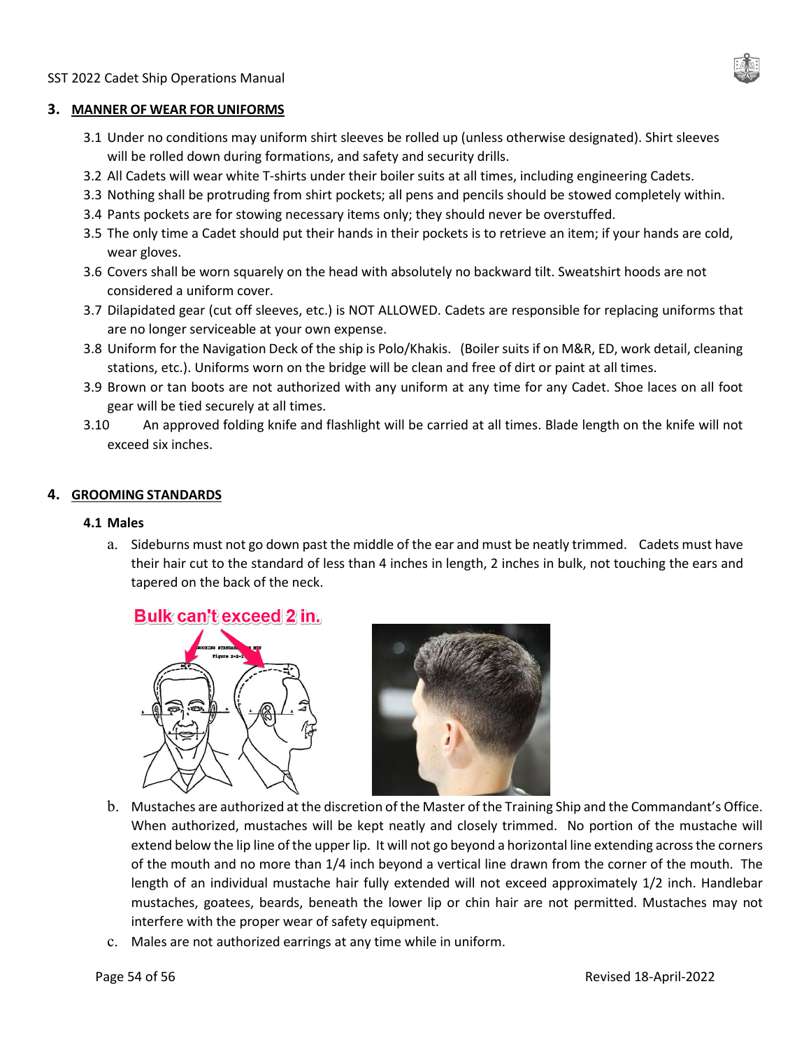## 3. MANNER OF WEAR FOR UNIFORMS

3.1 Under no conditions may uniform shirt sleeves be rolled up (unless otherwise designated). Shirt sleeves will be rolled down during formations, and safety and security drills.

3.2 All Cadets will wear white T-shirts under their boiler suits at all times, including engineering Cadets.

3.3 Nothing shall be protruding from shirt pockets; all pens and pencils should be stowed completely within.

3.4 Pants pockets are for stowing necessary items only; they should never be overstuffed.

3.5 The only time a Cadet should put their hands in their pockets is to retrieve an item; if your hands are cold, wear gloves.

3.6 Covers shall be worn squarely on the head with absolutely no backward tilt. Sweatshirt hoods are not considered a uniform cover.

3.7 Dilapidated gear (cut off sleeves, etc.) is NOT ALLOWED. Cadets are responsible for replacing uniforms that are no longer serviceable at your own expense.

3.8 Uniform for the Navigation Deck of the ship is Polo/Khakis. (Boiler suits if on M&R, ED, work detail, cleaning stations, etc.). Uniforms worn on the bridge will be clean and free of dirt or paint at all times.

3.9 Brown or tan boots are not authorized with any uniform at any time for any Cadet. Shoe laces on all foot gear will be tied securely at all times.

3.10 An approved folding knife and flashlight will be carried at all times. Blade length on the knife will not exceed six inches.

## 4. GROOMING STANDARDS

### 4.1 Males

a. Sideburns must not go down past the middle of the ear and must be neatly trimmed. Cadets must have their hair cut to the standard of less than 4 inches in length, 2 inches in bulk, not touching the ears and tapered on the back of the neck.

Bulk can't exceed 2 in.

b. Mustaches are authorized at the discretion of the Master of the Training Ship and the Commandant's Office. When authorized, mustaches will be kept neatly and closely trimmed. No portion of the mustache will extend below the lip line of the upper lip. It will not go beyond a horizontal line extending across the corners of the mouth and no more than 1/4 inch beyond a vertical line drawn from the corner of the mouth. The length of an individual mustache hair fully extended will not exceed approximately 1/2 inch. Handlebar mustaches, goatees, beards, beneath the lower lip or chin hair are not permitted. Mustaches may not interfere with the proper wear of safety equipment.

c. Males are not authorized earrings at any time while in uniform.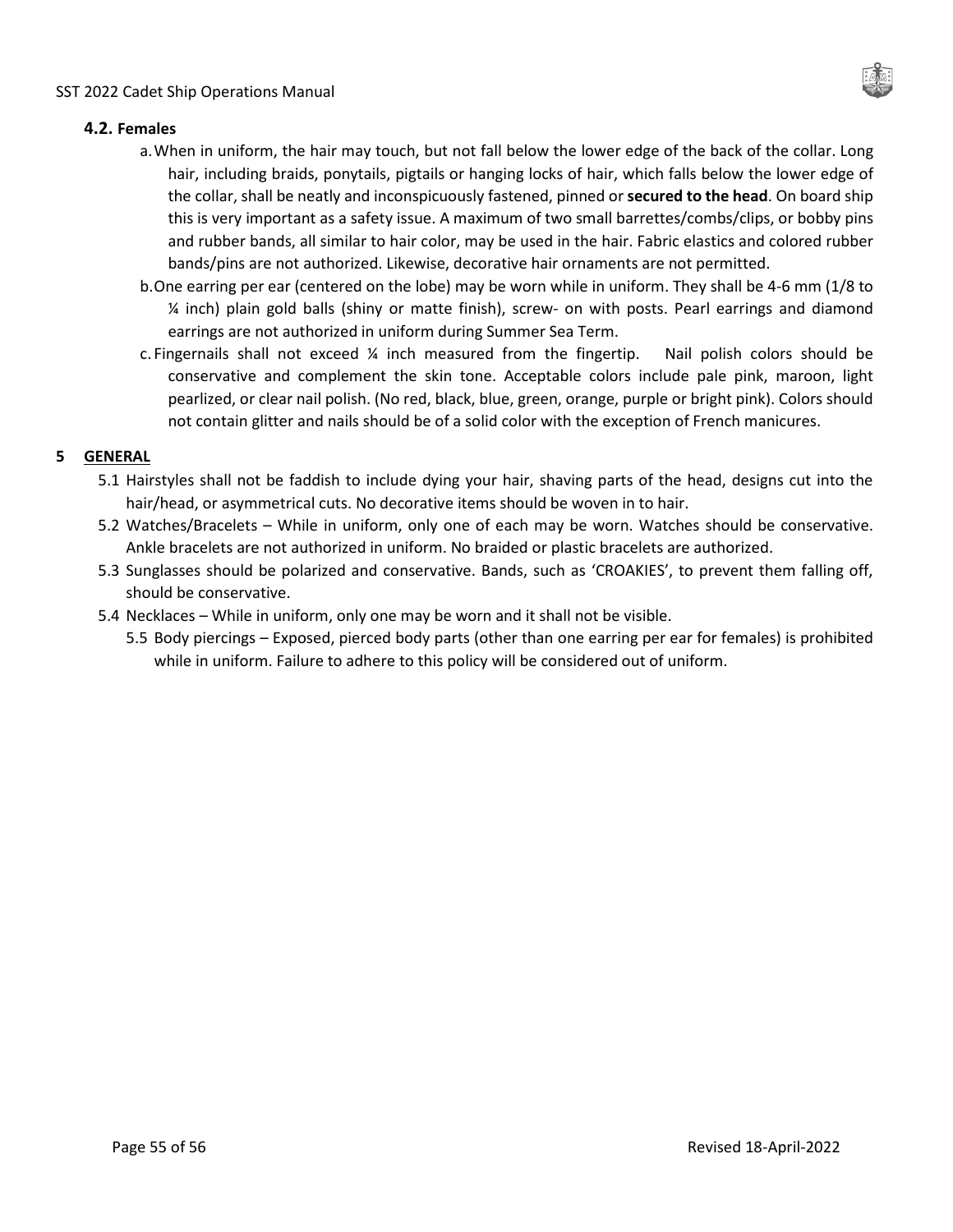### 4.2. Females

a. When in uniform, the hair may touch, but not fall below the lower edge of the back of the collar. Long hair, including braids, ponytails, pigtails or hanging locks of hair, which falls below the lower edge of the collar, shall be neatly and inconspicuously fastened, pinned or **secured to the head**. On board ship this is very important as a safety issue. A maximum of two small barrettes/combs/clips, or bobby pins and rubber bands, all similar to hair color, may be used in the hair. Fabric elastics and colored rubber bands/pins are not authorized. Likewise, decorative hair ornaments are not permitted.

b. One earring per ear (centered on the lobe) may be worn while in uniform. They shall be 4-6 mm (1/8 to ¼ inch) plain gold balls (shiny or matte finish), screw- on with posts. Pearl earrings and diamond earrings are not authorized in uniform during Summer Sea Term.

c. Fingernails shall not exceed ¼ inch measured from the fingertip. Nail polish colors should be conservative and complement the skin tone. Acceptable colors include pale pink, maroon, light pearlized, or clear nail polish. (No red, black, blue, green, orange, purple or bright pink). Colors should not contain glitter and nails should be of a solid color with the exception of French manicures.

## 5 <u>GENERAL</u>

5.1 Hairstyles shall not be faddish to include dying your hair, shaving parts of the head, designs cut into the hair/head, or asymmetrical cuts. No decorative items should be woven in to hair.

5.2 Watches/Bracelets – While in uniform, only one of each may be worn. Watches should be conservative. Ankle bracelets are not authorized in uniform. No braided or plastic bracelets are authorized.

5.3 Sunglasses should be polarized and conservative. Bands, such as 'CROAKIES', to prevent them falling off, should be conservative.

5.4 Necklaces – While in uniform, only one may be worn and it shall not be visible.

5.5 Body piercings – Exposed, pierced body parts (other than one earring per ear for females) is prohibited while in uniform. Failure to adhere to this policy will be considered out of uniform.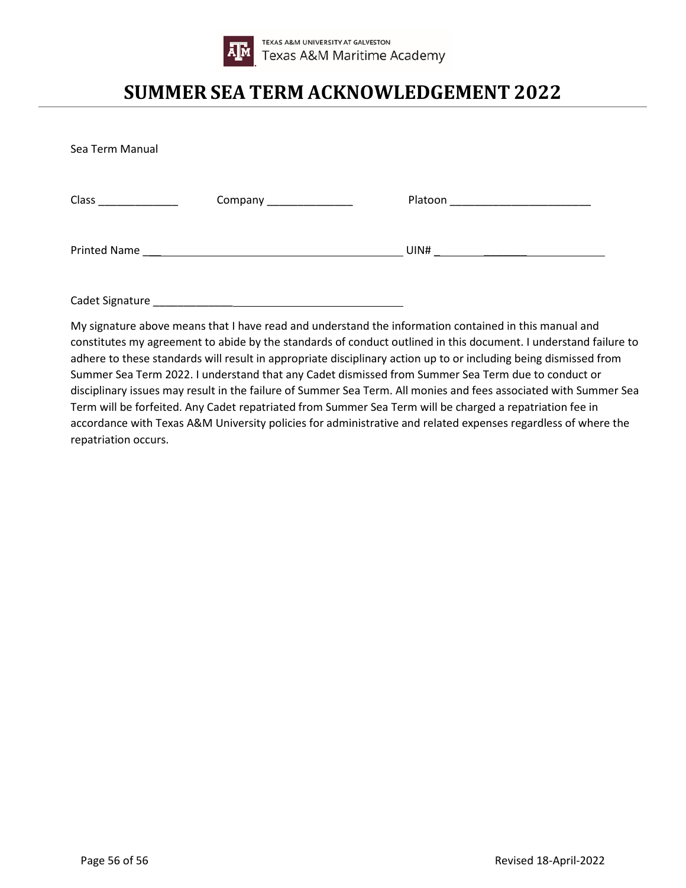TEXAS A&M UNIVERSITY AT GALVESTON
Texas A&M Maritime Academy

# SUMMER SEA TERM ACKNOWLEDGEMENT 2022

Sea Term Manual

Class _____________ Company ______________ Platoon _______________________

Printed Name ___________________________________________ UIN# ______________________

Cadet Signature ___________________________________________

My signature above means that I have read and understand the information contained in this manual and constitutes my agreement to abide by the standards of conduct outlined in this document. I understand failure to adhere to these standards will result in appropriate disciplinary action up to or including being dismissed from Summer Sea Term 2022. I understand that any Cadet dismissed from Summer Sea Term due to conduct or disciplinary issues may result in the failure of Summer Sea Term. All monies and fees associated with Summer Sea Term will be forfeited. Any Cadet repatriated from Summer Sea Term will be charged a repatriation fee in accordance with Texas A&M University policies for administrative and related expenses regardless of where the repatriation occurs.

Revised 18-April-2022